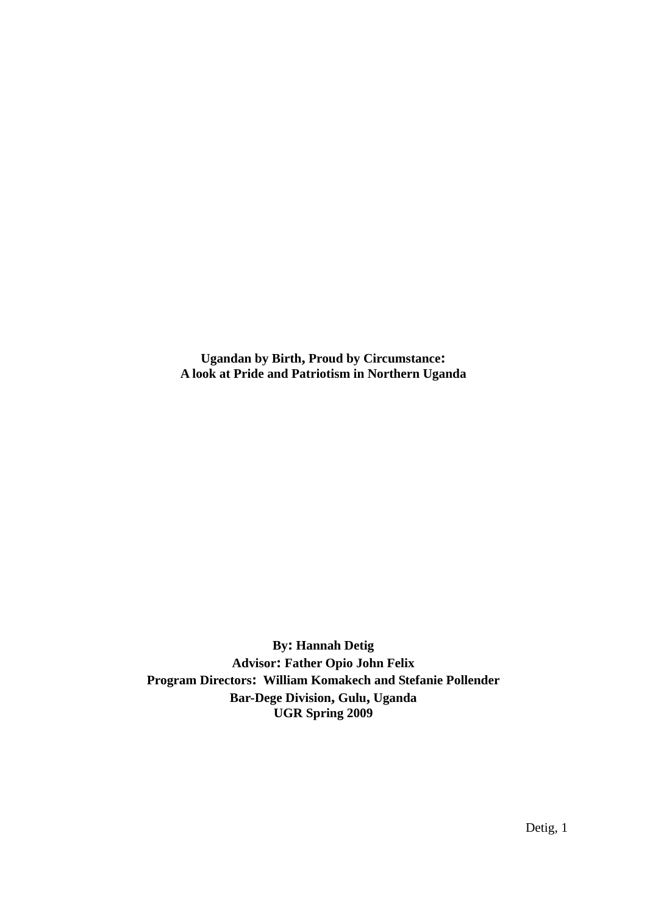# Ugandan by Birth, Proud by Circumstance: A look at Pride and Patriotism in Northern Uganda

**By: Hannah Detig**
**Advisor: Father Opio John Felix**
**Program Directors: William Komakech and Stefanie Pollender**
**Bar-Dege Division, Gulu, Uganda**
**UGR Spring 2009**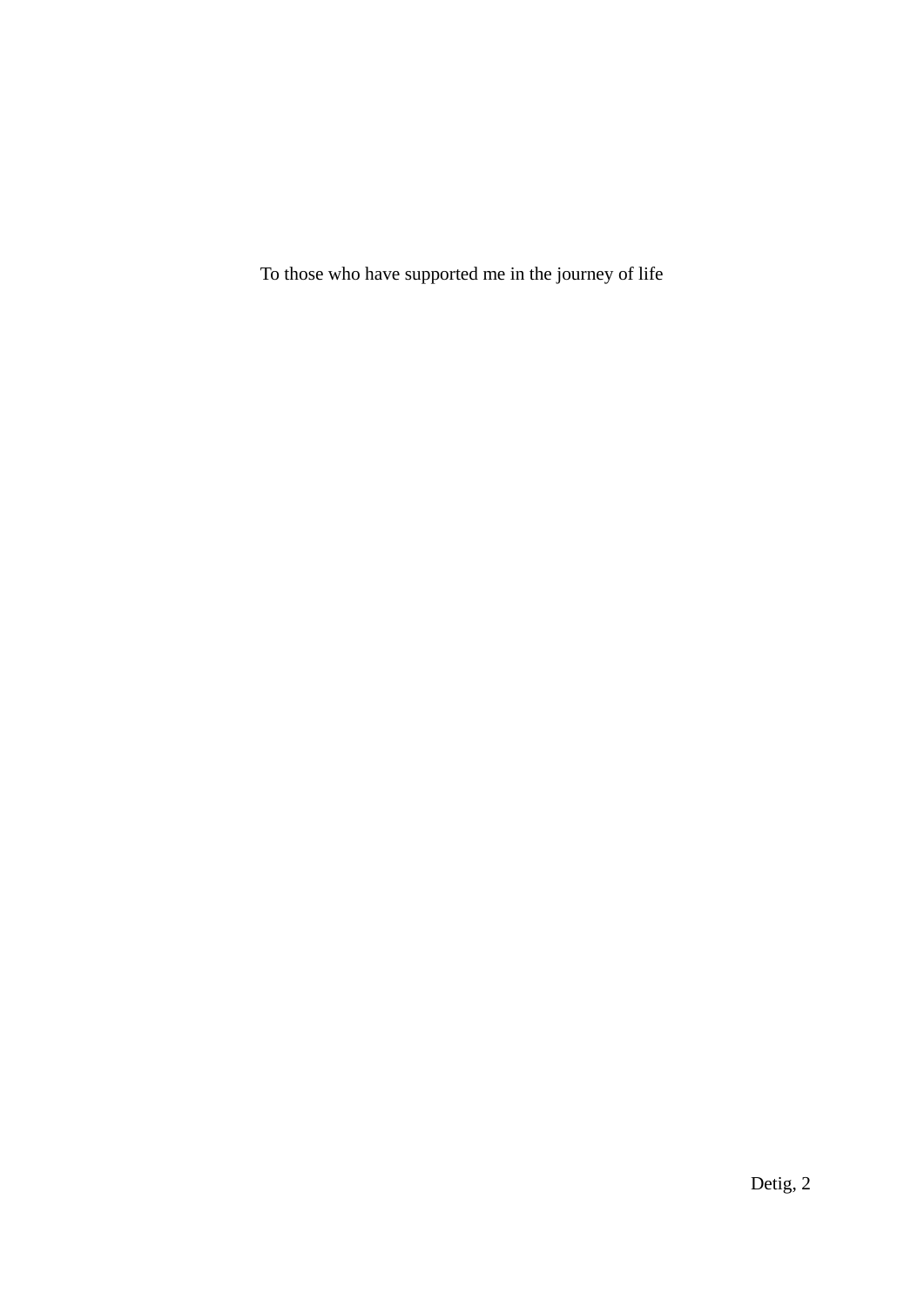To those who have supported me in the journey of life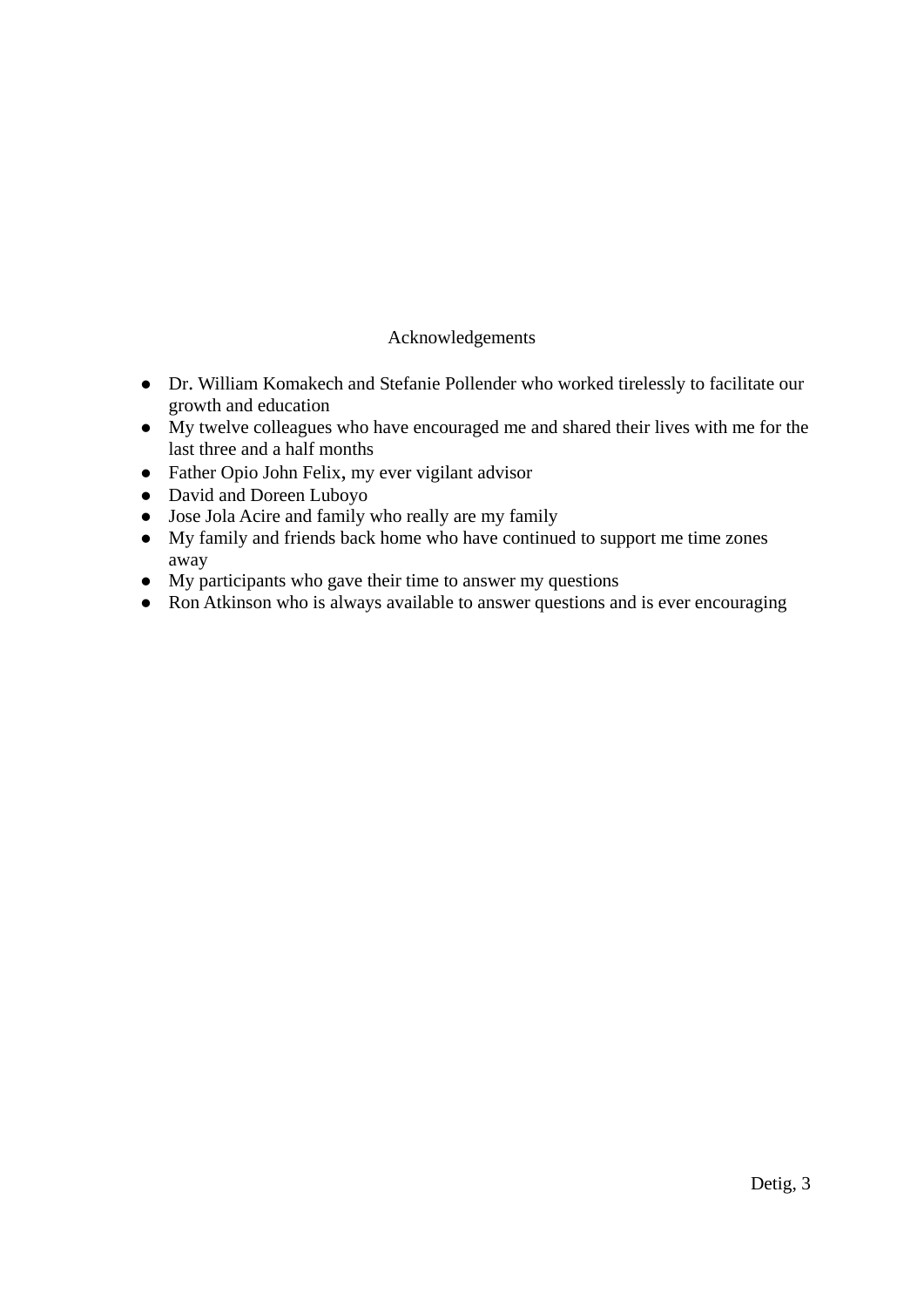# Acknowledgements

- Dr. William Komakech and Stefanie Pollender who worked tirelessly to facilitate our growth and education
- My twelve colleagues who have encouraged me and shared their lives with me for the last three and a half months
- Father Opio John Felix, my ever vigilant advisor
- David and Doreen Luboyo
- Jose Jola Acire and family who really are my family
- My family and friends back home who have continued to support me time zones away
- My participants who gave their time to answer my questions
- Ron Atkinson who is always available to answer questions and is ever encouraging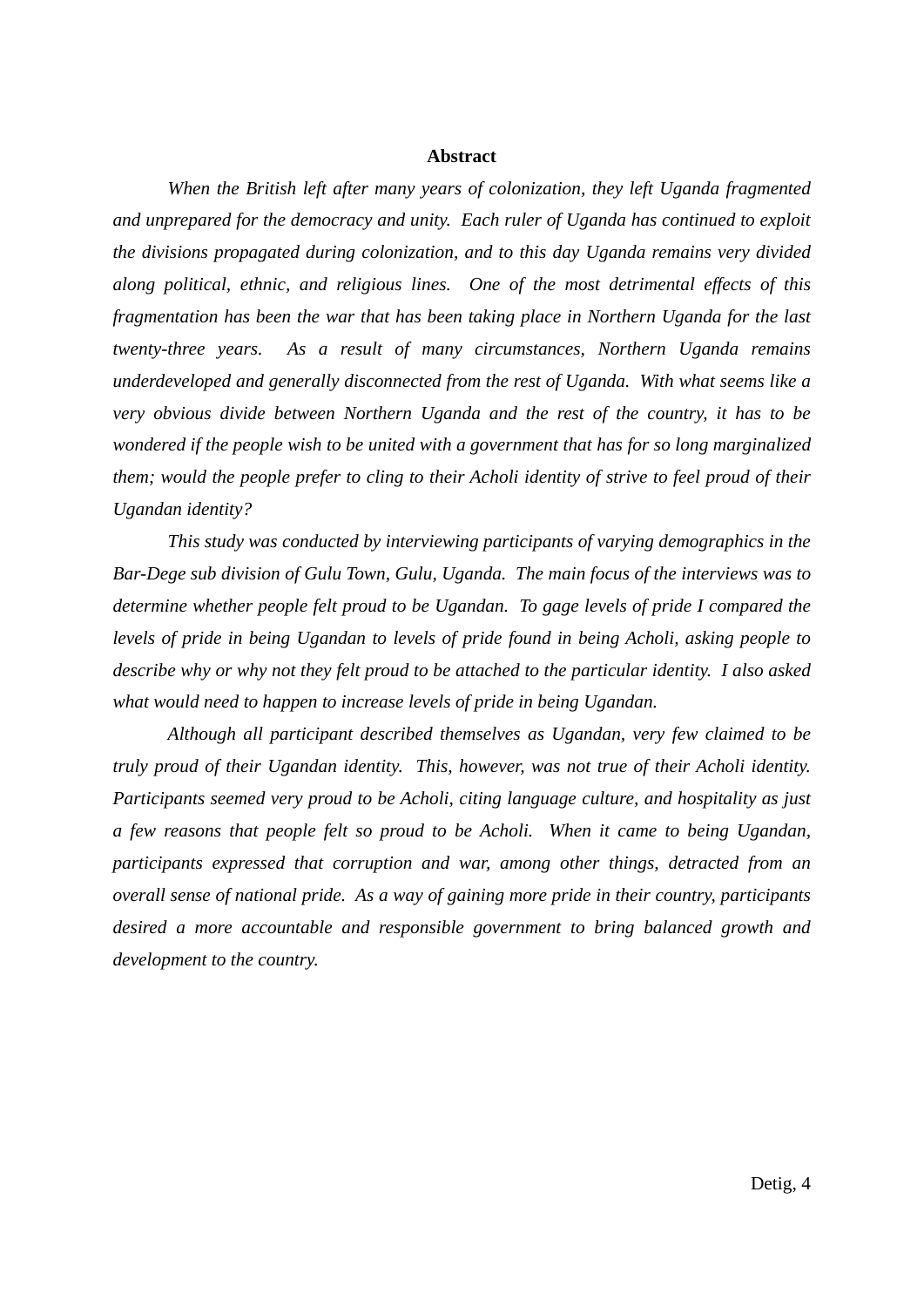## Abstract

*When the British left after many years of colonization, they left Uganda fragmented and unprepared for the democracy and unity. Each ruler of Uganda has continued to exploit the divisions propagated during colonization, and to this day Uganda remains very divided along political, ethnic, and religious lines. One of the most detrimental effects of this fragmentation has been the war that has been taking place in Northern Uganda for the last twenty-three years. As a result of many circumstances, Northern Uganda remains underdeveloped and generally disconnected from the rest of Uganda. With what seems like a very obvious divide between Northern Uganda and the rest of the country, it has to be wondered if the people wish to be united with a government that has for so long marginalized them; would the people prefer to cling to their Acholi identity of strive to feel proud of their Ugandan identity?*

*This study was conducted by interviewing participants of varying demographics in the Bar-Dege sub division of Gulu Town, Gulu, Uganda. The main focus of the interviews was to determine whether people felt proud to be Ugandan. To gage levels of pride I compared the levels of pride in being Ugandan to levels of pride found in being Acholi, asking people to describe why or why not they felt proud to be attached to the particular identity. I also asked what would need to happen to increase levels of pride in being Ugandan.*

*Although all participant described themselves as Ugandan, very few claimed to be truly proud of their Ugandan identity. This, however, was not true of their Acholi identity. Participants seemed very proud to be Acholi, citing language culture, and hospitality as just a few reasons that people felt so proud to be Acholi. When it came to being Ugandan, participants expressed that corruption and war, among other things, detracted from an overall sense of national pride. As a way of gaining more pride in their country, participants desired a more accountable and responsible government to bring balanced growth and development to the country.*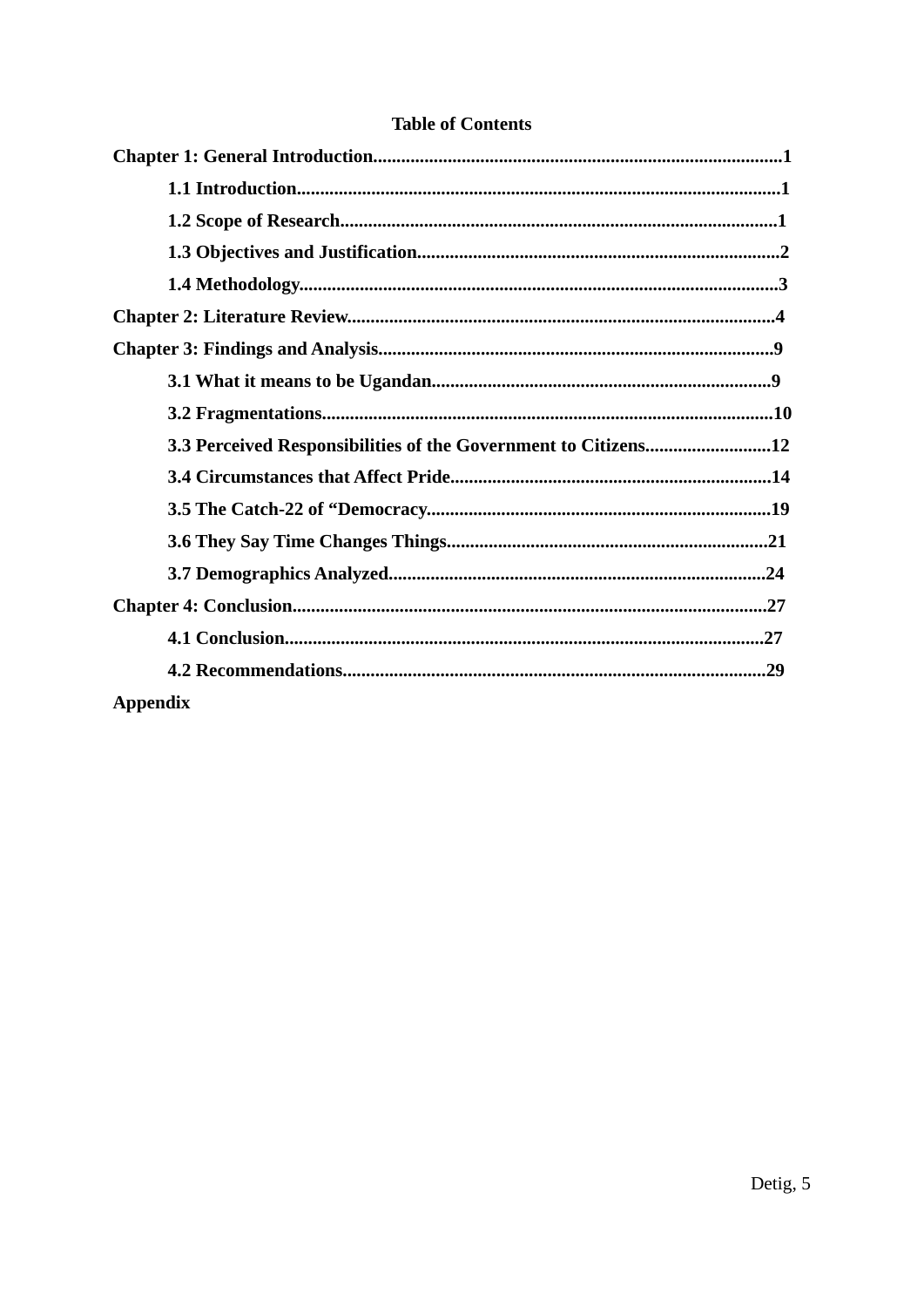**Table of Contents**

**Chapter 1: General Introduction........................................................................................1**

**1.1 Introduction........................................................................................................1**

**1.2 Scope of Research.............................................................................................1**

**1.3 Objectives and Justification..............................................................................2**

**1.4 Methodology......................................................................................................3**

**Chapter 2: Literature Review............................................................................................4**

**Chapter 3: Findings and Analysis.....................................................................................9**

**3.1 What it means to be Ugandan.........................................................................9**

**3.2 Fragmentations.................................................................................................10**

**3.3 Perceived Responsibilities of the Government to Citizens...........................12**

**3.4 Circumstances that Affect Pride.....................................................................14**

**3.5 The Catch-22 of “Democracy..........................................................................19**

**3.6 They Say Time Changes Things.....................................................................21**

**3.7 Demographics Analyzed..................................................................................24**

**Chapter 4: Conclusion......................................................................................................27**

**4.1 Conclusion.......................................................................................................27**

**4.2 Recommendations...........................................................................................29**

**Appendix**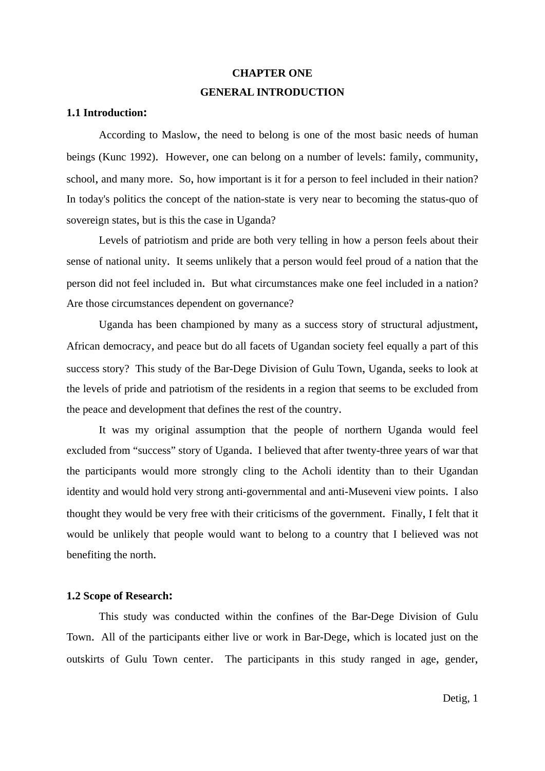# CHAPTER ONE

# GENERAL INTRODUCTION

## 1.1 Introduction:

According to Maslow, the need to belong is one of the most basic needs of human beings (Kunc 1992). However, one can belong on a number of levels: family, community, school, and many more. So, how important is it for a person to feel included in their nation? In today's politics the concept of the nation-state is very near to becoming the status-quo of sovereign states, but is this the case in Uganda?

Levels of patriotism and pride are both very telling in how a person feels about their sense of national unity. It seems unlikely that a person would feel proud of a nation that the person did not feel included in. But what circumstances make one feel included in a nation? Are those circumstances dependent on governance?

Uganda has been championed by many as a success story of structural adjustment, African democracy, and peace but do all facets of Ugandan society feel equally a part of this success story? This study of the Bar-Dege Division of Gulu Town, Uganda, seeks to look at the levels of pride and patriotism of the residents in a region that seems to be excluded from the peace and development that defines the rest of the country.

It was my original assumption that the people of northern Uganda would feel excluded from "success" story of Uganda. I believed that after twenty-three years of war that the participants would more strongly cling to the Acholi identity than to their Ugandan identity and would hold very strong anti-governmental and anti-Museveni view points. I also thought they would be very free with their criticisms of the government. Finally, I felt that it would be unlikely that people would want to belong to a country that I believed was not benefiting the north.

## 1.2 Scope of Research:

This study was conducted within the confines of the Bar-Dege Division of Gulu Town. All of the participants either live or work in Bar-Dege, which is located just on the outskirts of Gulu Town center. The participants in this study ranged in age, gender,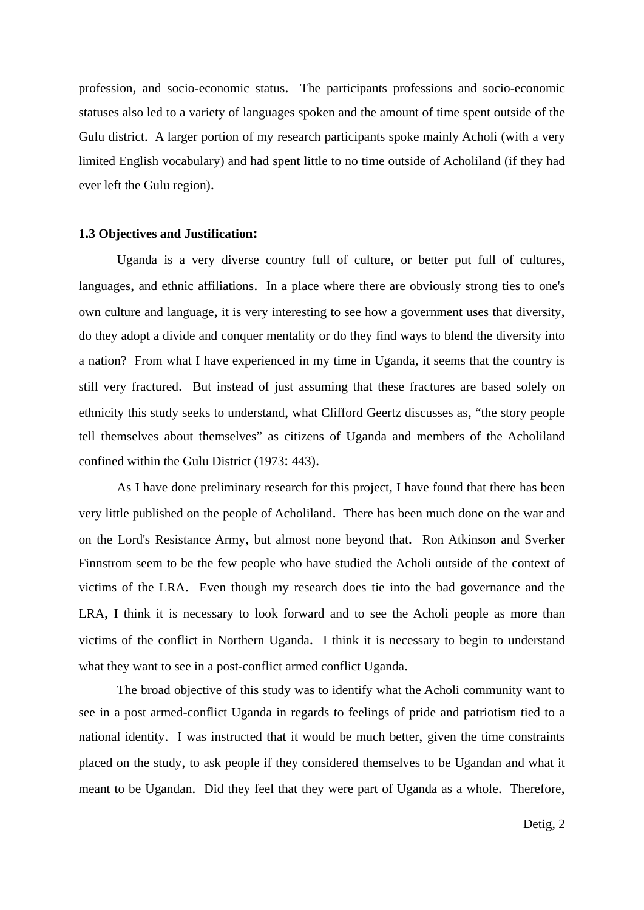profession, and socio-economic status. The participants professions and socio-economic statuses also led to a variety of languages spoken and the amount of time spent outside of the Gulu district. A larger portion of my research participants spoke mainly Acholi (with a very limited English vocabulary) and had spent little to no time outside of Acholiland (if they had ever left the Gulu region).

### 1.3 Objectives and Justification:

Uganda is a very diverse country full of culture, or better put full of cultures, languages, and ethnic affiliations. In a place where there are obviously strong ties to one's own culture and language, it is very interesting to see how a government uses that diversity, do they adopt a divide and conquer mentality or do they find ways to blend the diversity into a nation? From what I have experienced in my time in Uganda, it seems that the country is still very fractured. But instead of just assuming that these fractures are based solely on ethnicity this study seeks to understand, what Clifford Geertz discusses as, "the story people tell themselves about themselves" as citizens of Uganda and members of the Acholiland confined within the Gulu District (1973: 443).

As I have done preliminary research for this project, I have found that there has been very little published on the people of Acholiland. There has been much done on the war and on the Lord's Resistance Army, but almost none beyond that. Ron Atkinson and Sverker Finnstrom seem to be the few people who have studied the Acholi outside of the context of victims of the LRA. Even though my research does tie into the bad governance and the LRA, I think it is necessary to look forward and to see the Acholi people as more than victims of the conflict in Northern Uganda. I think it is necessary to begin to understand what they want to see in a post-conflict armed conflict Uganda.

The broad objective of this study was to identify what the Acholi community want to see in a post armed-conflict Uganda in regards to feelings of pride and patriotism tied to a national identity. I was instructed that it would be much better, given the time constraints placed on the study, to ask people if they considered themselves to be Ugandan and what it meant to be Ugandan. Did they feel that they were part of Uganda as a whole. Therefore,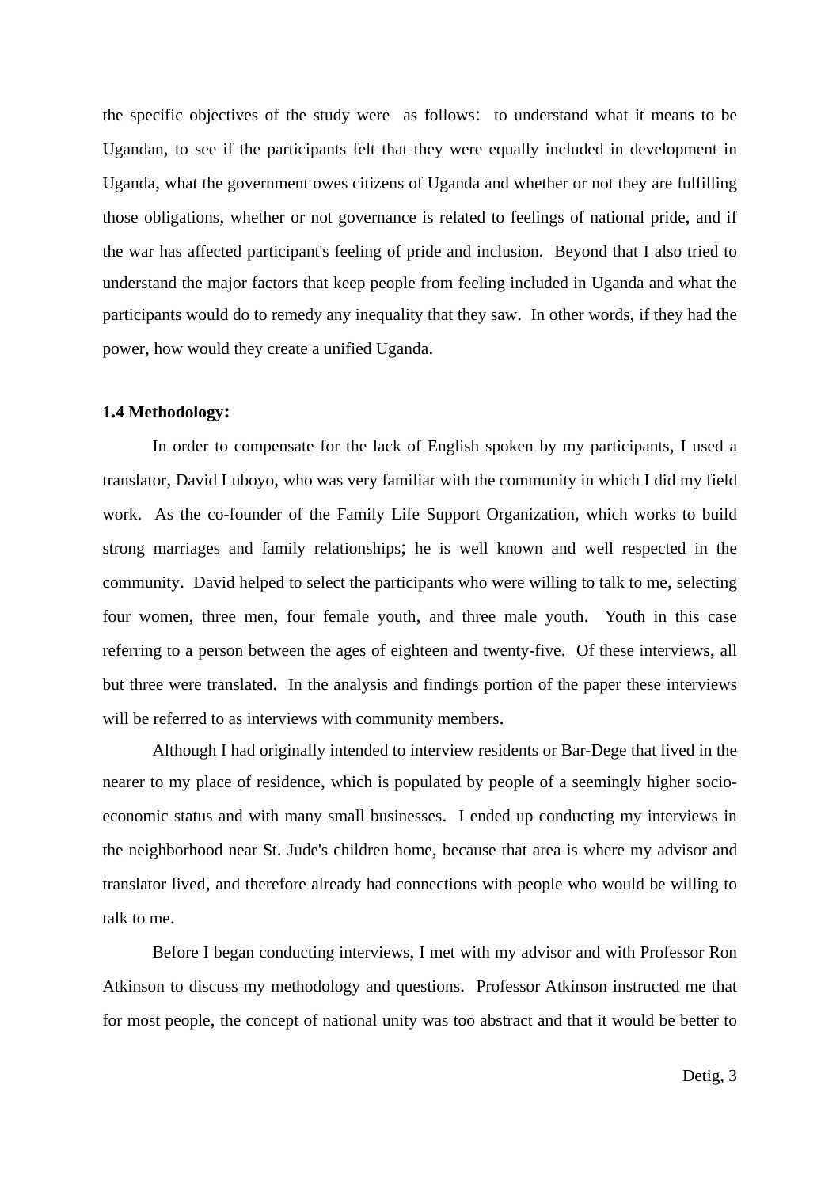the specific objectives of the study were as follows: to understand what it means to be Ugandan, to see if the participants felt that they were equally included in development in Uganda, what the government owes citizens of Uganda and whether or not they are fulfilling those obligations, whether or not governance is related to feelings of national pride, and if the war has affected participant's feeling of pride and inclusion. Beyond that I also tried to understand the major factors that keep people from feeling included in Uganda and what the participants would do to remedy any inequality that they saw. In other words, if they had the power, how would they create a unified Uganda.

**1.4 Methodology:**

In order to compensate for the lack of English spoken by my participants, I used a translator, David Luboyo, who was very familiar with the community in which I did my field work. As the co-founder of the Family Life Support Organization, which works to build strong marriages and family relationships; he is well known and well respected in the community. David helped to select the participants who were willing to talk to me, selecting four women, three men, four female youth, and three male youth. Youth in this case referring to a person between the ages of eighteen and twenty-five. Of these interviews, all but three were translated. In the analysis and findings portion of the paper these interviews will be referred to as interviews with community members.

Although I had originally intended to interview residents or Bar-Dege that lived in the nearer to my place of residence, which is populated by people of a seemingly higher socio-economic status and with many small businesses. I ended up conducting my interviews in the neighborhood near St. Jude's children home, because that area is where my advisor and translator lived, and therefore already had connections with people who would be willing to talk to me.

Before I began conducting interviews, I met with my advisor and with Professor Ron Atkinson to discuss my methodology and questions. Professor Atkinson instructed me that for most people, the concept of national unity was too abstract and that it would be better to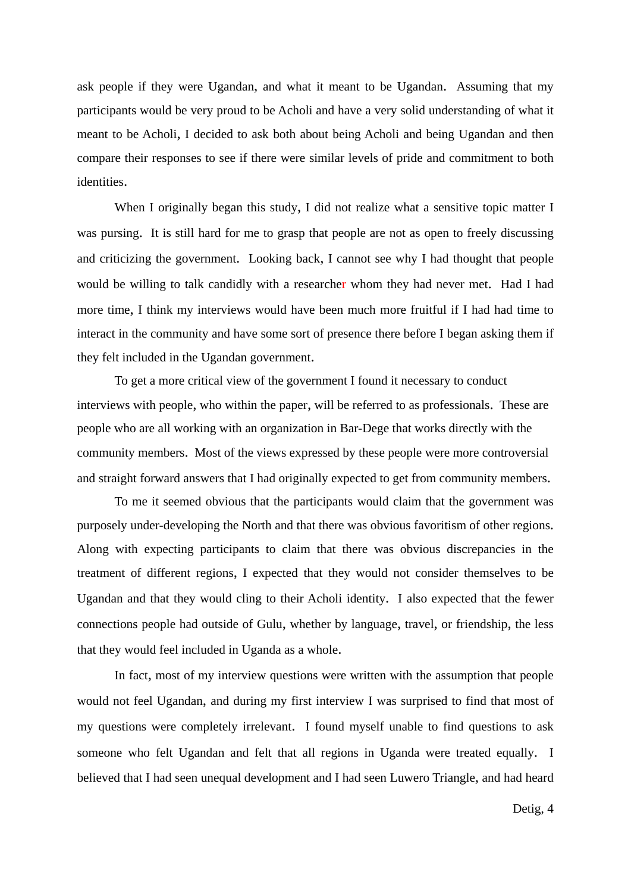ask people if they were Ugandan, and what it meant to be Ugandan. Assuming that my participants would be very proud to be Acholi and have a very solid understanding of what it meant to be Acholi, I decided to ask both about being Acholi and being Ugandan and then compare their responses to see if there were similar levels of pride and commitment to both identities.

When I originally began this study, I did not realize what a sensitive topic matter I was pursing. It is still hard for me to grasp that people are not as open to freely discussing and criticizing the government. Looking back, I cannot see why I had thought that people would be willing to talk candidly with a researcher whom they had never met. Had I had more time, I think my interviews would have been much more fruitful if I had had time to interact in the community and have some sort of presence there before I began asking them if they felt included in the Ugandan government.

To get a more critical view of the government I found it necessary to conduct interviews with people, who within the paper, will be referred to as professionals. These are people who are all working with an organization in Bar-Dege that works directly with the community members. Most of the views expressed by these people were more controversial and straight forward answers that I had originally expected to get from community members.

To me it seemed obvious that the participants would claim that the government was purposely under-developing the North and that there was obvious favoritism of other regions. Along with expecting participants to claim that there was obvious discrepancies in the treatment of different regions, I expected that they would not consider themselves to be Ugandan and that they would cling to their Acholi identity. I also expected that the fewer connections people had outside of Gulu, whether by language, travel, or friendship, the less that they would feel included in Uganda as a whole.

In fact, most of my interview questions were written with the assumption that people would not feel Ugandan, and during my first interview I was surprised to find that most of my questions were completely irrelevant. I found myself unable to find questions to ask someone who felt Ugandan and felt that all regions in Uganda were treated equally. I believed that I had seen unequal development and I had seen Luwero Triangle, and had heard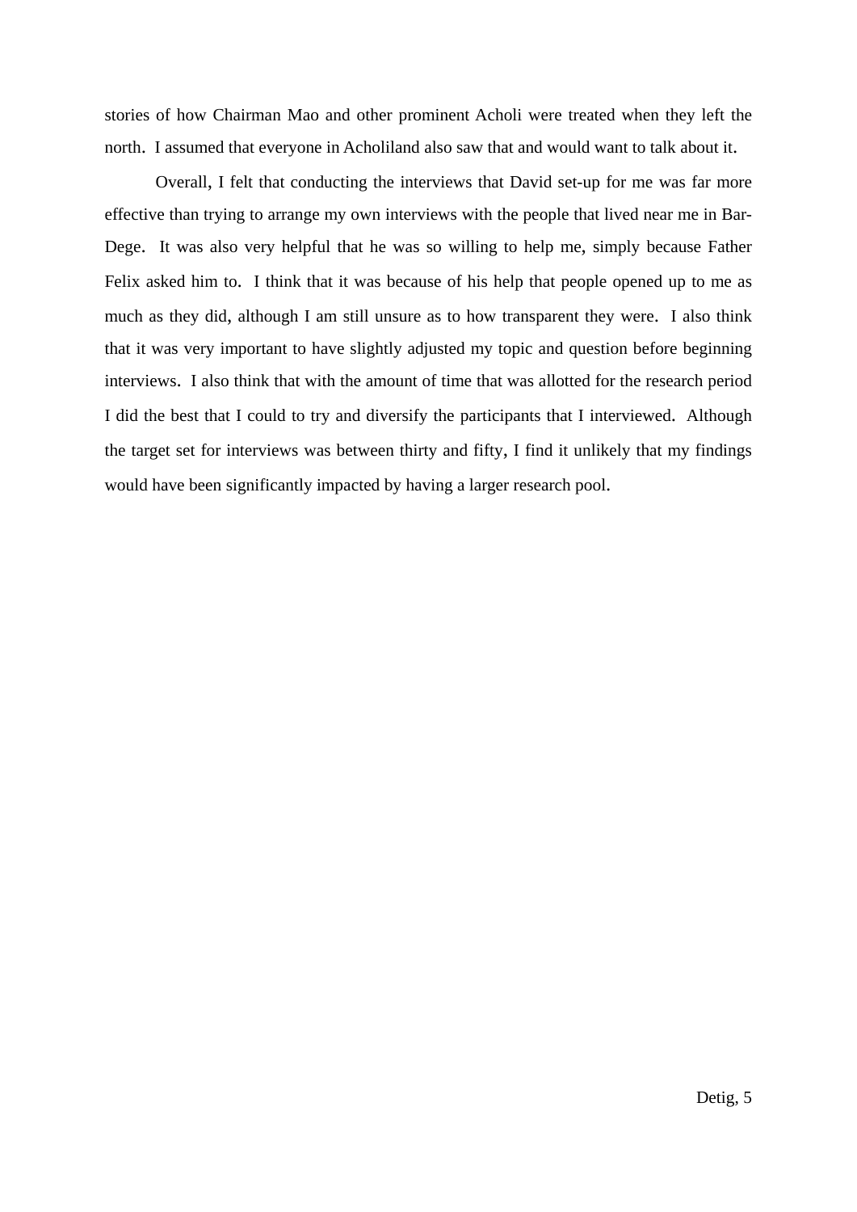stories of how Chairman Mao and other prominent Acholi were treated when they left the north. I assumed that everyone in Acholiland also saw that and would want to talk about it.

Overall, I felt that conducting the interviews that David set-up for me was far more effective than trying to arrange my own interviews with the people that lived near me in Bar-Dege. It was also very helpful that he was so willing to help me, simply because Father Felix asked him to. I think that it was because of his help that people opened up to me as much as they did, although I am still unsure as to how transparent they were. I also think that it was very important to have slightly adjusted my topic and question before beginning interviews. I also think that with the amount of time that was allotted for the research period I did the best that I could to try and diversify the participants that I interviewed. Although the target set for interviews was between thirty and fifty, I find it unlikely that my findings would have been significantly impacted by having a larger research pool.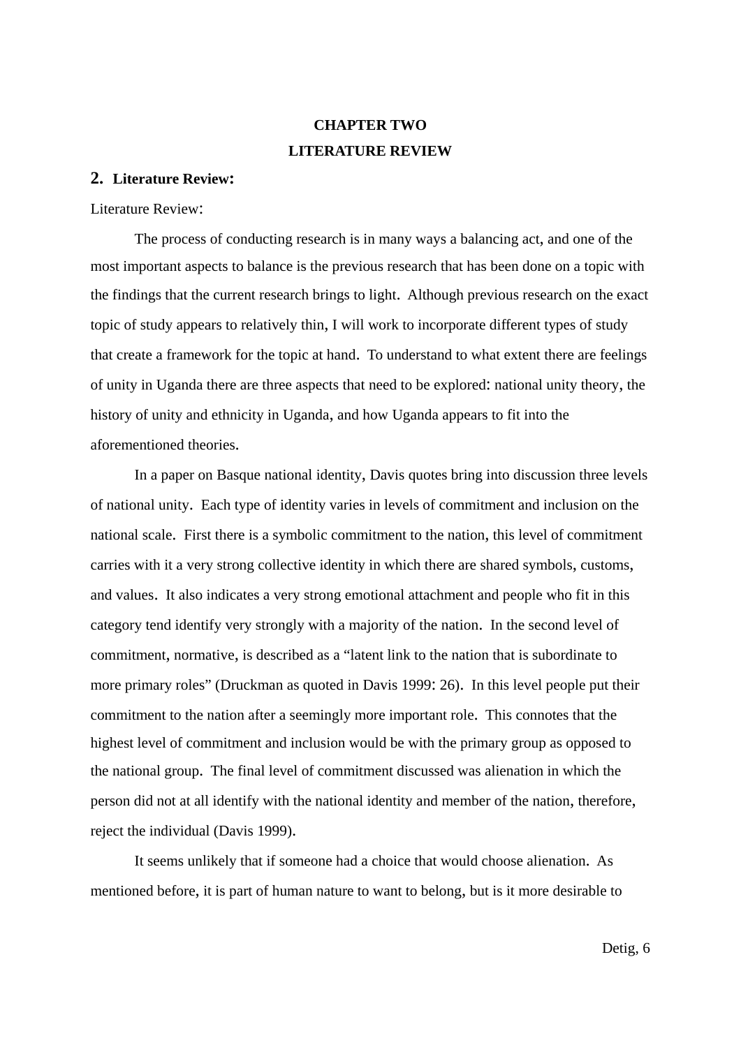# CHAPTER TWO
# LITERATURE REVIEW

## 2. Literature Review:

Literature Review:

The process of conducting research is in many ways a balancing act, and one of the most important aspects to balance is the previous research that has been done on a topic with the findings that the current research brings to light. Although previous research on the exact topic of study appears to relatively thin, I will work to incorporate different types of study that create a framework for the topic at hand. To understand to what extent there are feelings of unity in Uganda there are three aspects that need to be explored: national unity theory, the history of unity and ethnicity in Uganda, and how Uganda appears to fit into the aforementioned theories.

In a paper on Basque national identity, Davis quotes bring into discussion three levels of national unity. Each type of identity varies in levels of commitment and inclusion on the national scale. First there is a symbolic commitment to the nation, this level of commitment carries with it a very strong collective identity in which there are shared symbols, customs, and values. It also indicates a very strong emotional attachment and people who fit in this category tend identify very strongly with a majority of the nation. In the second level of commitment, normative, is described as a "latent link to the nation that is subordinate to more primary roles" (Druckman as quoted in Davis 1999: 26). In this level people put their commitment to the nation after a seemingly more important role. This connotes that the highest level of commitment and inclusion would be with the primary group as opposed to the national group. The final level of commitment discussed was alienation in which the person did not at all identify with the national identity and member of the nation, therefore, reject the individual (Davis 1999).

It seems unlikely that if someone had a choice that would choose alienation. As mentioned before, it is part of human nature to want to belong, but is it more desirable to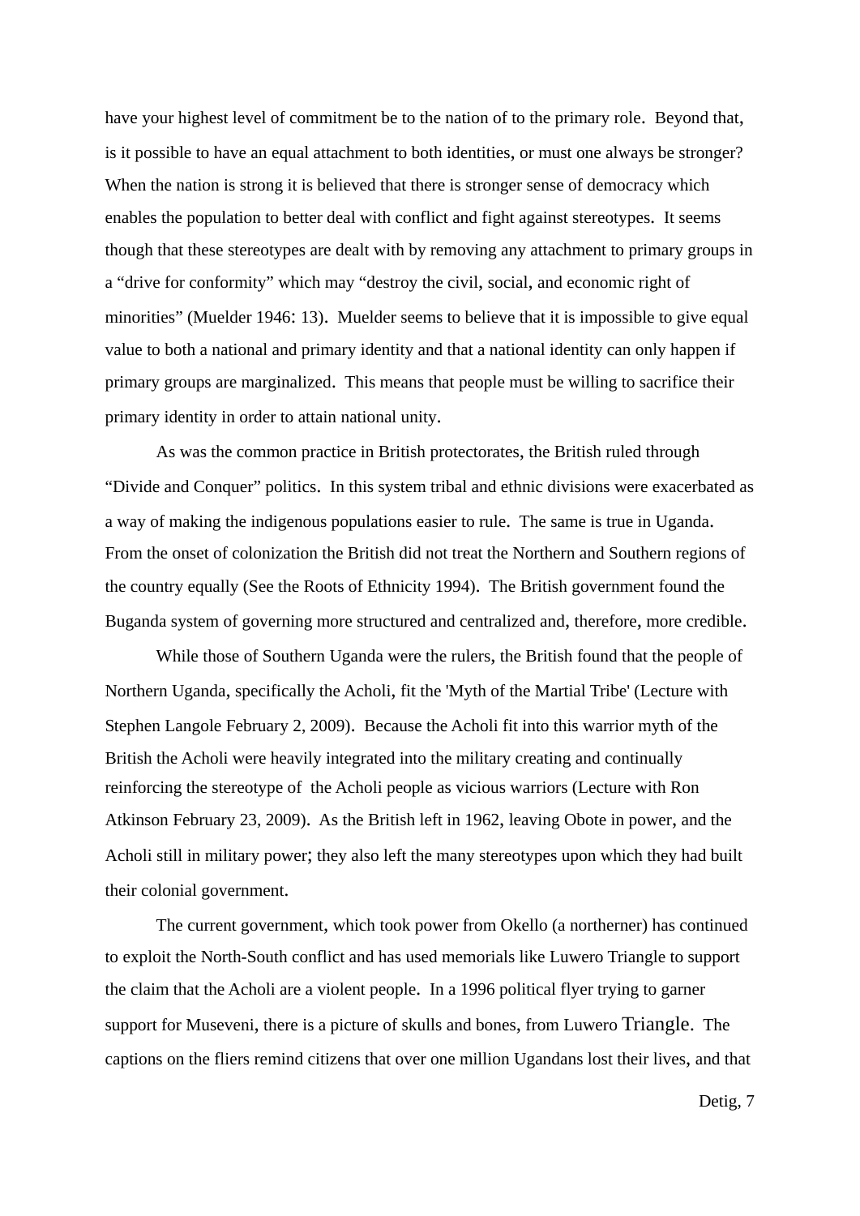have your highest level of commitment be to the nation of to the primary role. Beyond that, is it possible to have an equal attachment to both identities, or must one always be stronger? When the nation is strong it is believed that there is stronger sense of democracy which enables the population to better deal with conflict and fight against stereotypes. It seems though that these stereotypes are dealt with by removing any attachment to primary groups in a "drive for conformity" which may "destroy the civil, social, and economic right of minorities" (Muelder 1946: 13). Muelder seems to believe that it is impossible to give equal value to both a national and primary identity and that a national identity can only happen if primary groups are marginalized. This means that people must be willing to sacrifice their primary identity in order to attain national unity.

As was the common practice in British protectorates, the British ruled through "Divide and Conquer" politics. In this system tribal and ethnic divisions were exacerbated as a way of making the indigenous populations easier to rule. The same is true in Uganda. From the onset of colonization the British did not treat the Northern and Southern regions of the country equally (See the Roots of Ethnicity 1994). The British government found the Buganda system of governing more structured and centralized and, therefore, more credible.

While those of Southern Uganda were the rulers, the British found that the people of Northern Uganda, specifically the Acholi, fit the 'Myth of the Martial Tribe' (Lecture with Stephen Langole February 2, 2009). Because the Acholi fit into this warrior myth of the British the Acholi were heavily integrated into the military creating and continually reinforcing the stereotype of the Acholi people as vicious warriors (Lecture with Ron Atkinson February 23, 2009). As the British left in 1962, leaving Obote in power, and the Acholi still in military power; they also left the many stereotypes upon which they had built their colonial government.

The current government, which took power from Okello (a northerner) has continued to exploit the North-South conflict and has used memorials like Luwero Triangle to support the claim that the Acholi are a violent people. In a 1996 political flyer trying to garner support for Museveni, there is a picture of skulls and bones, from Luwero Triangle. The captions on the fliers remind citizens that over one million Ugandans lost their lives, and that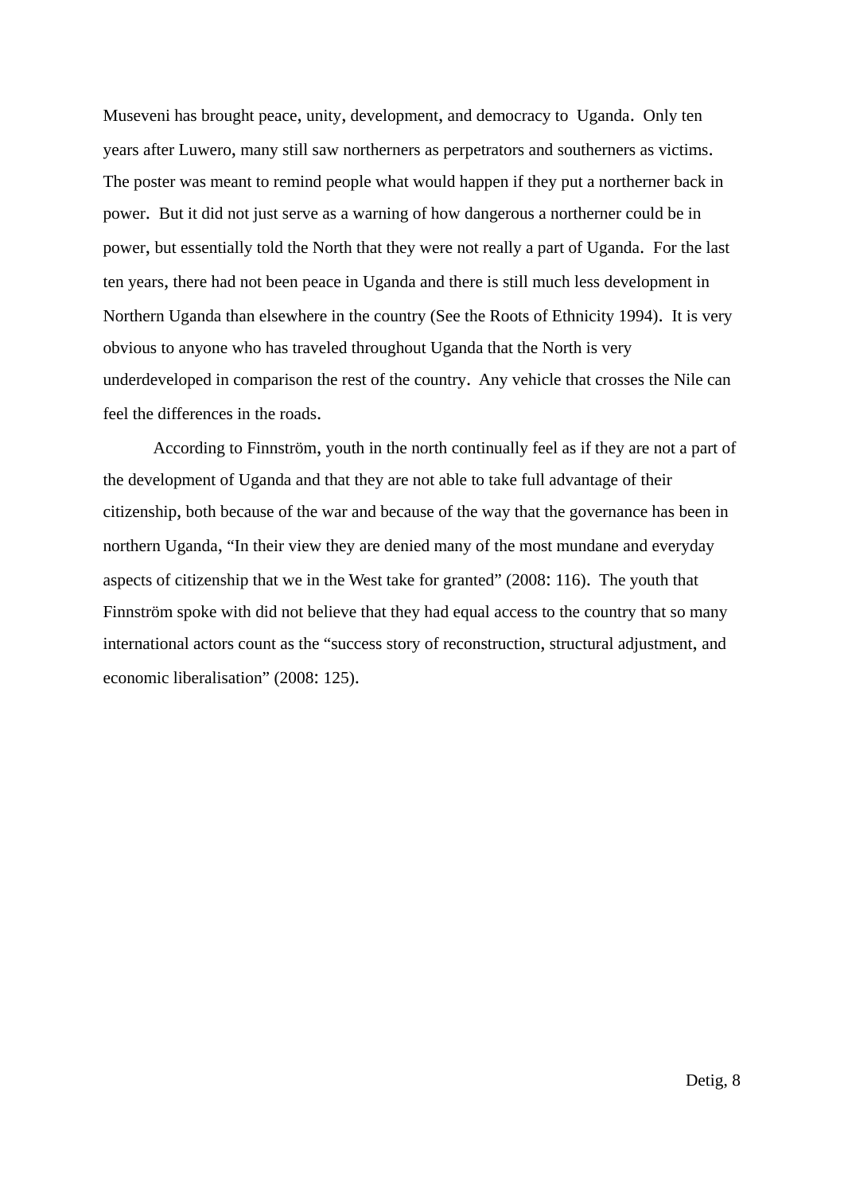Museveni has brought peace, unity, development, and democracy to Uganda. Only ten years after Luwero, many still saw northerners as perpetrators and southerners as victims. The poster was meant to remind people what would happen if they put a northerner back in power. But it did not just serve as a warning of how dangerous a northerner could be in power, but essentially told the North that they were not really a part of Uganda. For the last ten years, there had not been peace in Uganda and there is still much less development in Northern Uganda than elsewhere in the country (See the Roots of Ethnicity 1994). It is very obvious to anyone who has traveled throughout Uganda that the North is very underdeveloped in comparison the rest of the country. Any vehicle that crosses the Nile can feel the differences in the roads.

According to Finnström, youth in the north continually feel as if they are not a part of the development of Uganda and that they are not able to take full advantage of their citizenship, both because of the war and because of the way that the governance has been in northern Uganda, "In their view they are denied many of the most mundane and everyday aspects of citizenship that we in the West take for granted" (2008: 116). The youth that Finnström spoke with did not believe that they had equal access to the country that so many international actors count as the "success story of reconstruction, structural adjustment, and economic liberalisation" (2008: 125).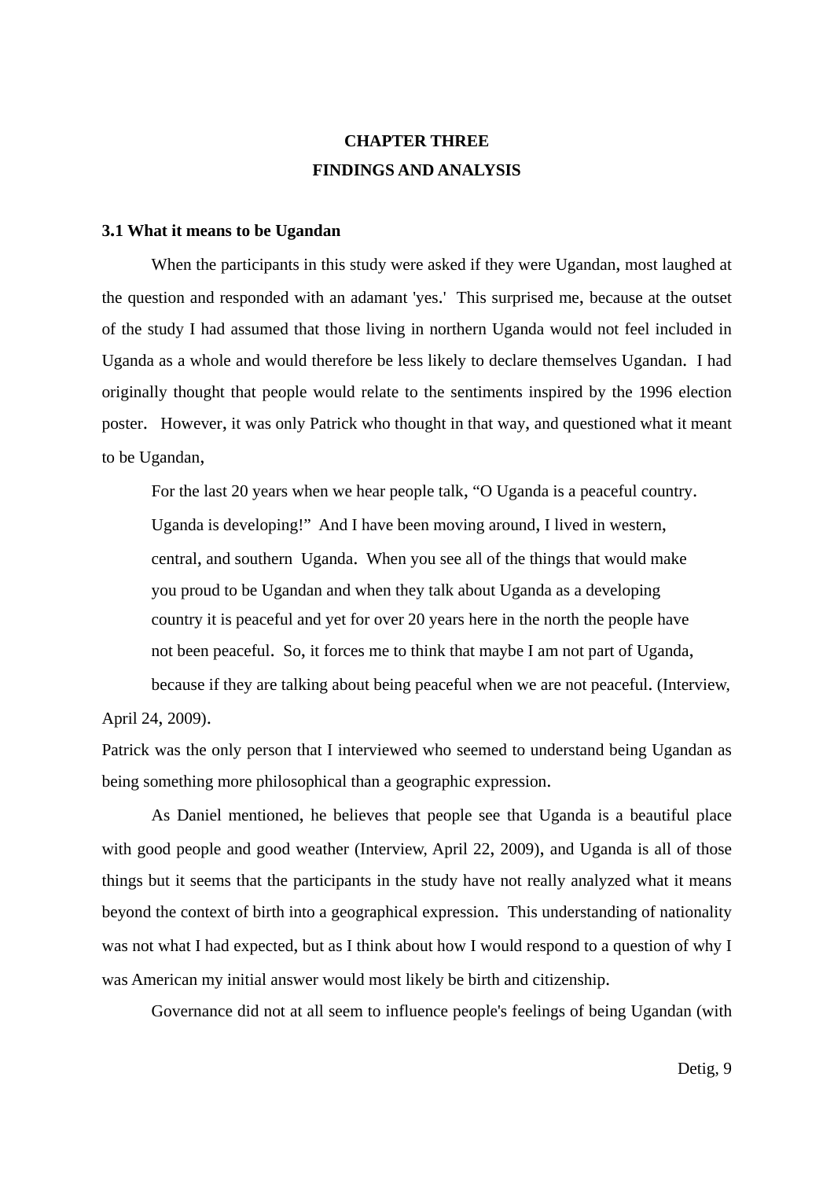# CHAPTER THREE
# FINDINGS AND ANALYSIS

## 3.1 What it means to be Ugandan

When the participants in this study were asked if they were Ugandan, most laughed at the question and responded with an adamant 'yes.' This surprised me, because at the outset of the study I had assumed that those living in northern Uganda would not feel included in Uganda as a whole and would therefore be less likely to declare themselves Ugandan. I had originally thought that people would relate to the sentiments inspired by the 1996 election poster. However, it was only Patrick who thought in that way, and questioned what it meant to be Ugandan,

> For the last 20 years when we hear people talk, "O Uganda is a peaceful country. Uganda is developing!" And I have been moving around, I lived in western, central, and southern Uganda. When you see all of the things that would make you proud to be Ugandan and when they talk about Uganda as a developing country it is peaceful and yet for over 20 years here in the north the people have not been peaceful. So, it forces me to think that maybe I am not part of Uganda, because if they are talking about being peaceful when we are not peaceful. (Interview, April 24, 2009).

Patrick was the only person that I interviewed who seemed to understand being Ugandan as being something more philosophical than a geographic expression.

As Daniel mentioned, he believes that people see that Uganda is a beautiful place with good people and good weather (Interview, April 22, 2009), and Uganda is all of those things but it seems that the participants in the study have not really analyzed what it means beyond the context of birth into a geographical expression. This understanding of nationality was not what I had expected, but as I think about how I would respond to a question of why I was American my initial answer would most likely be birth and citizenship.

Governance did not at all seem to influence people's feelings of being Ugandan (with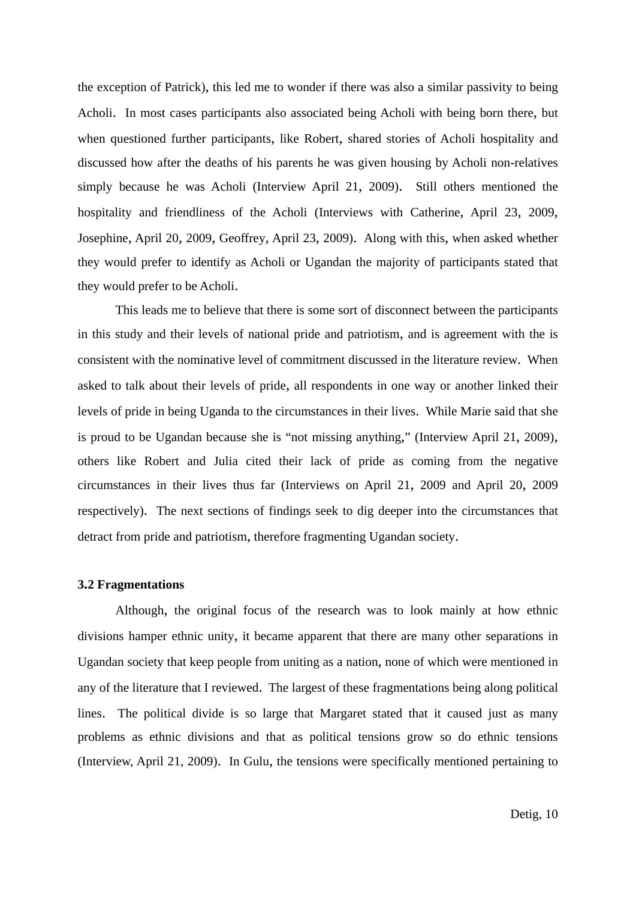the exception of Patrick), this led me to wonder if there was also a similar passivity to being Acholi. In most cases participants also associated being Acholi with being born there, but when questioned further participants, like Robert, shared stories of Acholi hospitality and discussed how after the deaths of his parents he was given housing by Acholi non-relatives simply because he was Acholi (Interview April 21, 2009). Still others mentioned the hospitality and friendliness of the Acholi (Interviews with Catherine, April 23, 2009, Josephine, April 20, 2009, Geoffrey, April 23, 2009). Along with this, when asked whether they would prefer to identify as Acholi or Ugandan the majority of participants stated that they would prefer to be Acholi.

This leads me to believe that there is some sort of disconnect between the participants in this study and their levels of national pride and patriotism, and is agreement with the is consistent with the nominative level of commitment discussed in the literature review. When asked to talk about their levels of pride, all respondents in one way or another linked their levels of pride in being Uganda to the circumstances in their lives. While Marie said that she is proud to be Ugandan because she is "not missing anything," (Interview April 21, 2009), others like Robert and Julia cited their lack of pride as coming from the negative circumstances in their lives thus far (Interviews on April 21, 2009 and April 20, 2009 respectively). The next sections of findings seek to dig deeper into the circumstances that detract from pride and patriotism, therefore fragmenting Ugandan society.

### 3.2 Fragmentations

Although, the original focus of the research was to look mainly at how ethnic divisions hamper ethnic unity, it became apparent that there are many other separations in Ugandan society that keep people from uniting as a nation, none of which were mentioned in any of the literature that I reviewed. The largest of these fragmentations being along political lines. The political divide is so large that Margaret stated that it caused just as many problems as ethnic divisions and that as political tensions grow so do ethnic tensions (Interview, April 21, 2009). In Gulu, the tensions were specifically mentioned pertaining to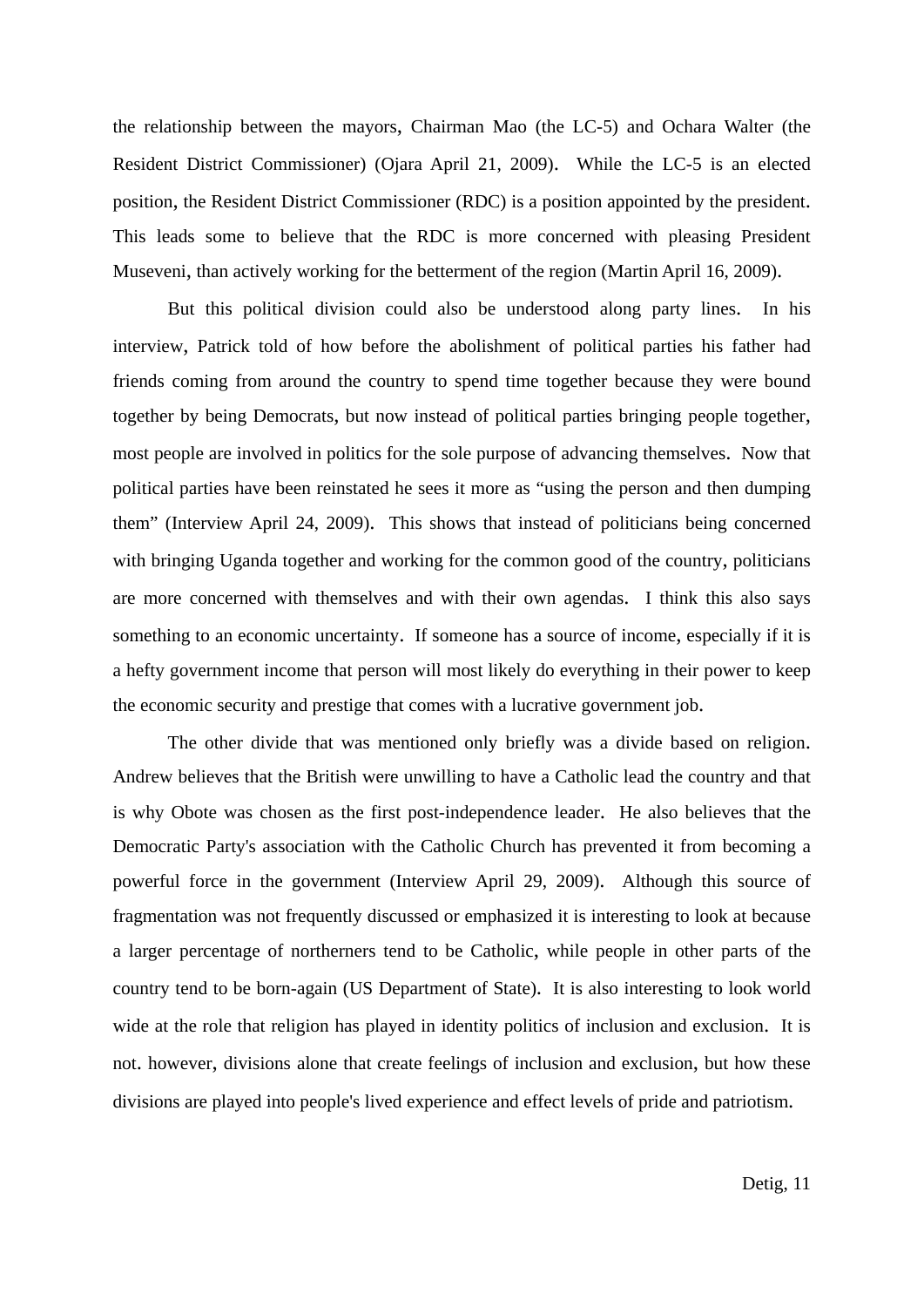the relationship between the mayors, Chairman Mao (the LC-5) and Ochara Walter (the Resident District Commissioner) (Ojara April 21, 2009). While the LC-5 is an elected position, the Resident District Commissioner (RDC) is a position appointed by the president. This leads some to believe that the RDC is more concerned with pleasing President Museveni, than actively working for the betterment of the region (Martin April 16, 2009).

But this political division could also be understood along party lines. In his interview, Patrick told of how before the abolishment of political parties his father had friends coming from around the country to spend time together because they were bound together by being Democrats, but now instead of political parties bringing people together, most people are involved in politics for the sole purpose of advancing themselves. Now that political parties have been reinstated he sees it more as "using the person and then dumping them" (Interview April 24, 2009). This shows that instead of politicians being concerned with bringing Uganda together and working for the common good of the country, politicians are more concerned with themselves and with their own agendas. I think this also says something to an economic uncertainty. If someone has a source of income, especially if it is a hefty government income that person will most likely do everything in their power to keep the economic security and prestige that comes with a lucrative government job.

The other divide that was mentioned only briefly was a divide based on religion. Andrew believes that the British were unwilling to have a Catholic lead the country and that is why Obote was chosen as the first post-independence leader. He also believes that the Democratic Party's association with the Catholic Church has prevented it from becoming a powerful force in the government (Interview April 29, 2009). Although this source of fragmentation was not frequently discussed or emphasized it is interesting to look at because a larger percentage of northerners tend to be Catholic, while people in other parts of the country tend to be born-again (US Department of State). It is also interesting to look world wide at the role that religion has played in identity politics of inclusion and exclusion. It is not. however, divisions alone that create feelings of inclusion and exclusion, but how these divisions are played into people's lived experience and effect levels of pride and patriotism.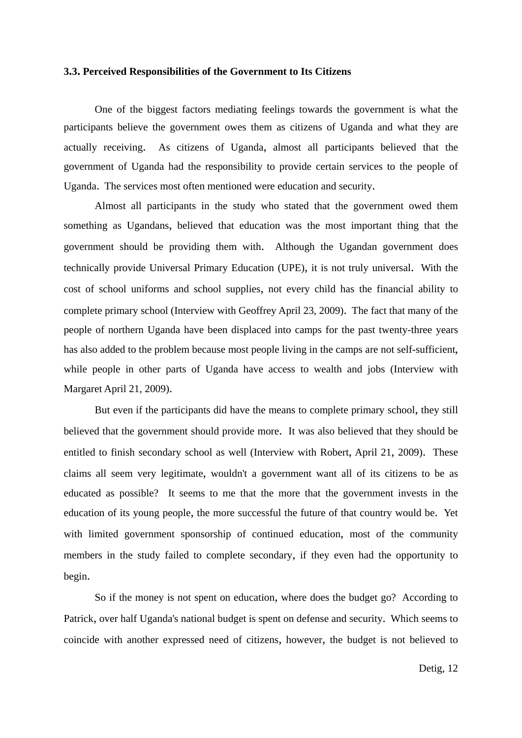### 3.3. Perceived Responsibilities of the Government to Its Citizens

One of the biggest factors mediating feelings towards the government is what the participants believe the government owes them as citizens of Uganda and what they are actually receiving. As citizens of Uganda, almost all participants believed that the government of Uganda had the responsibility to provide certain services to the people of Uganda. The services most often mentioned were education and security.

Almost all participants in the study who stated that the government owed them something as Ugandans, believed that education was the most important thing that the government should be providing them with. Although the Ugandan government does technically provide Universal Primary Education (UPE), it is not truly universal. With the cost of school uniforms and school supplies, not every child has the financial ability to complete primary school (Interview with Geoffrey April 23, 2009). The fact that many of the people of northern Uganda have been displaced into camps for the past twenty-three years has also added to the problem because most people living in the camps are not self-sufficient, while people in other parts of Uganda have access to wealth and jobs (Interview with Margaret April 21, 2009).

But even if the participants did have the means to complete primary school, they still believed that the government should provide more. It was also believed that they should be entitled to finish secondary school as well (Interview with Robert, April 21, 2009). These claims all seem very legitimate, wouldn't a government want all of its citizens to be as educated as possible? It seems to me that the more that the government invests in the education of its young people, the more successful the future of that country would be. Yet with limited government sponsorship of continued education, most of the community members in the study failed to complete secondary, if they even had the opportunity to begin.

So if the money is not spent on education, where does the budget go? According to Patrick, over half Uganda's national budget is spent on defense and security. Which seems to coincide with another expressed need of citizens, however, the budget is not believed to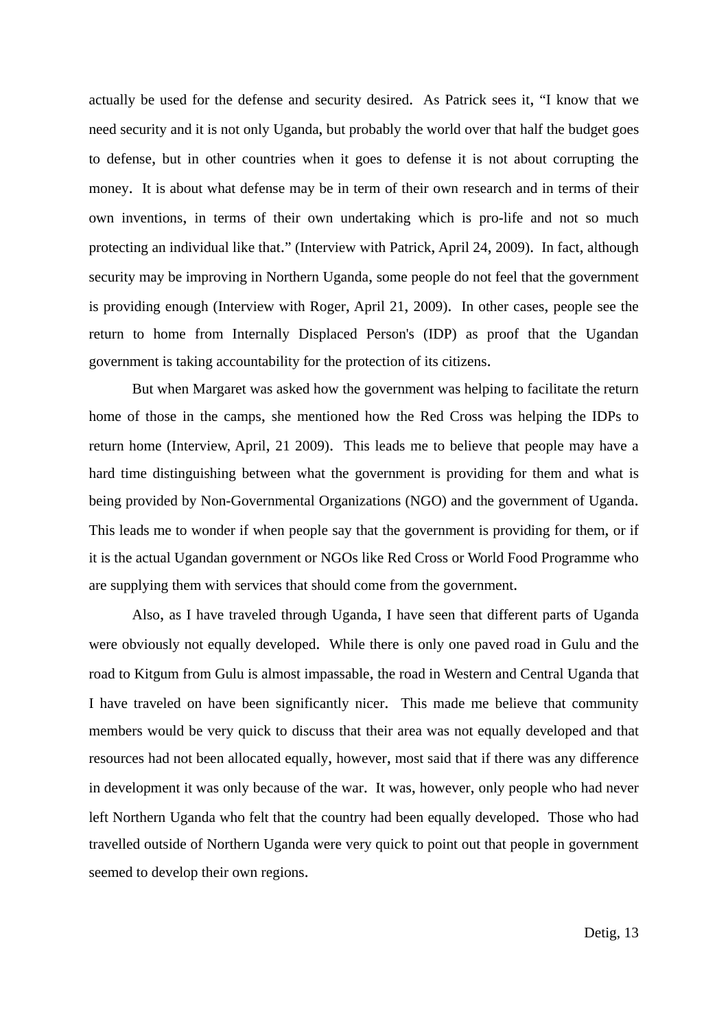actually be used for the defense and security desired. As Patrick sees it, "I know that we need security and it is not only Uganda, but probably the world over that half the budget goes to defense, but in other countries when it goes to defense it is not about corrupting the money. It is about what defense may be in term of their own research and in terms of their own inventions, in terms of their own undertaking which is pro-life and not so much protecting an individual like that." (Interview with Patrick, April 24, 2009). In fact, although security may be improving in Northern Uganda, some people do not feel that the government is providing enough (Interview with Roger, April 21, 2009). In other cases, people see the return to home from Internally Displaced Person's (IDP) as proof that the Ugandan government is taking accountability for the protection of its citizens.

But when Margaret was asked how the government was helping to facilitate the return home of those in the camps, she mentioned how the Red Cross was helping the IDPs to return home (Interview, April, 21 2009). This leads me to believe that people may have a hard time distinguishing between what the government is providing for them and what is being provided by Non-Governmental Organizations (NGO) and the government of Uganda. This leads me to wonder if when people say that the government is providing for them, or if it is the actual Ugandan government or NGOs like Red Cross or World Food Programme who are supplying them with services that should come from the government.

Also, as I have traveled through Uganda, I have seen that different parts of Uganda were obviously not equally developed. While there is only one paved road in Gulu and the road to Kitgum from Gulu is almost impassable, the road in Western and Central Uganda that I have traveled on have been significantly nicer. This made me believe that community members would be very quick to discuss that their area was not equally developed and that resources had not been allocated equally, however, most said that if there was any difference in development it was only because of the war. It was, however, only people who had never left Northern Uganda who felt that the country had been equally developed. Those who had travelled outside of Northern Uganda were very quick to point out that people in government seemed to develop their own regions.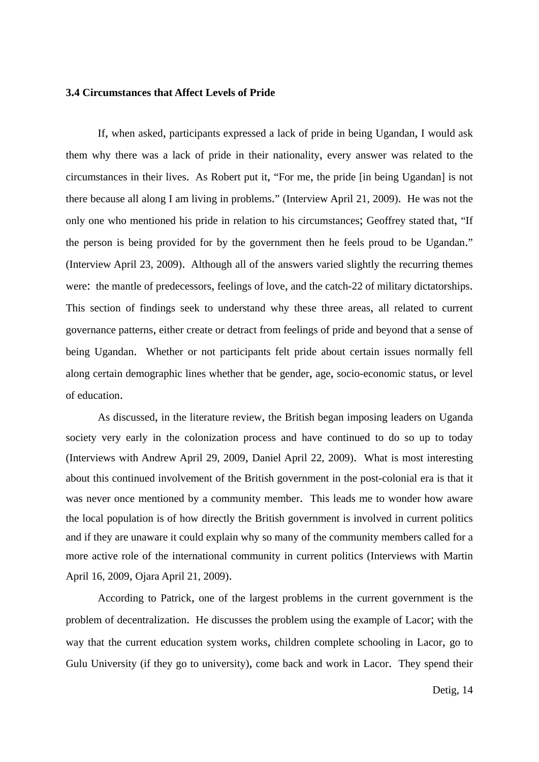### 3.4 Circumstances that Affect Levels of Pride

If, when asked, participants expressed a lack of pride in being Ugandan, I would ask them why there was a lack of pride in their nationality, every answer was related to the circumstances in their lives. As Robert put it, "For me, the pride [in being Ugandan] is not there because all along I am living in problems." (Interview April 21, 2009). He was not the only one who mentioned his pride in relation to his circumstances; Geoffrey stated that, "If the person is being provided for by the government then he feels proud to be Ugandan." (Interview April 23, 2009). Although all of the answers varied slightly the recurring themes were: the mantle of predecessors, feelings of love, and the catch-22 of military dictatorships. This section of findings seek to understand why these three areas, all related to current governance patterns, either create or detract from feelings of pride and beyond that a sense of being Ugandan. Whether or not participants felt pride about certain issues normally fell along certain demographic lines whether that be gender, age, socio-economic status, or level of education.

As discussed, in the literature review, the British began imposing leaders on Uganda society very early in the colonization process and have continued to do so up to today (Interviews with Andrew April 29, 2009, Daniel April 22, 2009). What is most interesting about this continued involvement of the British government in the post-colonial era is that it was never once mentioned by a community member. This leads me to wonder how aware the local population is of how directly the British government is involved in current politics and if they are unaware it could explain why so many of the community members called for a more active role of the international community in current politics (Interviews with Martin April 16, 2009, Ojara April 21, 2009).

According to Patrick, one of the largest problems in the current government is the problem of decentralization. He discusses the problem using the example of Lacor; with the way that the current education system works, children complete schooling in Lacor, go to Gulu University (if they go to university), come back and work in Lacor. They spend their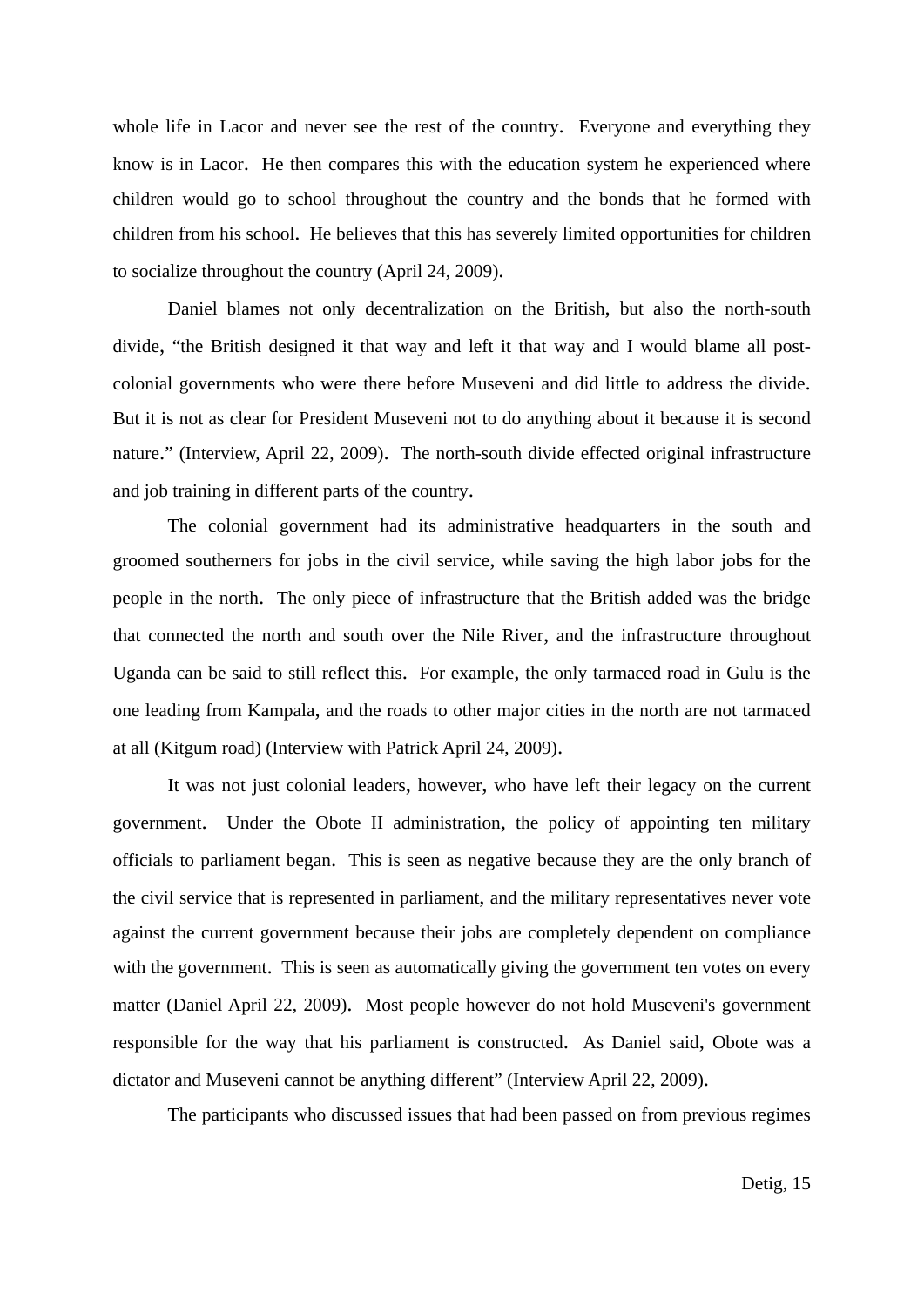whole life in Lacor and never see the rest of the country. Everyone and everything they know is in Lacor. He then compares this with the education system he experienced where children would go to school throughout the country and the bonds that he formed with children from his school. He believes that this has severely limited opportunities for children to socialize throughout the country (April 24, 2009).

Daniel blames not only decentralization on the British, but also the north-south divide, "the British designed it that way and left it that way and I would blame all post-colonial governments who were there before Museveni and did little to address the divide. But it is not as clear for President Museveni not to do anything about it because it is second nature." (Interview, April 22, 2009). The north-south divide effected original infrastructure and job training in different parts of the country.

The colonial government had its administrative headquarters in the south and groomed southerners for jobs in the civil service, while saving the high labor jobs for the people in the north. The only piece of infrastructure that the British added was the bridge that connected the north and south over the Nile River, and the infrastructure throughout Uganda can be said to still reflect this. For example, the only tarmaced road in Gulu is the one leading from Kampala, and the roads to other major cities in the north are not tarmaced at all (Kitgum road) (Interview with Patrick April 24, 2009).

It was not just colonial leaders, however, who have left their legacy on the current government. Under the Obote II administration, the policy of appointing ten military officials to parliament began. This is seen as negative because they are the only branch of the civil service that is represented in parliament, and the military representatives never vote against the current government because their jobs are completely dependent on compliance with the government. This is seen as automatically giving the government ten votes on every matter (Daniel April 22, 2009). Most people however do not hold Museveni's government responsible for the way that his parliament is constructed. As Daniel said, Obote was a dictator and Museveni cannot be anything different" (Interview April 22, 2009).

The participants who discussed issues that had been passed on from previous regimes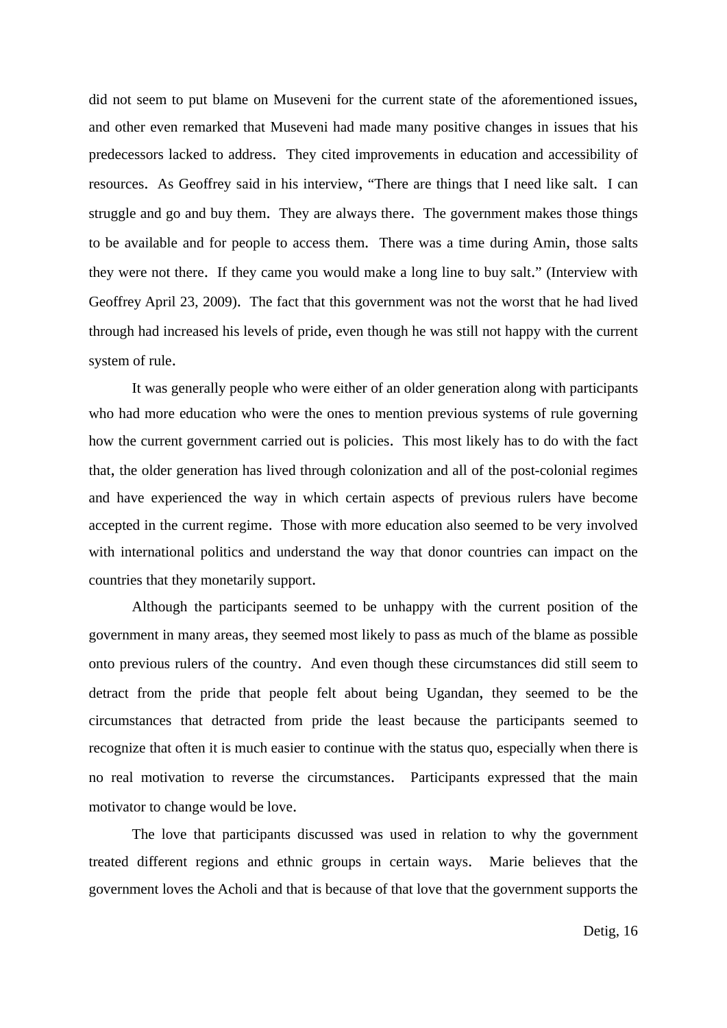did not seem to put blame on Museveni for the current state of the aforementioned issues, and other even remarked that Museveni had made many positive changes in issues that his predecessors lacked to address. They cited improvements in education and accessibility of resources. As Geoffrey said in his interview, "There are things that I need like salt. I can struggle and go and buy them. They are always there. The government makes those things to be available and for people to access them. There was a time during Amin, those salts they were not there. If they came you would make a long line to buy salt." (Interview with Geoffrey April 23, 2009). The fact that this government was not the worst that he had lived through had increased his levels of pride, even though he was still not happy with the current system of rule.

It was generally people who were either of an older generation along with participants who had more education who were the ones to mention previous systems of rule governing how the current government carried out is policies. This most likely has to do with the fact that, the older generation has lived through colonization and all of the post-colonial regimes and have experienced the way in which certain aspects of previous rulers have become accepted in the current regime. Those with more education also seemed to be very involved with international politics and understand the way that donor countries can impact on the countries that they monetarily support.

Although the participants seemed to be unhappy with the current position of the government in many areas, they seemed most likely to pass as much of the blame as possible onto previous rulers of the country. And even though these circumstances did still seem to detract from the pride that people felt about being Ugandan, they seemed to be the circumstances that detracted from pride the least because the participants seemed to recognize that often it is much easier to continue with the status quo, especially when there is no real motivation to reverse the circumstances. Participants expressed that the main motivator to change would be love.

The love that participants discussed was used in relation to why the government treated different regions and ethnic groups in certain ways. Marie believes that the government loves the Acholi and that is because of that love that the government supports the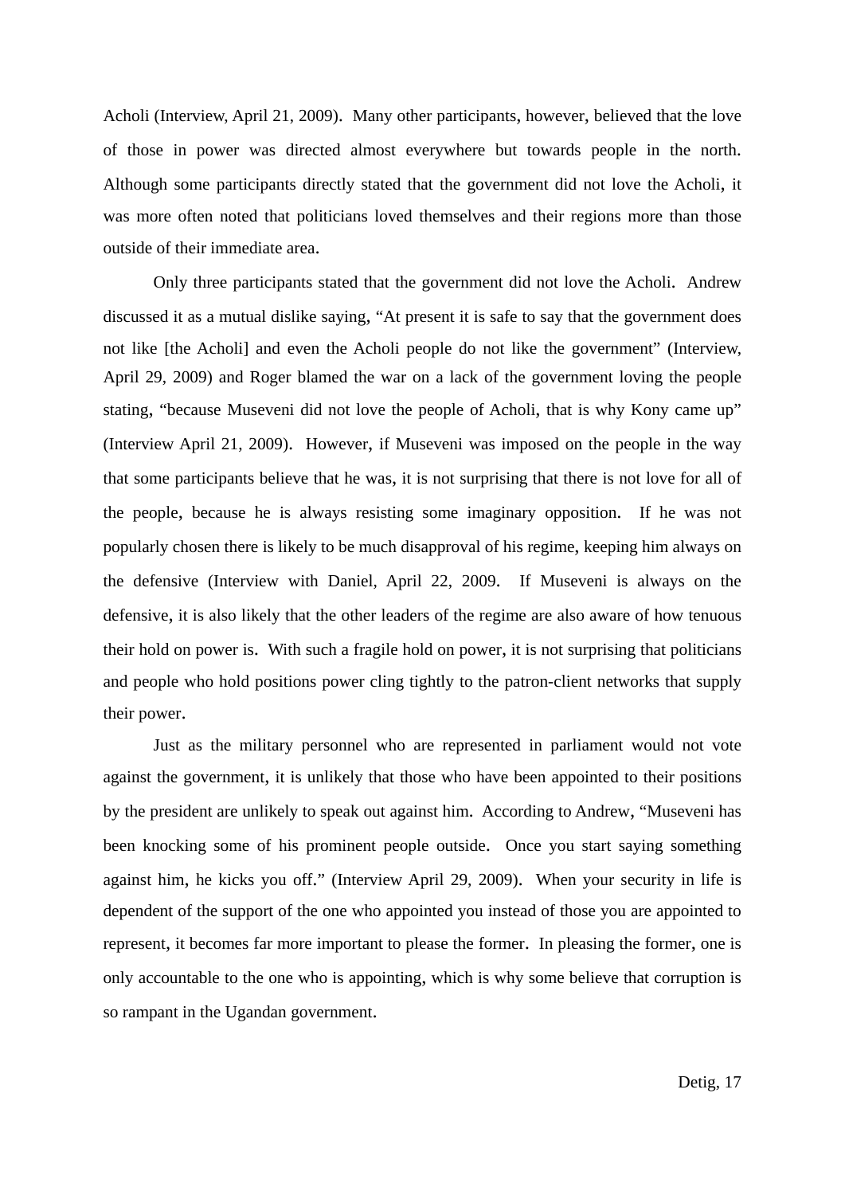Acholi (Interview, April 21, 2009). Many other participants, however, believed that the love of those in power was directed almost everywhere but towards people in the north. Although some participants directly stated that the government did not love the Acholi, it was more often noted that politicians loved themselves and their regions more than those outside of their immediate area.

Only three participants stated that the government did not love the Acholi. Andrew discussed it as a mutual dislike saying, "At present it is safe to say that the government does not like [the Acholi] and even the Acholi people do not like the government" (Interview, April 29, 2009) and Roger blamed the war on a lack of the government loving the people stating, "because Museveni did not love the people of Acholi, that is why Kony came up" (Interview April 21, 2009). However, if Museveni was imposed on the people in the way that some participants believe that he was, it is not surprising that there is not love for all of the people, because he is always resisting some imaginary opposition. If he was not popularly chosen there is likely to be much disapproval of his regime, keeping him always on the defensive (Interview with Daniel, April 22, 2009. If Museveni is always on the defensive, it is also likely that the other leaders of the regime are also aware of how tenuous their hold on power is. With such a fragile hold on power, it is not surprising that politicians and people who hold positions power cling tightly to the patron-client networks that supply their power.

Just as the military personnel who are represented in parliament would not vote against the government, it is unlikely that those who have been appointed to their positions by the president are unlikely to speak out against him. According to Andrew, "Museveni has been knocking some of his prominent people outside. Once you start saying something against him, he kicks you off." (Interview April 29, 2009). When your security in life is dependent of the support of the one who appointed you instead of those you are appointed to represent, it becomes far more important to please the former. In pleasing the former, one is only accountable to the one who is appointing, which is why some believe that corruption is so rampant in the Ugandan government.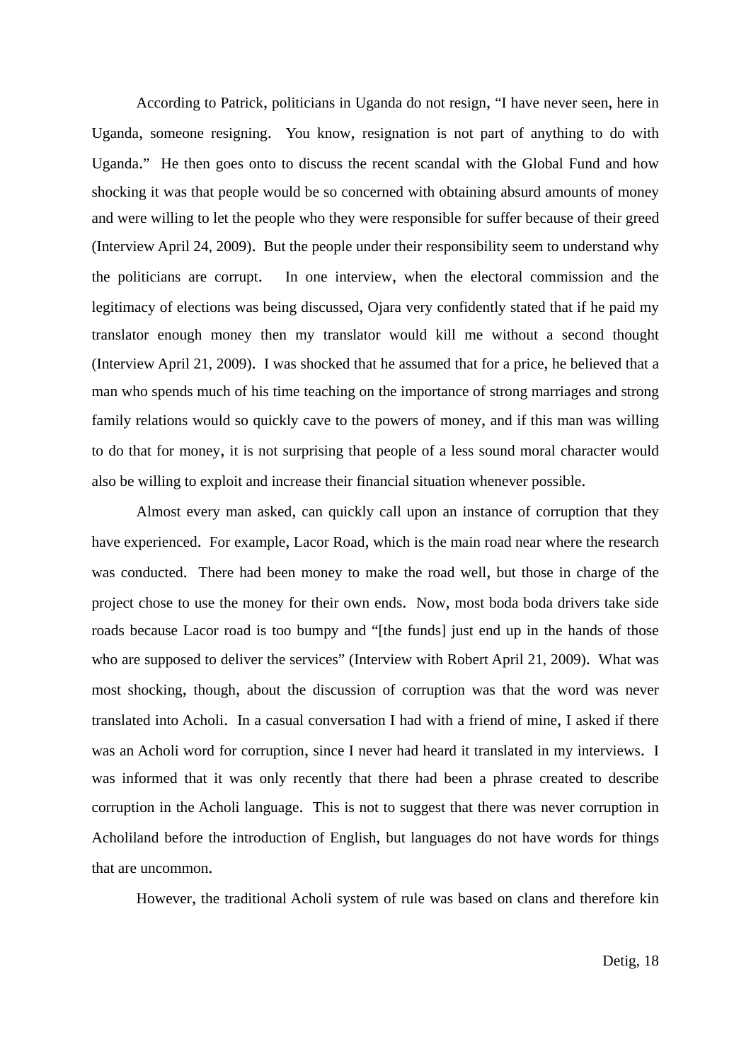According to Patrick, politicians in Uganda do not resign, "I have never seen, here in Uganda, someone resigning. You know, resignation is not part of anything to do with Uganda." He then goes onto to discuss the recent scandal with the Global Fund and how shocking it was that people would be so concerned with obtaining absurd amounts of money and were willing to let the people who they were responsible for suffer because of their greed (Interview April 24, 2009). But the people under their responsibility seem to understand why the politicians are corrupt. In one interview, when the electoral commission and the legitimacy of elections was being discussed, Ojara very confidently stated that if he paid my translator enough money then my translator would kill me without a second thought (Interview April 21, 2009). I was shocked that he assumed that for a price, he believed that a man who spends much of his time teaching on the importance of strong marriages and strong family relations would so quickly cave to the powers of money, and if this man was willing to do that for money, it is not surprising that people of a less sound moral character would also be willing to exploit and increase their financial situation whenever possible.

Almost every man asked, can quickly call upon an instance of corruption that they have experienced. For example, Lacor Road, which is the main road near where the research was conducted. There had been money to make the road well, but those in charge of the project chose to use the money for their own ends. Now, most boda boda drivers take side roads because Lacor road is too bumpy and "[the funds] just end up in the hands of those who are supposed to deliver the services" (Interview with Robert April 21, 2009). What was most shocking, though, about the discussion of corruption was that the word was never translated into Acholi. In a casual conversation I had with a friend of mine, I asked if there was an Acholi word for corruption, since I never had heard it translated in my interviews. I was informed that it was only recently that there had been a phrase created to describe corruption in the Acholi language. This is not to suggest that there was never corruption in Acholiland before the introduction of English, but languages do not have words for things that are uncommon.

However, the traditional Acholi system of rule was based on clans and therefore kin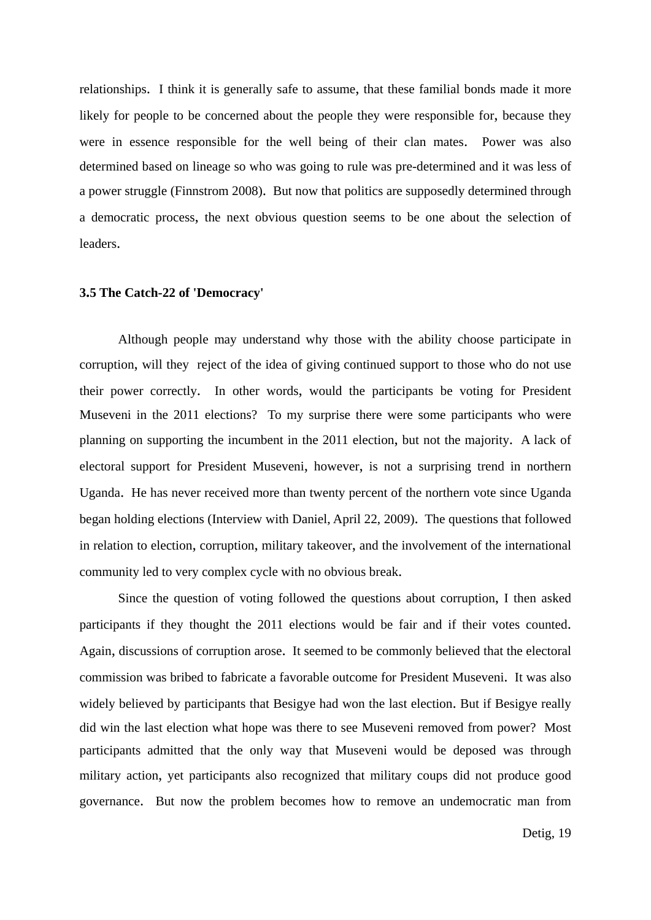relationships. I think it is generally safe to assume, that these familial bonds made it more likely for people to be concerned about the people they were responsible for, because they were in essence responsible for the well being of their clan mates. Power was also determined based on lineage so who was going to rule was pre-determined and it was less of a power struggle (Finnstrom 2008). But now that politics are supposedly determined through a democratic process, the next obvious question seems to be one about the selection of leaders.

### 3.5 The Catch-22 of 'Democracy'

Although people may understand why those with the ability choose participate in corruption, will they reject of the idea of giving continued support to those who do not use their power correctly. In other words, would the participants be voting for President Museveni in the 2011 elections? To my surprise there were some participants who were planning on supporting the incumbent in the 2011 election, but not the majority. A lack of electoral support for President Museveni, however, is not a surprising trend in northern Uganda. He has never received more than twenty percent of the northern vote since Uganda began holding elections (Interview with Daniel, April 22, 2009). The questions that followed in relation to election, corruption, military takeover, and the involvement of the international community led to very complex cycle with no obvious break.

Since the question of voting followed the questions about corruption, I then asked participants if they thought the 2011 elections would be fair and if their votes counted. Again, discussions of corruption arose. It seemed to be commonly believed that the electoral commission was bribed to fabricate a favorable outcome for President Museveni. It was also widely believed by participants that Besigye had won the last election. But if Besigye really did win the last election what hope was there to see Museveni removed from power? Most participants admitted that the only way that Museveni would be deposed was through military action, yet participants also recognized that military coups did not produce good governance. But now the problem becomes how to remove an undemocratic man from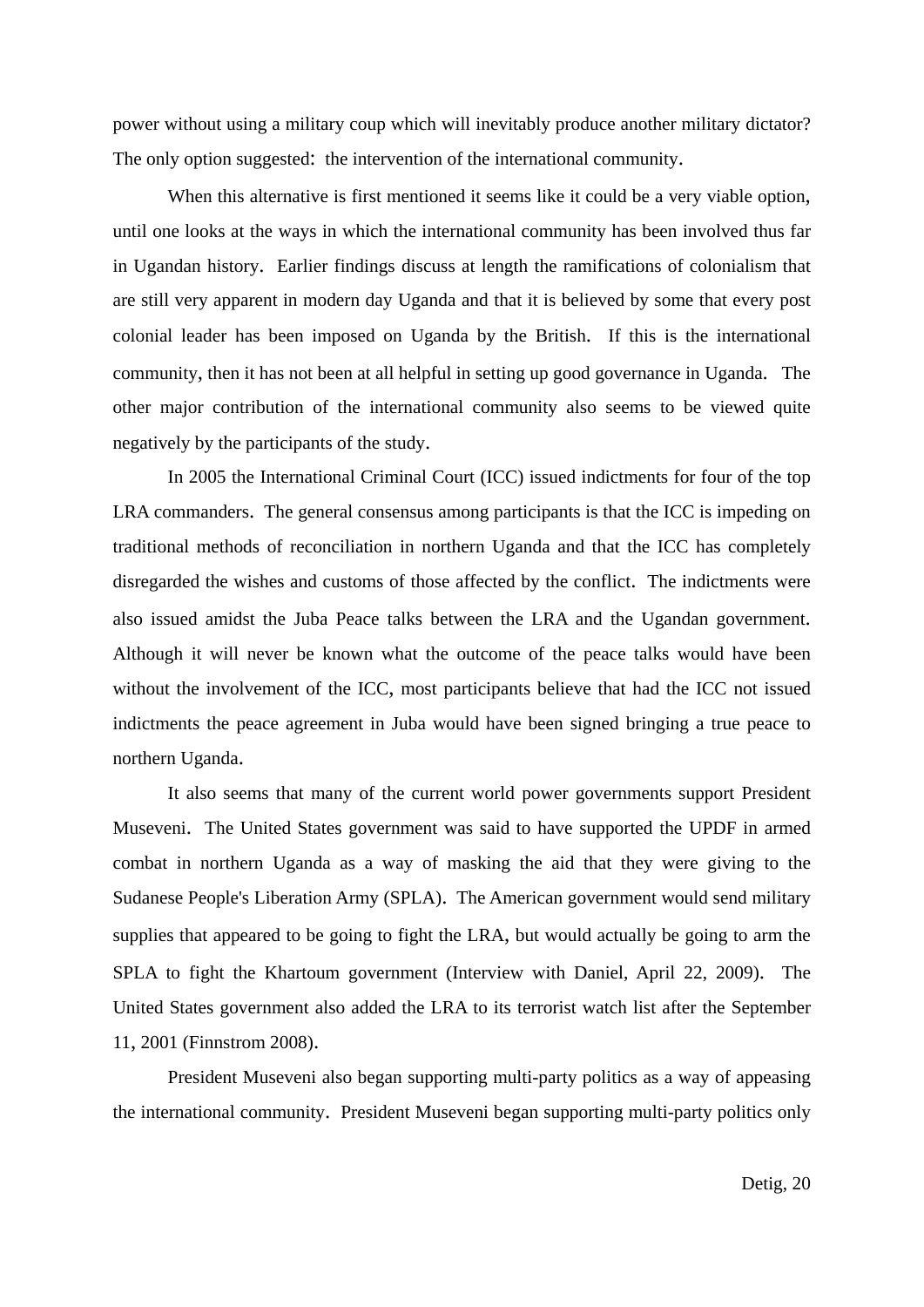power without using a military coup which will inevitably produce another military dictator? The only option suggested: the intervention of the international community.

When this alternative is first mentioned it seems like it could be a very viable option, until one looks at the ways in which the international community has been involved thus far in Ugandan history. Earlier findings discuss at length the ramifications of colonialism that are still very apparent in modern day Uganda and that it is believed by some that every post colonial leader has been imposed on Uganda by the British. If this is the international community, then it has not been at all helpful in setting up good governance in Uganda. The other major contribution of the international community also seems to be viewed quite negatively by the participants of the study.

In 2005 the International Criminal Court (ICC) issued indictments for four of the top LRA commanders. The general consensus among participants is that the ICC is impeding on traditional methods of reconciliation in northern Uganda and that the ICC has completely disregarded the wishes and customs of those affected by the conflict. The indictments were also issued amidst the Juba Peace talks between the LRA and the Ugandan government. Although it will never be known what the outcome of the peace talks would have been without the involvement of the ICC, most participants believe that had the ICC not issued indictments the peace agreement in Juba would have been signed bringing a true peace to northern Uganda.

It also seems that many of the current world power governments support President Museveni. The United States government was said to have supported the UPDF in armed combat in northern Uganda as a way of masking the aid that they were giving to the Sudanese People's Liberation Army (SPLA). The American government would send military supplies that appeared to be going to fight the LRA, but would actually be going to arm the SPLA to fight the Khartoum government (Interview with Daniel, April 22, 2009). The United States government also added the LRA to its terrorist watch list after the September 11, 2001 (Finnstrom 2008).

President Museveni also began supporting multi-party politics as a way of appeasing the international community. President Museveni began supporting multi-party politics only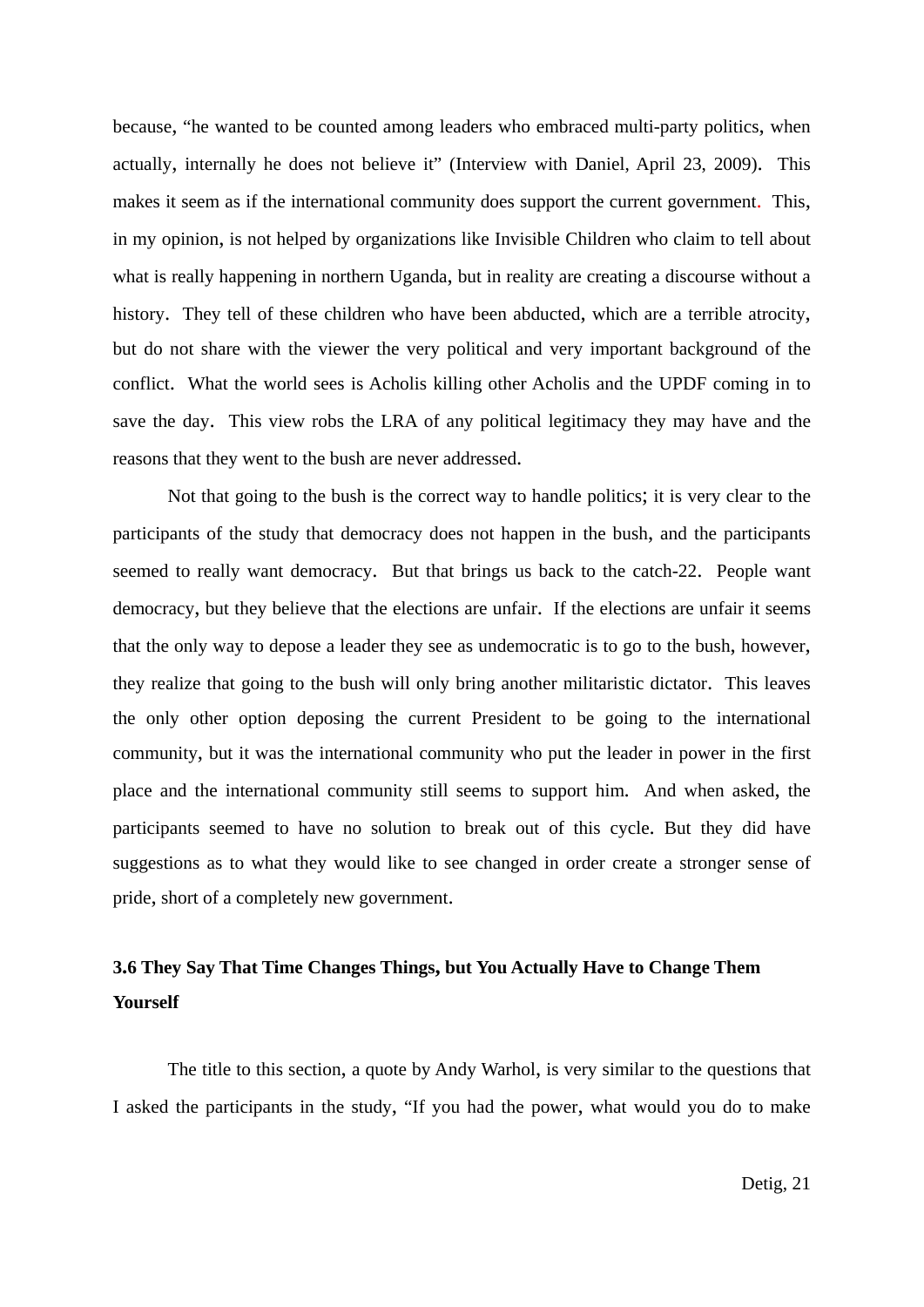because, "he wanted to be counted among leaders who embraced multi-party politics, when actually, internally he does not believe it" (Interview with Daniel, April 23, 2009). This makes it seem as if the international community does support the current government. This, in my opinion, is not helped by organizations like Invisible Children who claim to tell about what is really happening in northern Uganda, but in reality are creating a discourse without a history. They tell of these children who have been abducted, which are a terrible atrocity, but do not share with the viewer the very political and very important background of the conflict. What the world sees is Acholis killing other Acholis and the UPDF coming in to save the day. This view robs the LRA of any political legitimacy they may have and the reasons that they went to the bush are never addressed.

Not that going to the bush is the correct way to handle politics; it is very clear to the participants of the study that democracy does not happen in the bush, and the participants seemed to really want democracy. But that brings us back to the catch-22. People want democracy, but they believe that the elections are unfair. If the elections are unfair it seems that the only way to depose a leader they see as undemocratic is to go to the bush, however, they realize that going to the bush will only bring another militaristic dictator. This leaves the only other option deposing the current President to be going to the international community, but it was the international community who put the leader in power in the first place and the international community still seems to support him. And when asked, the participants seemed to have no solution to break out of this cycle. But they did have suggestions as to what they would like to see changed in order create a stronger sense of pride, short of a completely new government.

### 3.6 They Say That Time Changes Things, but You Actually Have to Change Them Yourself

The title to this section, a quote by Andy Warhol, is very similar to the questions that I asked the participants in the study, "If you had the power, what would you do to make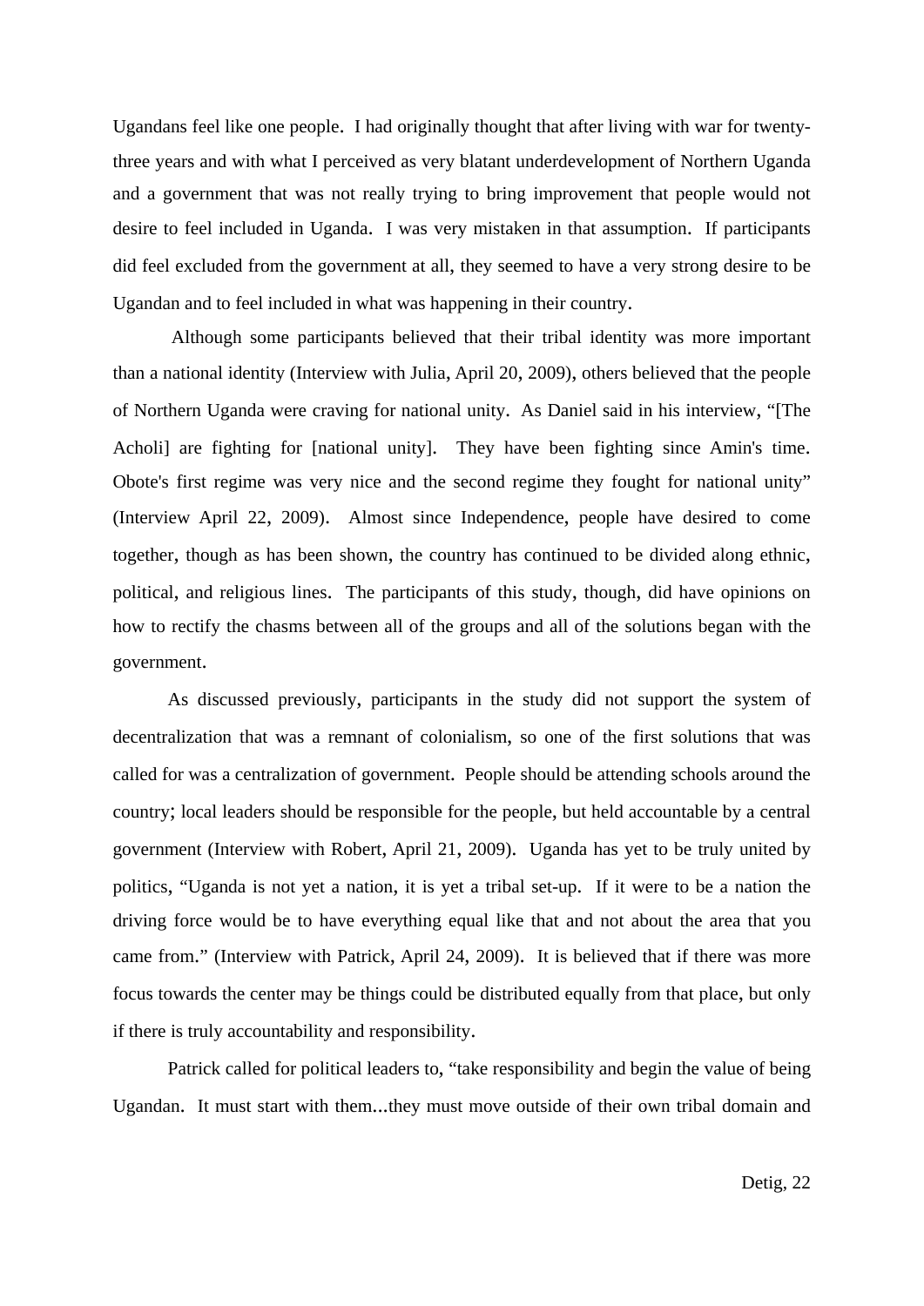Ugandans feel like one people. I had originally thought that after living with war for twenty-three years and with what I perceived as very blatant underdevelopment of Northern Uganda and a government that was not really trying to bring improvement that people would not desire to feel included in Uganda. I was very mistaken in that assumption. If participants did feel excluded from the government at all, they seemed to have a very strong desire to be Ugandan and to feel included in what was happening in their country.

Although some participants believed that their tribal identity was more important than a national identity (Interview with Julia, April 20, 2009), others believed that the people of Northern Uganda were craving for national unity. As Daniel said in his interview, "[The Acholi] are fighting for [national unity]. They have been fighting since Amin's time. Obote's first regime was very nice and the second regime they fought for national unity" (Interview April 22, 2009). Almost since Independence, people have desired to come together, though as has been shown, the country has continued to be divided along ethnic, political, and religious lines. The participants of this study, though, did have opinions on how to rectify the chasms between all of the groups and all of the solutions began with the government.

As discussed previously, participants in the study did not support the system of decentralization that was a remnant of colonialism, so one of the first solutions that was called for was a centralization of government. People should be attending schools around the country; local leaders should be responsible for the people, but held accountable by a central government (Interview with Robert, April 21, 2009). Uganda has yet to be truly united by politics, "Uganda is not yet a nation, it is yet a tribal set-up. If it were to be a nation the driving force would be to have everything equal like that and not about the area that you came from." (Interview with Patrick, April 24, 2009). It is believed that if there was more focus towards the center may be things could be distributed equally from that place, but only if there is truly accountability and responsibility.

Patrick called for political leaders to, "take responsibility and begin the value of being Ugandan. It must start with them...they must move outside of their own tribal domain and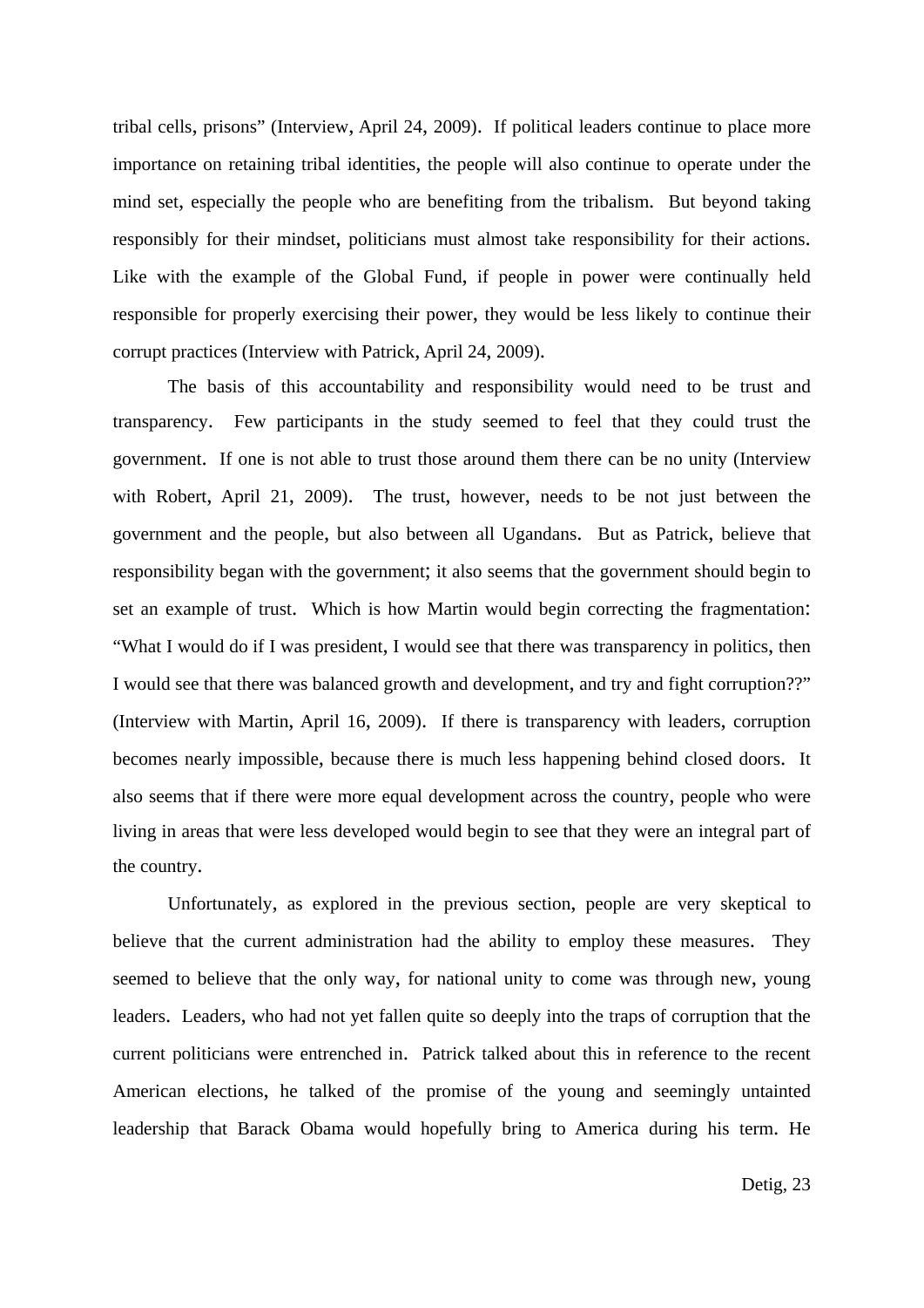tribal cells, prisons" (Interview, April 24, 2009). If political leaders continue to place more importance on retaining tribal identities, the people will also continue to operate under the mind set, especially the people who are benefiting from the tribalism. But beyond taking responsibly for their mindset, politicians must almost take responsibility for their actions. Like with the example of the Global Fund, if people in power were continually held responsible for properly exercising their power, they would be less likely to continue their corrupt practices (Interview with Patrick, April 24, 2009).

The basis of this accountability and responsibility would need to be trust and transparency. Few participants in the study seemed to feel that they could trust the government. If one is not able to trust those around them there can be no unity (Interview with Robert, April 21, 2009). The trust, however, needs to be not just between the government and the people, but also between all Ugandans. But as Patrick, believe that responsibility began with the government; it also seems that the government should begin to set an example of trust. Which is how Martin would begin correcting the fragmentation: "What I would do if I was president, I would see that there was transparency in politics, then I would see that there was balanced growth and development, and try and fight corruption??" (Interview with Martin, April 16, 2009). If there is transparency with leaders, corruption becomes nearly impossible, because there is much less happening behind closed doors. It also seems that if there were more equal development across the country, people who were living in areas that were less developed would begin to see that they were an integral part of the country.

Unfortunately, as explored in the previous section, people are very skeptical to believe that the current administration had the ability to employ these measures. They seemed to believe that the only way, for national unity to come was through new, young leaders. Leaders, who had not yet fallen quite so deeply into the traps of corruption that the current politicians were entrenched in. Patrick talked about this in reference to the recent American elections, he talked of the promise of the young and seemingly untainted leadership that Barack Obama would hopefully bring to America during his term. He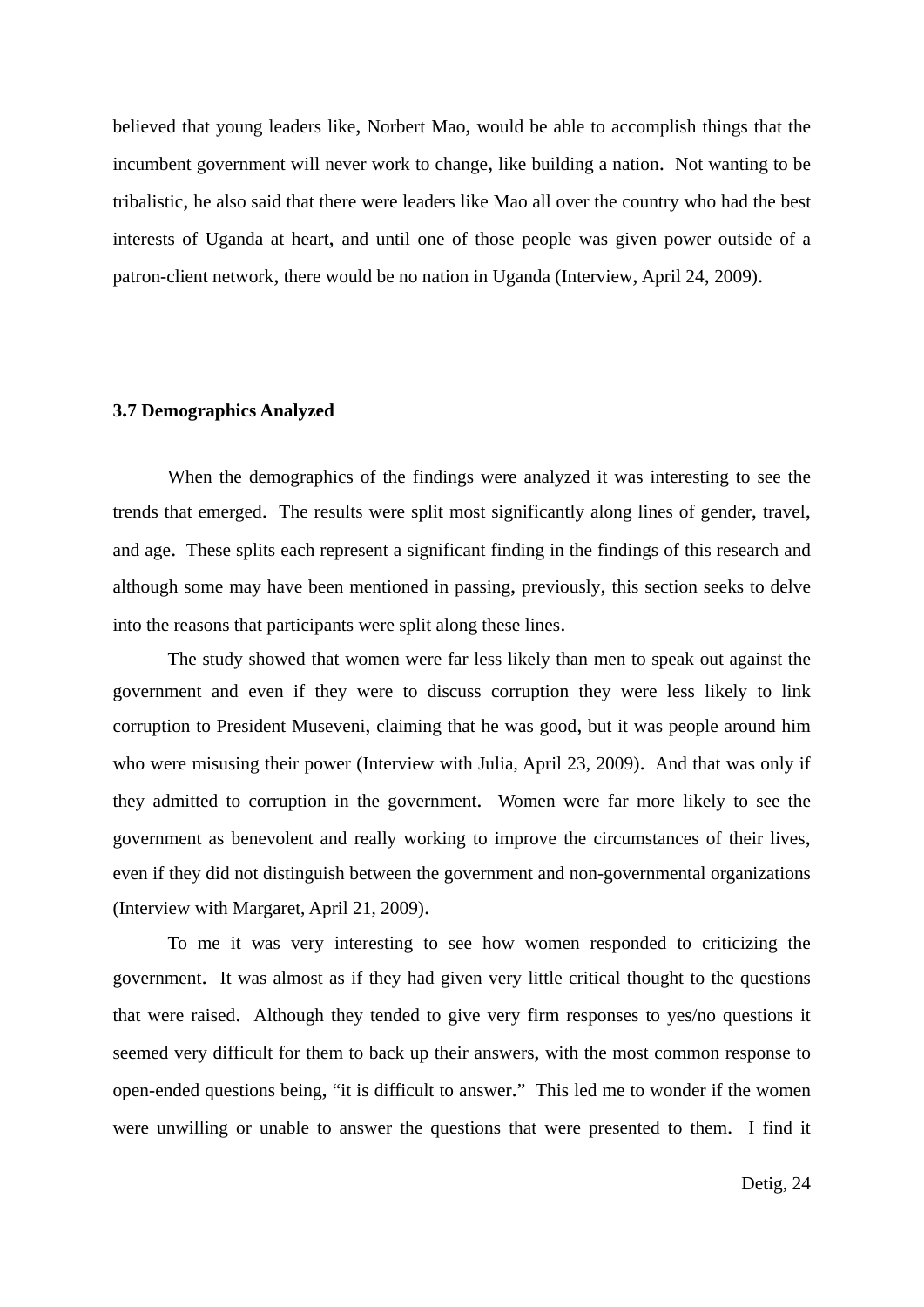believed that young leaders like, Norbert Mao, would be able to accomplish things that the incumbent government will never work to change, like building a nation. Not wanting to be tribalistic, he also said that there were leaders like Mao all over the country who had the best interests of Uganda at heart, and until one of those people was given power outside of a patron-client network, there would be no nation in Uganda (Interview, April 24, 2009).

### 3.7 Demographics Analyzed

When the demographics of the findings were analyzed it was interesting to see the trends that emerged. The results were split most significantly along lines of gender, travel, and age. These splits each represent a significant finding in the findings of this research and although some may have been mentioned in passing, previously, this section seeks to delve into the reasons that participants were split along these lines.

The study showed that women were far less likely than men to speak out against the government and even if they were to discuss corruption they were less likely to link corruption to President Museveni, claiming that he was good, but it was people around him who were misusing their power (Interview with Julia, April 23, 2009). And that was only if they admitted to corruption in the government. Women were far more likely to see the government as benevolent and really working to improve the circumstances of their lives, even if they did not distinguish between the government and non-governmental organizations (Interview with Margaret, April 21, 2009).

To me it was very interesting to see how women responded to criticizing the government. It was almost as if they had given very little critical thought to the questions that were raised. Although they tended to give very firm responses to yes/no questions it seemed very difficult for them to back up their answers, with the most common response to open-ended questions being, "it is difficult to answer." This led me to wonder if the women were unwilling or unable to answer the questions that were presented to them. I find it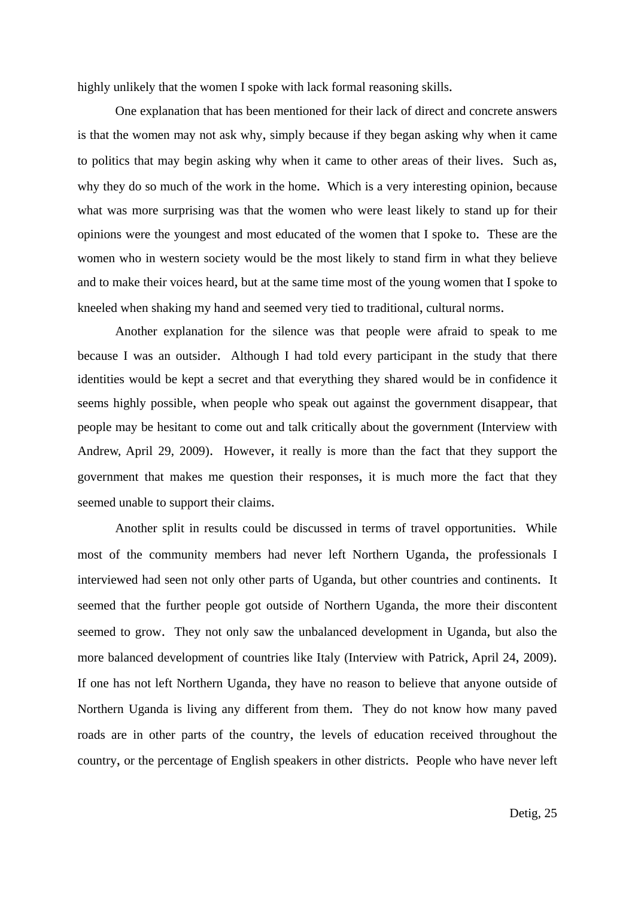highly unlikely that the women I spoke with lack formal reasoning skills.

One explanation that has been mentioned for their lack of direct and concrete answers is that the women may not ask why, simply because if they began asking why when it came to politics that may begin asking why when it came to other areas of their lives. Such as, why they do so much of the work in the home. Which is a very interesting opinion, because what was more surprising was that the women who were least likely to stand up for their opinions were the youngest and most educated of the women that I spoke to. These are the women who in western society would be the most likely to stand firm in what they believe and to make their voices heard, but at the same time most of the young women that I spoke to kneeled when shaking my hand and seemed very tied to traditional, cultural norms.

Another explanation for the silence was that people were afraid to speak to me because I was an outsider. Although I had told every participant in the study that there identities would be kept a secret and that everything they shared would be in confidence it seems highly possible, when people who speak out against the government disappear, that people may be hesitant to come out and talk critically about the government (Interview with Andrew, April 29, 2009). However, it really is more than the fact that they support the government that makes me question their responses, it is much more the fact that they seemed unable to support their claims.

Another split in results could be discussed in terms of travel opportunities. While most of the community members had never left Northern Uganda, the professionals I interviewed had seen not only other parts of Uganda, but other countries and continents. It seemed that the further people got outside of Northern Uganda, the more their discontent seemed to grow. They not only saw the unbalanced development in Uganda, but also the more balanced development of countries like Italy (Interview with Patrick, April 24, 2009). If one has not left Northern Uganda, they have no reason to believe that anyone outside of Northern Uganda is living any different from them. They do not know how many paved roads are in other parts of the country, the levels of education received throughout the country, or the percentage of English speakers in other districts. People who have never left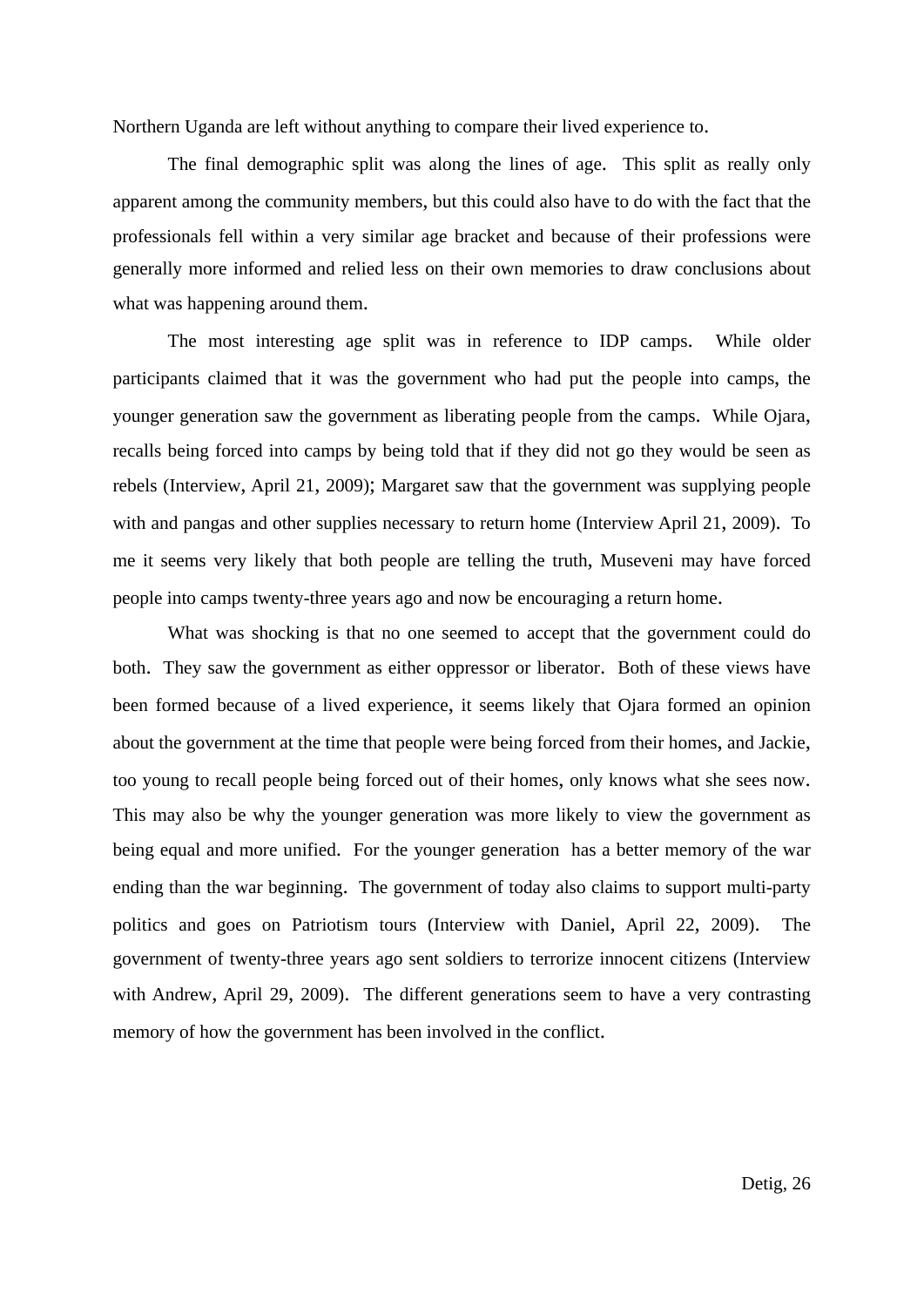Northern Uganda are left without anything to compare their lived experience to.

The final demographic split was along the lines of age. This split as really only apparent among the community members, but this could also have to do with the fact that the professionals fell within a very similar age bracket and because of their professions were generally more informed and relied less on their own memories to draw conclusions about what was happening around them.

The most interesting age split was in reference to IDP camps. While older participants claimed that it was the government who had put the people into camps, the younger generation saw the government as liberating people from the camps. While Ojara, recalls being forced into camps by being told that if they did not go they would be seen as rebels (Interview, April 21, 2009); Margaret saw that the government was supplying people with and pangas and other supplies necessary to return home (Interview April 21, 2009). To me it seems very likely that both people are telling the truth, Museveni may have forced people into camps twenty-three years ago and now be encouraging a return home.

What was shocking is that no one seemed to accept that the government could do both. They saw the government as either oppressor or liberator. Both of these views have been formed because of a lived experience, it seems likely that Ojara formed an opinion about the government at the time that people were being forced from their homes, and Jackie, too young to recall people being forced out of their homes, only knows what she sees now. This may also be why the younger generation was more likely to view the government as being equal and more unified. For the younger generation has a better memory of the war ending than the war beginning. The government of today also claims to support multi-party politics and goes on Patriotism tours (Interview with Daniel, April 22, 2009). The government of twenty-three years ago sent soldiers to terrorize innocent citizens (Interview with Andrew, April 29, 2009). The different generations seem to have a very contrasting memory of how the government has been involved in the conflict.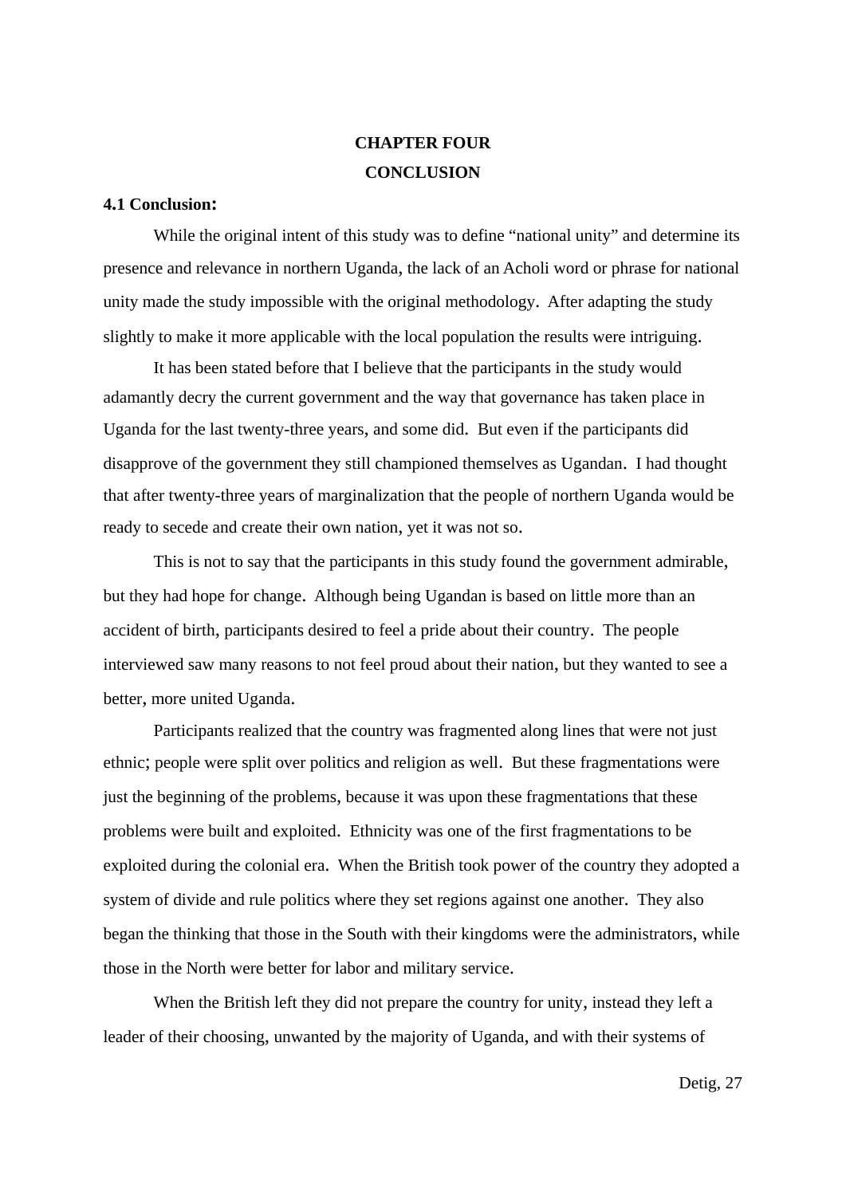# CHAPTER FOUR

# CONCLUSION

### 4.1 Conclusion:

While the original intent of this study was to define "national unity" and determine its presence and relevance in northern Uganda, the lack of an Acholi word or phrase for national unity made the study impossible with the original methodology. After adapting the study slightly to make it more applicable with the local population the results were intriguing.

It has been stated before that I believe that the participants in the study would adamantly decry the current government and the way that governance has taken place in Uganda for the last twenty-three years, and some did. But even if the participants did disapprove of the government they still championed themselves as Ugandan. I had thought that after twenty-three years of marginalization that the people of northern Uganda would be ready to secede and create their own nation, yet it was not so.

This is not to say that the participants in this study found the government admirable, but they had hope for change. Although being Ugandan is based on little more than an accident of birth, participants desired to feel a pride about their country. The people interviewed saw many reasons to not feel proud about their nation, but they wanted to see a better, more united Uganda.

Participants realized that the country was fragmented along lines that were not just ethnic; people were split over politics and religion as well. But these fragmentations were just the beginning of the problems, because it was upon these fragmentations that these problems were built and exploited. Ethnicity was one of the first fragmentations to be exploited during the colonial era. When the British took power of the country they adopted a system of divide and rule politics where they set regions against one another. They also began the thinking that those in the South with their kingdoms were the administrators, while those in the North were better for labor and military service.

When the British left they did not prepare the country for unity, instead they left a leader of their choosing, unwanted by the majority of Uganda, and with their systems of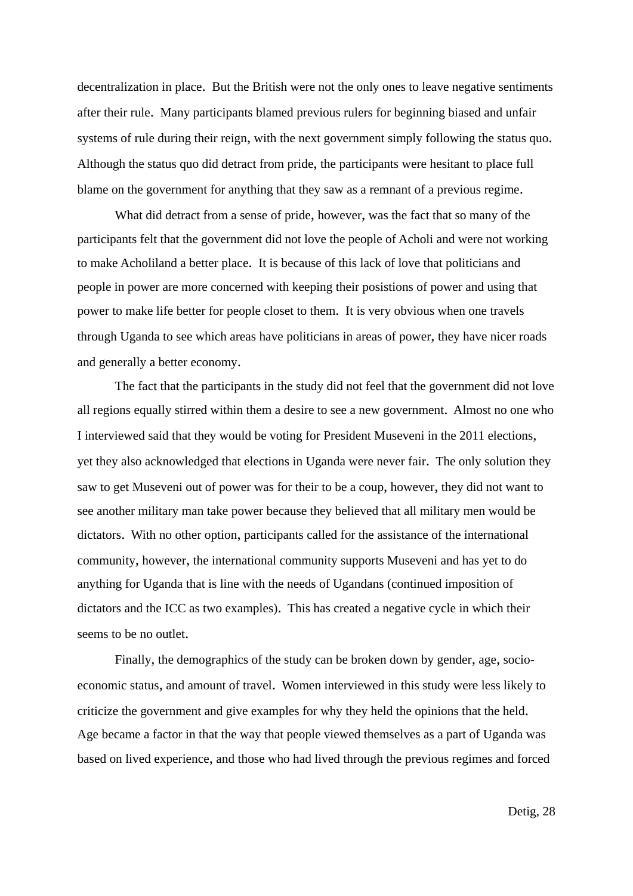decentralization in place. But the British were not the only ones to leave negative sentiments after their rule. Many participants blamed previous rulers for beginning biased and unfair systems of rule during their reign, with the next government simply following the status quo. Although the status quo did detract from pride, the participants were hesitant to place full blame on the government for anything that they saw as a remnant of a previous regime.

What did detract from a sense of pride, however, was the fact that so many of the participants felt that the government did not love the people of Acholi and were not working to make Acholiland a better place. It is because of this lack of love that politicians and people in power are more concerned with keeping their posistions of power and using that power to make life better for people closet to them. It is very obvious when one travels through Uganda to see which areas have politicians in areas of power, they have nicer roads and generally a better economy.

The fact that the participants in the study did not feel that the government did not love all regions equally stirred within them a desire to see a new government. Almost no one who I interviewed said that they would be voting for President Museveni in the 2011 elections, yet they also acknowledged that elections in Uganda were never fair. The only solution they saw to get Museveni out of power was for their to be a coup, however, they did not want to see another military man take power because they believed that all military men would be dictators. With no other option, participants called for the assistance of the international community, however, the international community supports Museveni and has yet to do anything for Uganda that is line with the needs of Ugandans (continued imposition of dictators and the ICC as two examples). This has created a negative cycle in which their seems to be no outlet.

Finally, the demographics of the study can be broken down by gender, age, socio-economic status, and amount of travel. Women interviewed in this study were less likely to criticize the government and give examples for why they held the opinions that the held. Age became a factor in that the way that people viewed themselves as a part of Uganda was based on lived experience, and those who had lived through the previous regimes and forced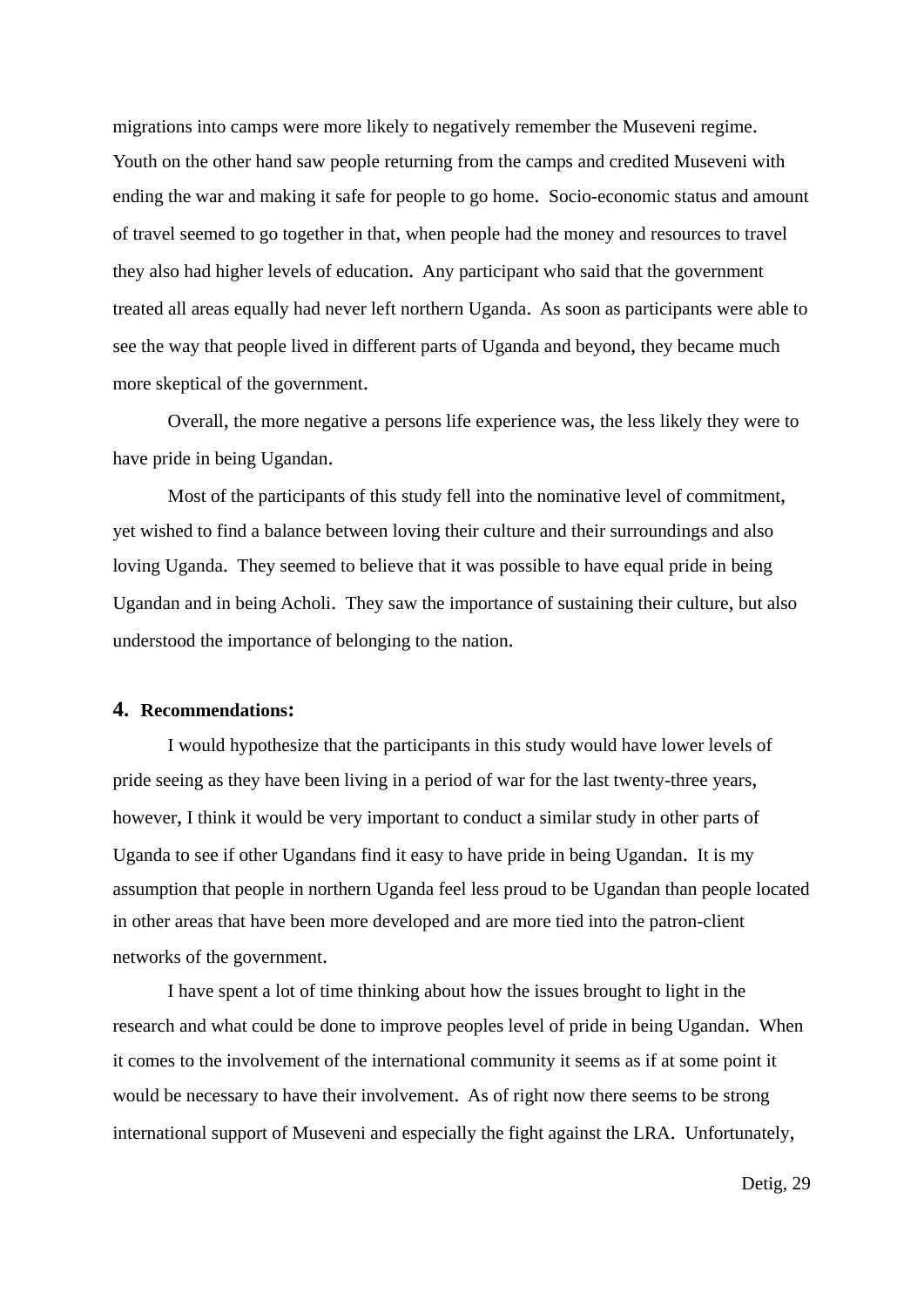migrations into camps were more likely to negatively remember the Museveni regime. Youth on the other hand saw people returning from the camps and credited Museveni with ending the war and making it safe for people to go home. Socio-economic status and amount of travel seemed to go together in that, when people had the money and resources to travel they also had higher levels of education. Any participant who said that the government treated all areas equally had never left northern Uganda. As soon as participants were able to see the way that people lived in different parts of Uganda and beyond, they became much more skeptical of the government.

Overall, the more negative a persons life experience was, the less likely they were to have pride in being Ugandan.

Most of the participants of this study fell into the nominative level of commitment, yet wished to find a balance between loving their culture and their surroundings and also loving Uganda. They seemed to believe that it was possible to have equal pride in being Ugandan and in being Acholi. They saw the importance of sustaining their culture, but also understood the importance of belonging to the nation.

## 4. Recommendations:

I would hypothesize that the participants in this study would have lower levels of pride seeing as they have been living in a period of war for the last twenty-three years, however, I think it would be very important to conduct a similar study in other parts of Uganda to see if other Ugandans find it easy to have pride in being Ugandan. It is my assumption that people in northern Uganda feel less proud to be Ugandan than people located in other areas that have been more developed and are more tied into the patron-client networks of the government.

I have spent a lot of time thinking about how the issues brought to light in the research and what could be done to improve peoples level of pride in being Ugandan. When it comes to the involvement of the international community it seems as if at some point it would be necessary to have their involvement. As of right now there seems to be strong international support of Museveni and especially the fight against the LRA. Unfortunately,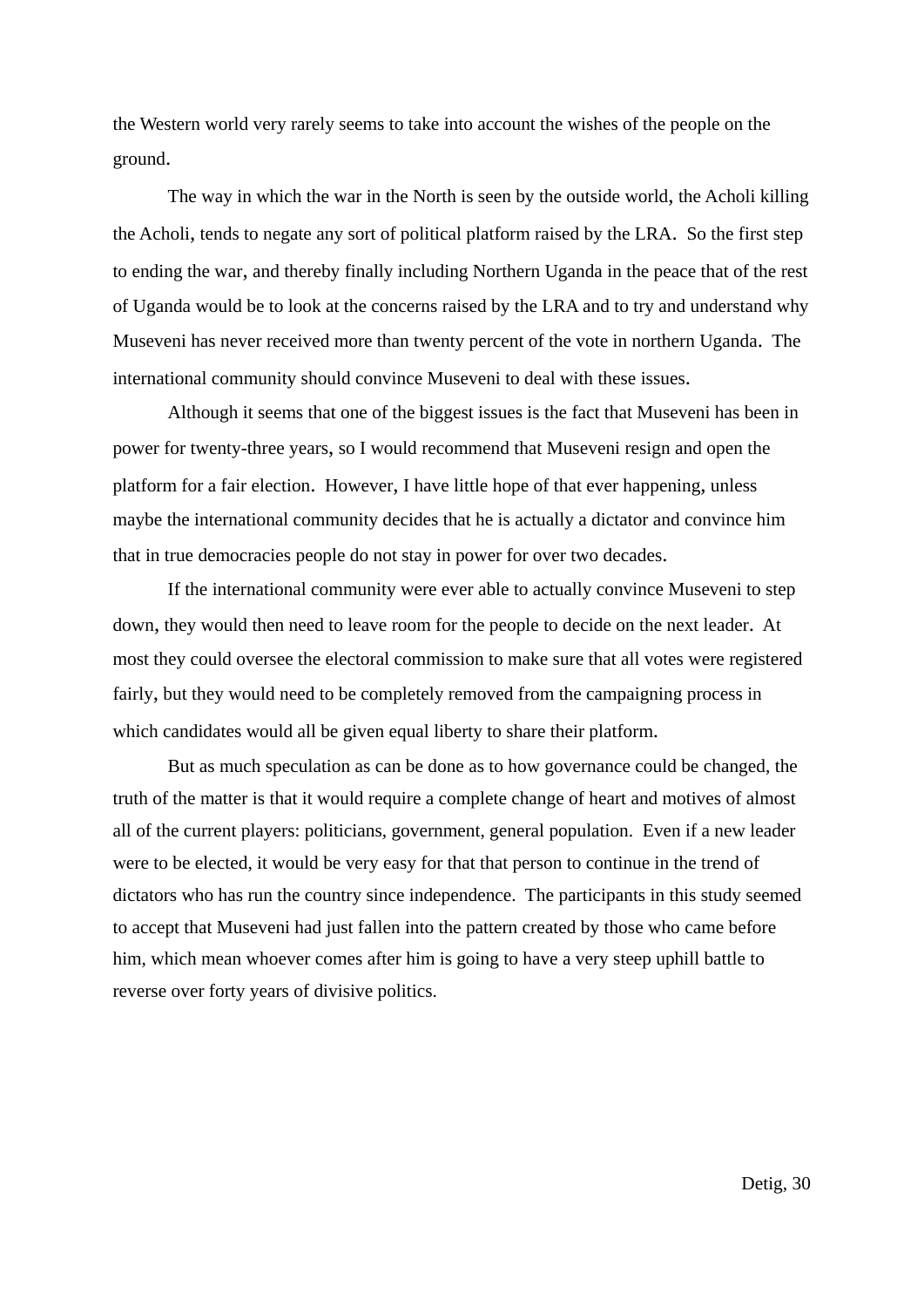the Western world very rarely seems to take into account the wishes of the people on the ground.

The way in which the war in the North is seen by the outside world, the Acholi killing the Acholi, tends to negate any sort of political platform raised by the LRA. So the first step to ending the war, and thereby finally including Northern Uganda in the peace that of the rest of Uganda would be to look at the concerns raised by the LRA and to try and understand why Museveni has never received more than twenty percent of the vote in northern Uganda. The international community should convince Museveni to deal with these issues.

Although it seems that one of the biggest issues is the fact that Museveni has been in power for twenty-three years, so I would recommend that Museveni resign and open the platform for a fair election. However, I have little hope of that ever happening, unless maybe the international community decides that he is actually a dictator and convince him that in true democracies people do not stay in power for over two decades.

If the international community were ever able to actually convince Museveni to step down, they would then need to leave room for the people to decide on the next leader. At most they could oversee the electoral commission to make sure that all votes were registered fairly, but they would need to be completely removed from the campaigning process in which candidates would all be given equal liberty to share their platform.

But as much speculation as can be done as to how governance could be changed, the truth of the matter is that it would require a complete change of heart and motives of almost all of the current players: politicians, government, general population. Even if a new leader were to be elected, it would be very easy for that that person to continue in the trend of dictators who has run the country since independence. The participants in this study seemed to accept that Museveni had just fallen into the pattern created by those who came before him, which mean whoever comes after him is going to have a very steep uphill battle to reverse over forty years of divisive politics.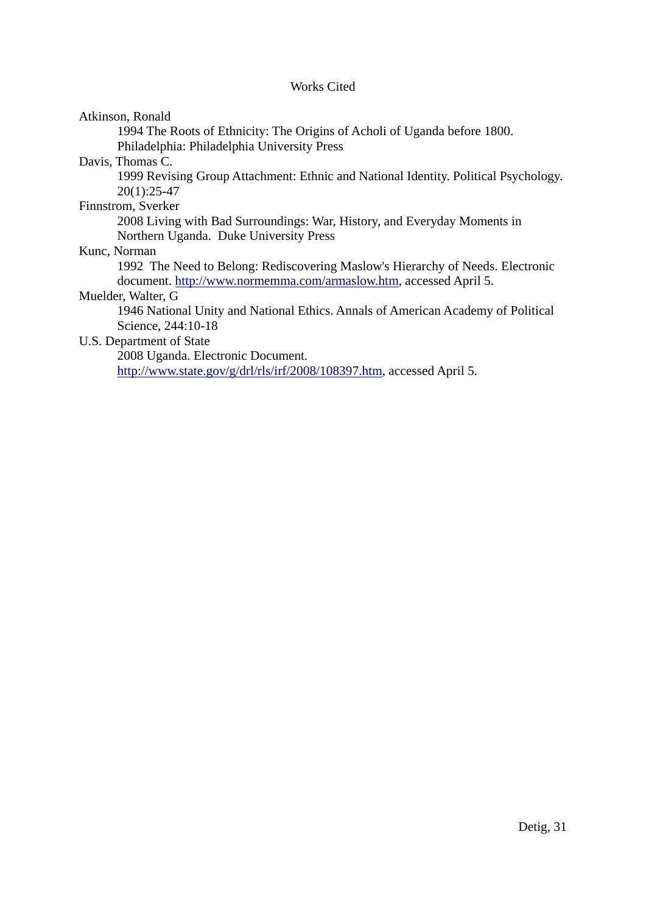# Works Cited

Atkinson, Ronald

  1994 The Roots of Ethnicity: The Origins of Acholi of Uganda before 1800. Philadelphia: Philadelphia University Press

Davis, Thomas C.

  1999 Revising Group Attachment: Ethnic and National Identity. Political Psychology. 20(1):25-47

Finnstrom, Sverker

  2008 Living with Bad Surroundings: War, History, and Everyday Moments in Northern Uganda. Duke University Press

Kunc, Norman

  1992 The Need to Belong: Rediscovering Maslow's Hierarchy of Needs. Electronic document. http://www.normemma.com/armaslow.htm, accessed April 5.

Muelder, Walter, G

  1946 National Unity and National Ethics. Annals of American Academy of Political Science, 244:10-18

U.S. Department of State

  2008 Uganda. Electronic Document. http://www.state.gov/g/drl/rls/irf/2008/108397.htm, accessed April 5.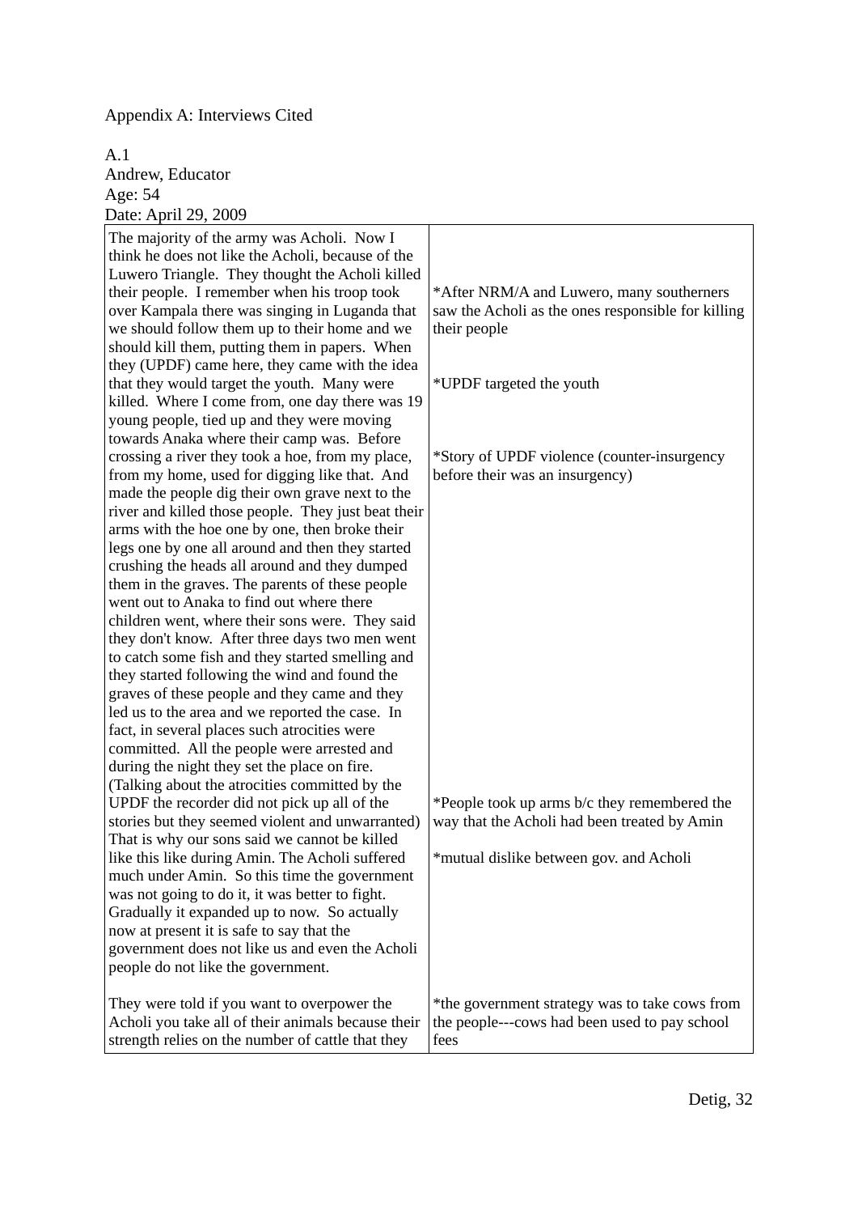Appendix A: Interviews Cited

A.1
Andrew, Educator
Age: 54
Date: April 29, 2009

| | |
|---|---|
| The majority of the army was Acholi. Now I think he does not like the Acholi, because of the Luwero Triangle. They thought the Acholi killed their people. I remember when his troop took over Kampala there was singing in Luganda that we should follow them up to their home and we should kill them, putting them in papers. When they (UPDF) came here, they came with the idea that they would target the youth. Many were killed. Where I come from, one day there was 19 young people, tied up and they were moving towards Anaka where their camp was. Before crossing a river they took a hoe, from my place, from my home, used for digging like that. And made the people dig their own grave next to the river and killed those people. They just beat their arms with the hoe one by one, then broke their legs one by one all around and then they started crushing the heads all around and they dumped them in the graves. The parents of these people went out to Anaka to find out where there children went, where their sons were. They said they don't know. After three days two men went to catch some fish and they started smelling and they started following the wind and found the graves of these people and they came and they led us to the area and we reported the case. In fact, in several places such atrocities were committed. All the people were arrested and during the night they set the place on fire. (Talking about the atrocities committed by the UPDF the recorder did not pick up all of the stories but they seemed violent and unwarranted) That is why our sons said we cannot be killed like this like during Amin. The Acholi suffered much under Amin. So this time the government was not going to do it, it was better to fight. Gradually it expanded up to now. So actually now at present it is safe to say that the government does not like us and even the Acholi people do not like the government. | *After NRM/A and Luwero, many southerners saw the Acholi as the ones responsible for killing their people<br><br>*UPDF targeted the youth<br><br>*Story of UPDF violence (counter-insurgency before their was an insurgency)<br><br>*People took up arms b/c they remembered the way that the Acholi had been treated by Amin<br><br>*mutual dislike between gov. and Acholi |
| They were told if you want to overpower the Acholi you take all of their animals because their strength relies on the number of cattle that they | *the government strategy was to take cows from the people---cows had been used to pay school fees |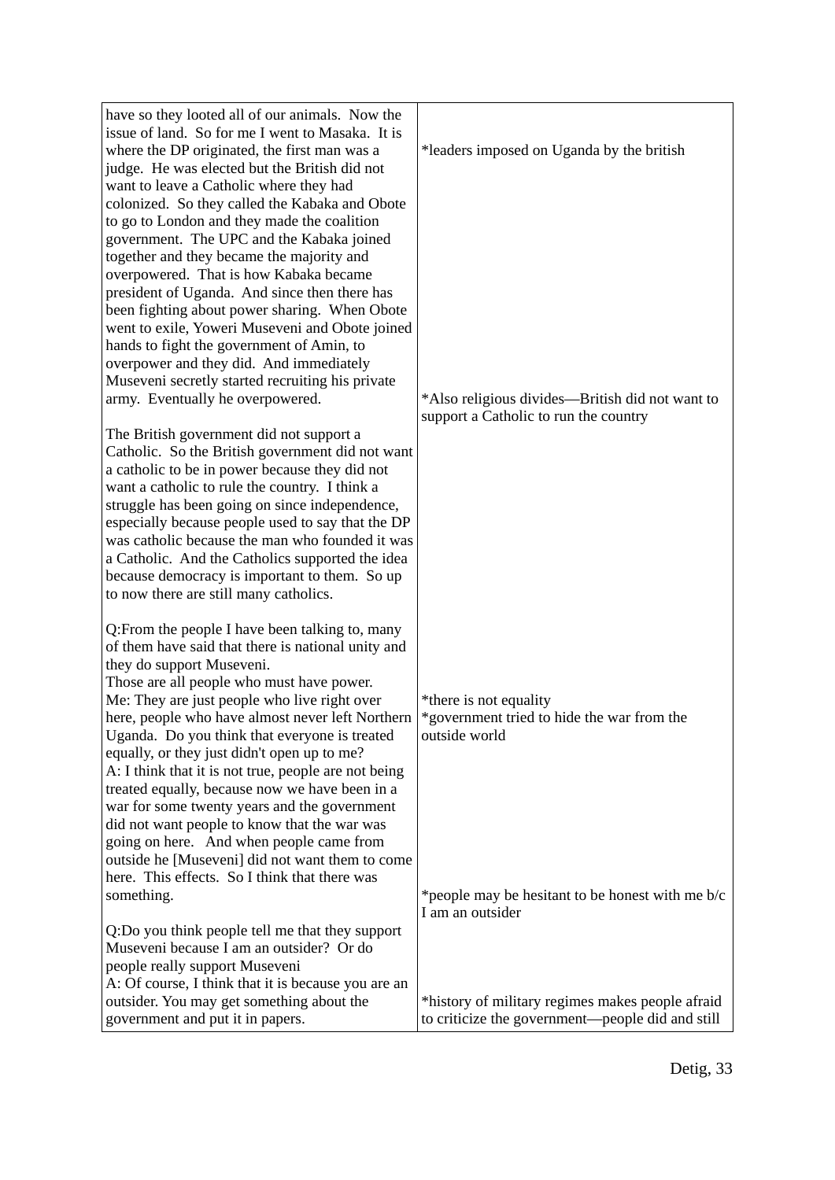| | |
|---|---|
| have so they looted all of our animals. Now the issue of land. So for me I went to Masaka. It is where the DP originated, the first man was a judge. He was elected but the British did not want to leave a Catholic where they had colonized. So they called the Kabaka and Obote to go to London and they made the coalition government. The UPC and the Kabaka joined together and they became the majority and overpowered. That is how Kabaka became president of Uganda. And since then there has been fighting about power sharing. When Obote went to exile, Yoweri Museveni and Obote joined hands to fight the government of Amin, to overpower and they did. And immediately Museveni secretly started recruiting his private army. Eventually he overpowered. | *leaders imposed on Uganda by the british<br><br>*Also religious divides—British did not want to support a Catholic to run the country |
| The British government did not support a Catholic. So the British government did not want a catholic to be in power because they did not want a catholic to rule the country. I think a struggle has been going on since independence, especially because people used to say that the DP was catholic because the man who founded it was a Catholic. And the Catholics supported the idea because democracy is important to them. So up to now there are still many catholics. | |
| Q:From the people I have been talking to, many of them have said that there is national unity and they do support Museveni.<br>Those are all people who must have power.<br>Me: They are just people who live right over here, people who have almost never left Northern Uganda. Do you think that everyone is treated equally, or they just didn't open up to me?<br>A: I think that it is not true, people are not being treated equally, because now we have been in a war for some twenty years and the government did not want people to know that the war was going on here. And when people came from outside he [Museveni] did not want them to come here. This effects. So I think that there was something. | *there is not equality<br>*government tried to hide the war from the outside world<br><br>*people may be hesitant to be honest with me b/c I am an outsider |
| Q:Do you think people tell me that they support Museveni because I am an outsider? Or do people really support Museveni<br>A: Of course, I think that it is because you are an outsider. You may get something about the government and put it in papers. | *history of military regimes makes people afraid to criticize the government—people did and still |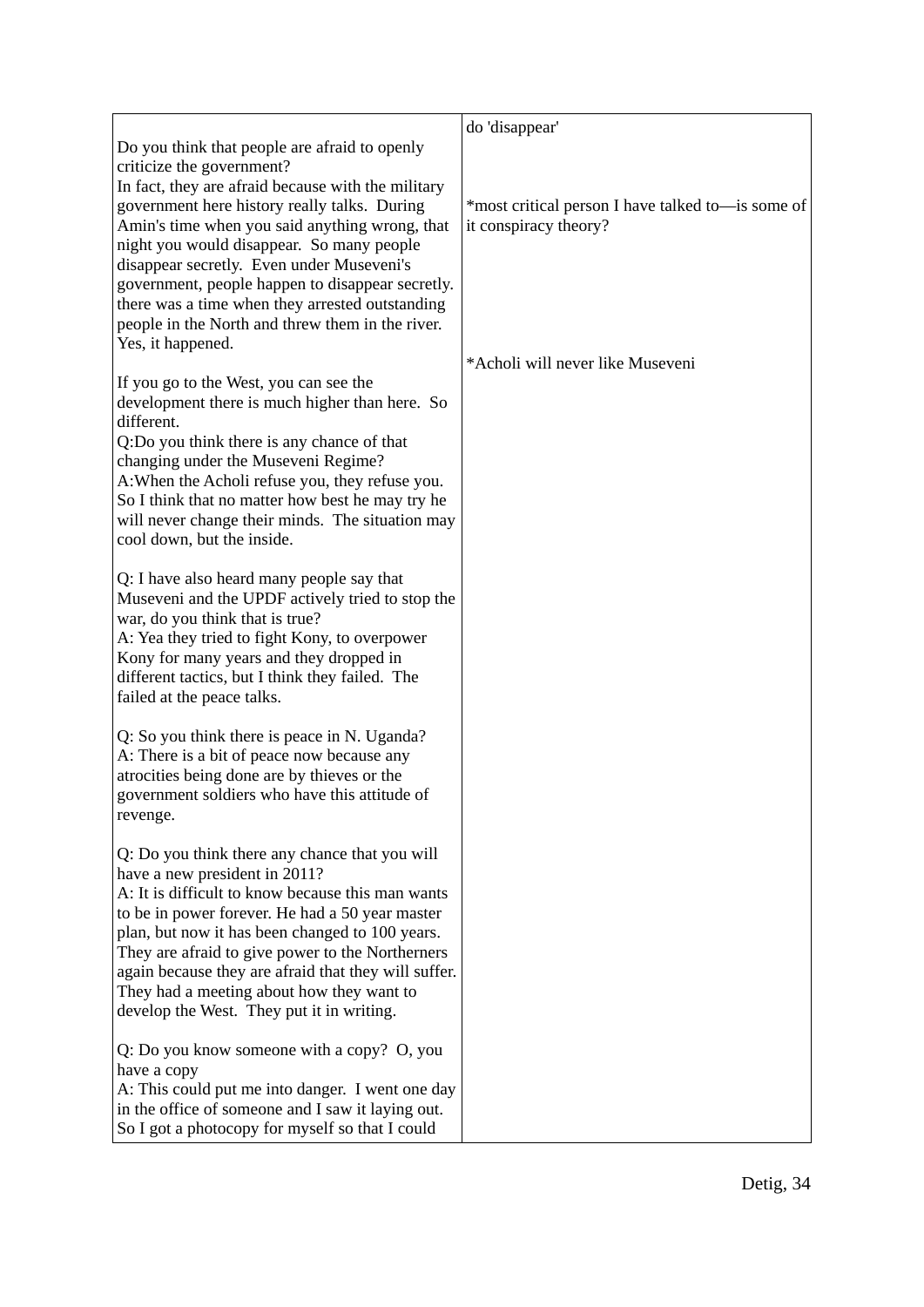| | |
|---|---|
| Do you think that people are afraid to openly criticize the government?<br>In fact, they are afraid because with the military government here history really talks. During Amin's time when you said anything wrong, that night you would disappear. So many people disappear secretly. Even under Museveni's government, people happen to disappear secretly. there was a time when they arrested outstanding people in the North and threw them in the river. Yes, it happened. | do 'disappear'<br><br>*most critical person I have talked to—is some of it conspiracy theory? |
| If you go to the West, you can see the development there is much higher than here. So different.<br>Q:Do you think there is any chance of that changing under the Museveni Regime?<br>A:When the Acholi refuse you, they refuse you. So I think that no matter how best he may try he will never change their minds. The situation may cool down, but the inside. | *Acholi will never like Museveni |
| Q: I have also heard many people say that Museveni and the UPDF actively tried to stop the war, do you think that is true?<br>A: Yea they tried to fight Kony, to overpower Kony for many years and they dropped in different tactics, but I think they failed. The failed at the peace talks. | |
| Q: So you think there is peace in N. Uganda?<br>A: There is a bit of peace now because any atrocities being done are by thieves or the government soldiers who have this attitude of revenge. | |
| Q: Do you think there any chance that you will have a new president in 2011?<br>A: It is difficult to know because this man wants to be in power forever. He had a 50 year master plan, but now it has been changed to 100 years. They are afraid to give power to the Northerners again because they are afraid that they will suffer. They had a meeting about how they want to develop the West. They put it in writing. | |
| Q: Do you know someone with a copy? O, you have a copy<br>A: This could put me into danger. I went one day in the office of someone and I saw it laying out. So I got a photocopy for myself so that I could | |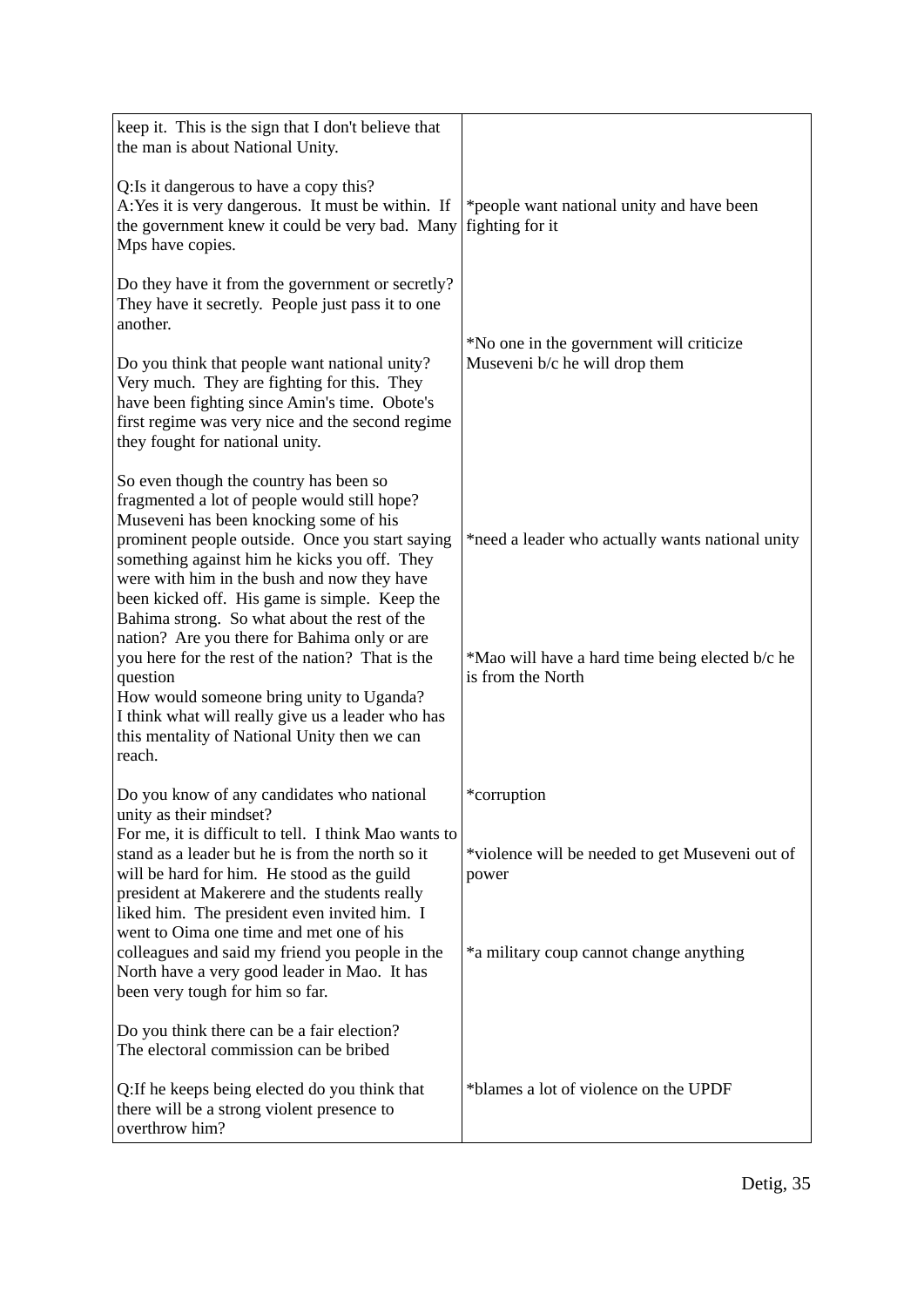| keep it. This is the sign that I don't believe that the man is about National Unity.<br><br>Q:Is it dangerous to have a copy this?<br>A:Yes it is very dangerous. It must be within. If the government knew it could be very bad. Many Mps have copies.<br><br>Do they have it from the government or secretly?<br>They have it secretly. People just pass it to one another.<br><br>Do you think that people want national unity?<br>Very much. They are fighting for this. They have been fighting since Amin's time. Obote's first regime was very nice and the second regime they fought for national unity.<br><br>So even though the country has been so fragmented a lot of people would still hope?<br>Museveni has been knocking some of his prominent people outside. Once you start saying something against him he kicks you off. They were with him in the bush and now they have been kicked off. His game is simple. Keep the Bahima strong. So what about the rest of the nation? Are you there for Bahima only or are you here for the rest of the nation? That is the question<br>How would someone bring unity to Uganda?<br>I think what will really give us a leader who has this mentality of National Unity then we can reach.<br><br>Do you know of any candidates who national unity as their mindset?<br>For me, it is difficult to tell. I think Mao wants to stand as a leader but he is from the north so it will be hard for him. He stood as the guild president at Makerere and the students really liked him. The president even invited him. I went to Oima one time and met one of his colleagues and said my friend you people in the North have a very good leader in Mao. It has been very tough for him so far.<br><br>Do you think there can be a fair election?<br>The electoral commission can be bribed<br><br>Q:If he keeps being elected do you think that there will be a strong violent presence to overthrow him? | *people want national unity and have been fighting for it<br><br>*No one in the government will criticize Museveni b/c he will drop them<br><br>*need a leader who actually wants national unity<br><br>*Mao will have a hard time being elected b/c he is from the North<br><br>*corruption<br><br>*violence will be needed to get Museveni out of power<br><br>*a military coup cannot change anything<br><br>*blames a lot of violence on the UPDF |
|---|---|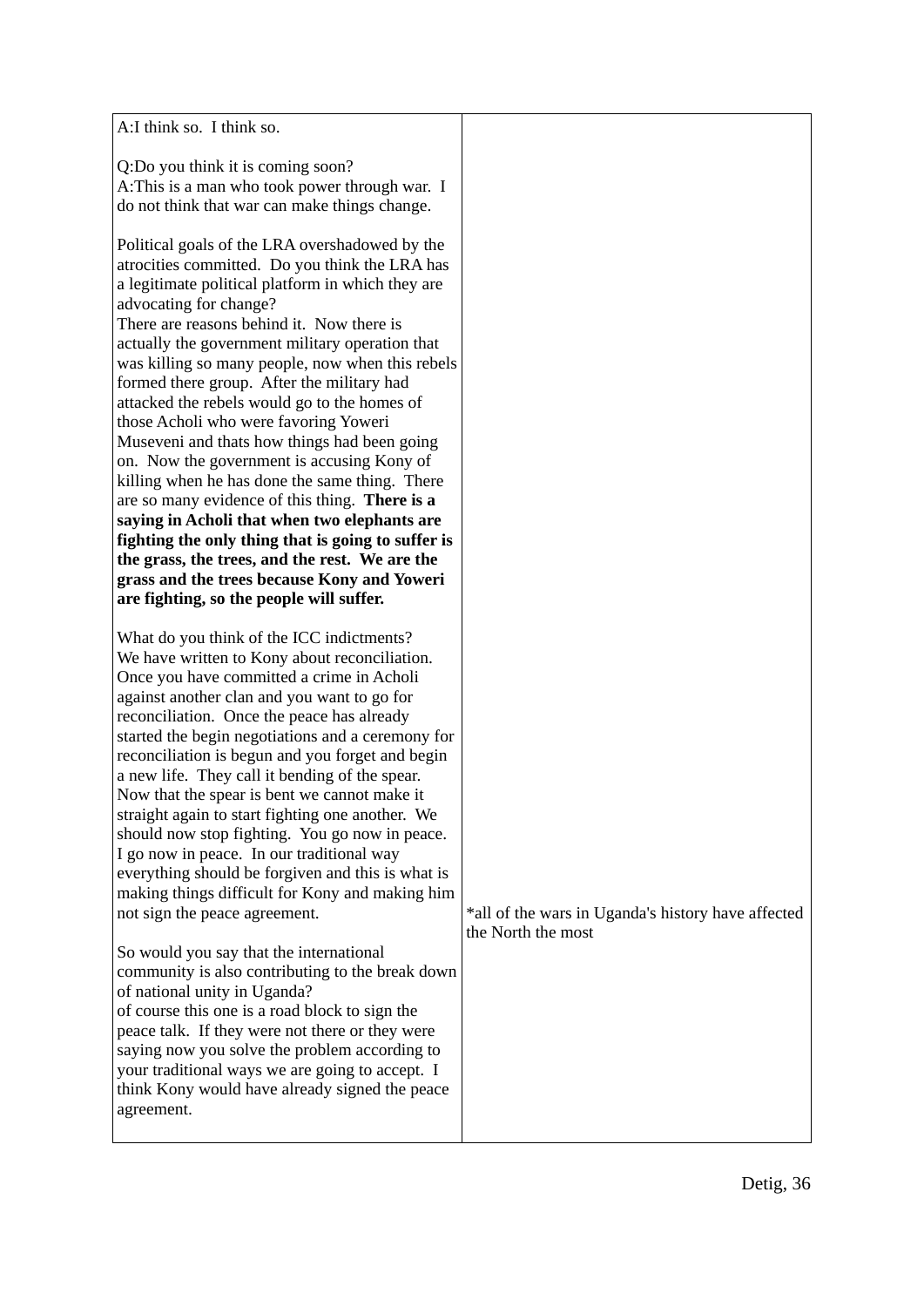| | |
|---|---|
| A:I think so. I think so.<br><br>Q:Do you think it is coming soon?<br>A:This is a man who took power through war. I do not think that war can make things change.<br><br>Political goals of the LRA overshadowed by the atrocities committed. Do you think the LRA has a legitimate political platform in which they are advocating for change?<br>There are reasons behind it. Now there is actually the government military operation that was killing so many people, now when this rebels formed there group. After the military had attacked the rebels would go to the homes of those Acholi who were favoring Yoweri Museveni and thats how things had been going on. Now the government is accusing Kony of killing when he has done the same thing. There are so many evidence of this thing. **There is a saying in Acholi that when two elephants are fighting the only thing that is going to suffer is the grass, the trees, and the rest. We are the grass and the trees because Kony and Yoweri are fighting, so the people will suffer.**<br><br>What do you think of the ICC indictments?<br>We have written to Kony about reconciliation. Once you have committed a crime in Acholi against another clan and you want to go for reconciliation. Once the peace has already started the begin negotiations and a ceremony for reconciliation is begun and you forget and begin a new life. They call it bending of the spear. Now that the spear is bent we cannot make it straight again to start fighting one another. We should now stop fighting. You go now in peace. I go now in peace. In our traditional way everything should be forgiven and this is what is making things difficult for Kony and making him not sign the peace agreement. | *all of the wars in Uganda's history have affected the North the most |
| So would you say that the international community is also contributing to the break down of national unity in Uganda?<br>of course this one is a road block to sign the peace talk. If they were not there or they were saying now you solve the problem according to your traditional ways we are going to accept. I think Kony would have already signed the peace agreement. | |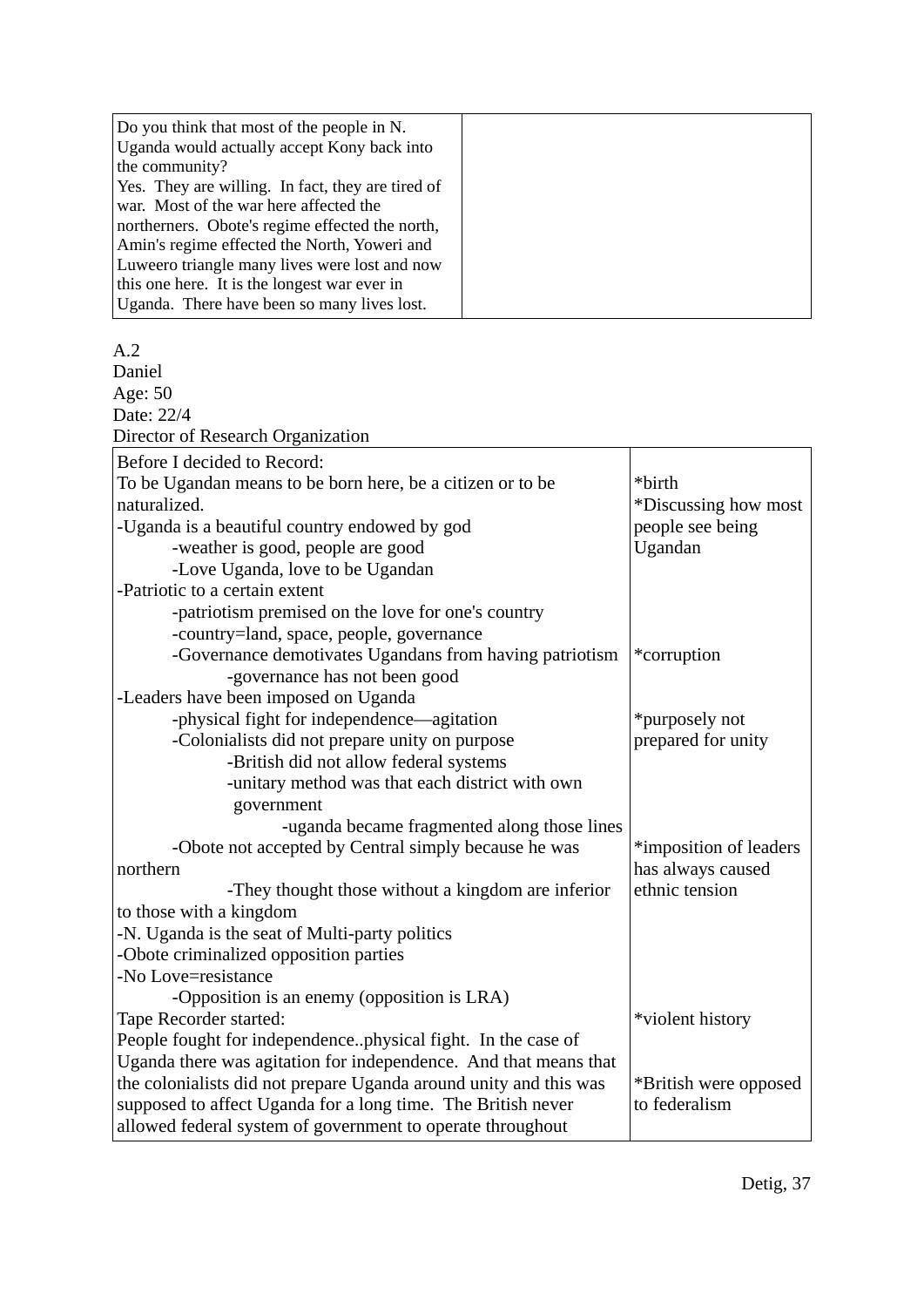| Do you think that most of the people in N. Uganda would actually accept Kony back into the community?<br>Yes. They are willing. In fact, they are tired of war. Most of the war here affected the northerners. Obote's regime effected the north, Amin's regime effected the North, Yoweri and Luweero triangle many lives were lost and now this one here. It is the longest war ever in Uganda. There have been so many lives lost. | |
|---|---|

A.2
Daniel
Age: 50
Date: 22/4
Director of Research Organization

| Before I decided to Record: | |
|---|---|
| To be Ugandan means to be born here, be a citizen or to be naturalized. | *birth |
| -Uganda is a beautiful country endowed by god | *Discussing how most people see being Ugandan |
| -weather is good, people are good | |
| -Love Uganda, love to be Ugandan | |
| -Patriotic to a certain extent | |
| -patriotism premised on the love for one's country | |
| -country=land, space, people, governance | |
| -Governance demotivates Ugandans from having patriotism | *corruption |
| -governance has not been good | |
| -Leaders have been imposed on Uganda | |
| -physical fight for independence—agitation | *purposely not prepared for unity |
| -Colonialists did not prepare unity on purpose | |
| -British did not allow federal systems | |
| -unitary method was that each district with own government | |
| -uganda became fragmented along those lines | |
| -Obote not accepted by Central simply because he was northern | *imposition of leaders has always caused ethnic tension |
| -They thought those without a kingdom are inferior to those with a kingdom | |
| -N. Uganda is the seat of Multi-party politics | |
| -Obote criminalized opposition parties | |
| -No Love=resistance | |
| -Opposition is an enemy (opposition is LRA) | |
| Tape Recorder started: | *violent history |
| People fought for independence..physical fight. In the case of Uganda there was agitation for independence. And that means that the colonialists did not prepare Uganda around unity and this was supposed to affect Uganda for a long time. The British never allowed federal system of government to operate throughout | *British were opposed to federalism |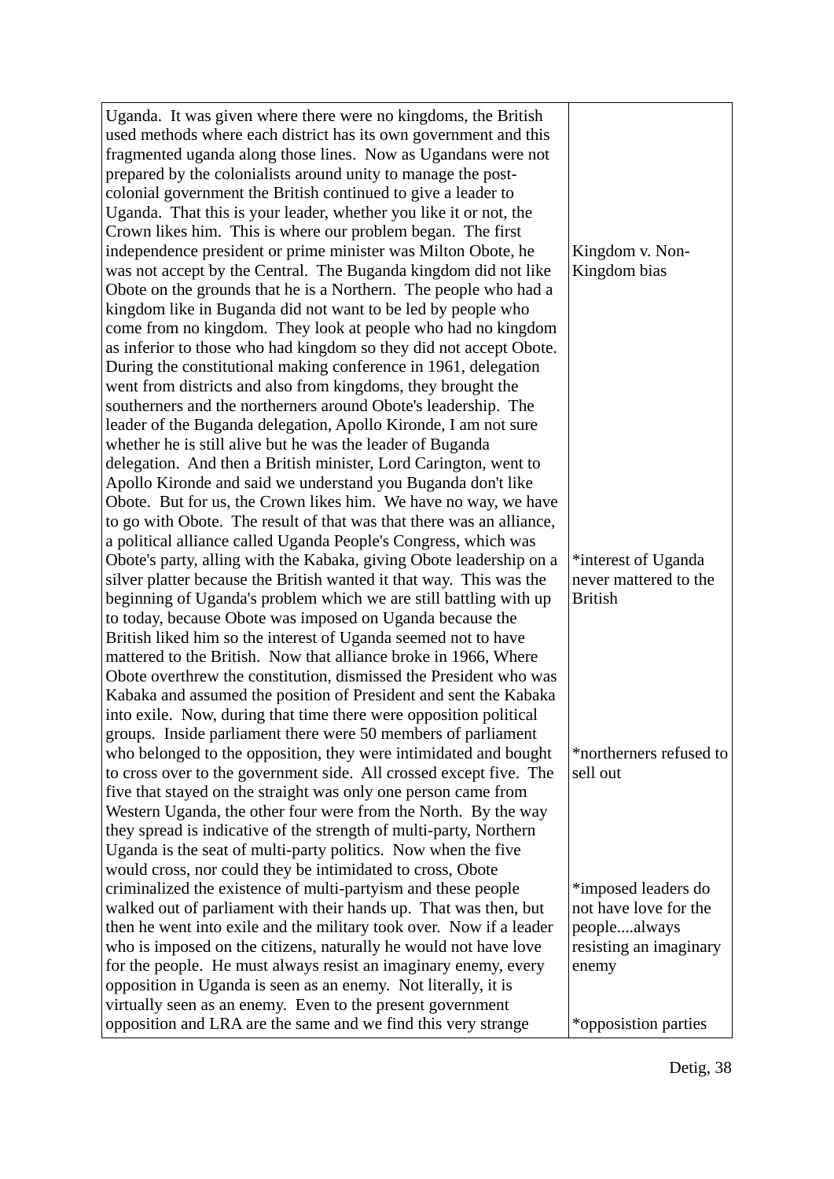| | |
|---|---|
| Uganda. It was given where there were no kingdoms, the British used methods where each district has its own government and this fragmented uganda along those lines. Now as Ugandans were not prepared by the colonialists around unity to manage the post-colonial government the British continued to give a leader to Uganda. That this is your leader, whether you like it or not, the Crown likes him. This is where our problem began. The first independence president or prime minister was Milton Obote, he was not accept by the Central. The Buganda kingdom did not like Obote on the grounds that he is a Northern. The people who had a kingdom like in Buganda did not want to be led by people who come from no kingdom. They look at people who had no kingdom as inferior to those who had kingdom so they did not accept Obote. During the constitutional making conference in 1961, delegation went from districts and also from kingdoms, they brought the southerners and the northerners around Obote's leadership. The leader of the Buganda delegation, Apollo Kironde, I am not sure whether he is still alive but he was the leader of Buganda delegation. And then a British minister, Lord Carington, went to Apollo Kironde and said we understand you Buganda don't like Obote. But for us, the Crown likes him. We have no way, we have to go with Obote. The result of that was that there was an alliance, a political alliance called Uganda People's Congress, which was Obote's party, alling with the Kabaka, giving Obote leadership on a silver platter because the British wanted it that way. This was the beginning of Uganda's problem which we are still battling with up to today, because Obote was imposed on Uganda because the British liked him so the interest of Uganda seemed not to have mattered to the British. Now that alliance broke in 1966, Where Obote overthrew the constitution, dismissed the President who was Kabaka and assumed the position of President and sent the Kabaka into exile. Now, during that time there were opposition political groups. Inside parliament there were 50 members of parliament who belonged to the opposition, they were intimidated and bought to cross over to the government side. All crossed except five. The five that stayed on the straight was only one person came from Western Uganda, the other four were from the North. By the way they spread is indicative of the strength of multi-party, Northern Uganda is the seat of multi-party politics. Now when the five would cross, nor could they be intimidated to cross, Obote criminalized the existence of multi-partyism and these people walked out of parliament with their hands up. That was then, but then he went into exile and the military took over. Now if a leader who is imposed on the citizens, naturally he would not have love for the people. He must always resist an imaginary enemy, every opposition in Uganda is seen as an enemy. Not literally, it is virtually seen as an enemy. Even to the present government opposition and LRA are the same and we find this very strange | Kingdom v. Non-Kingdom bias<br><br>*interest of Uganda never mattered to the British<br><br>*northerners refused to sell out<br><br>*imposed leaders do not have love for the people....always resisting an imaginary enemy<br><br>*oppossistion parties |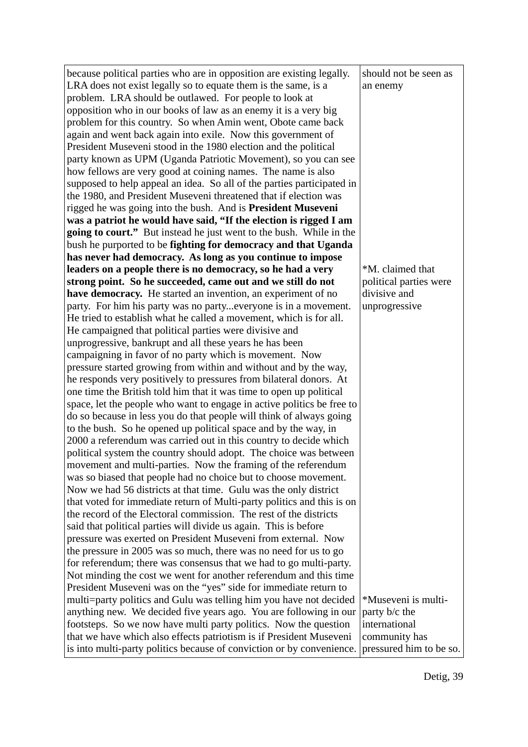| | |
|---|---|
| because political parties who are in opposition are existing legally. LRA does not exist legally so to equate them is the same, is a problem. LRA should be outlawed. For people to look at opposition who in our books of law as an enemy it is a very big problem for this country. So when Amin went, Obote came back again and went back again into exile. Now this government of President Museveni stood in the 1980 election and the political party known as UPM (Uganda Patriotic Movement), so you can see how fellows are very good at coining names. The name is also supposed to help appeal an idea. So all of the parties participated in the 1980, and President Museveni threatened that if election was rigged he was going into the bush. And is **President Museveni was a patriot he would have said, "If the election is rigged I am going to court."** But instead he just went to the bush. While in the bush he purported to be **fighting for democracy and that Uganda has never had democracy. As long as you continue to impose leaders on a people there is no democracy, so he had a very strong point. So he succeeded, came out and we still do not have democracy.** He started an invention, an experiment of no party. For him his party was no party...everyone is in a movement. He tried to establish what he called a movement, which is for all. He campaigned that political parties were divisive and unprogressive, bankrupt and all these years he has been campaigning in favor of no party which is movement. Now pressure started growing from within and without and by the way, he responds very positively to pressures from bilateral donors. At one time the British told him that it was time to open up political space, let the people who want to engage in active politics be free to do so because in less you do that people will think of always going to the bush. So he opened up political space and by the way, in 2000 a referendum was carried out in this country to decide which political system the country should adopt. The choice was between movement and multi-parties. Now the framing of the referendum was so biased that people had no choice but to choose movement. Now we had 56 districts at that time. Gulu was the only district that voted for immediate return of Multi-party politics and this is on the record of the Electoral commission. The rest of the districts said that political parties will divide us again. This is before pressure was exerted on President Museveni from external. Now the pressure in 2005 was so much, there was no need for us to go for referendum; there was consensus that we had to go multi-party. Not minding the cost we went for another referendum and this time President Museveni was on the "yes" side for immediate return to multi=party politics and Gulu was telling him you have not decided anything new. We decided five years ago. You are following in our footsteps. So we now have multi party politics. Now the question that we have which also effects patriotism is if President Museveni is into multi-party politics because of conviction or by convenience. | should not be seen as an enemy<br><br>*M. claimed that political parties were divisive and unprogressive<br><br>*Museveni is multi-party b/c the international community has pressured him to be so. |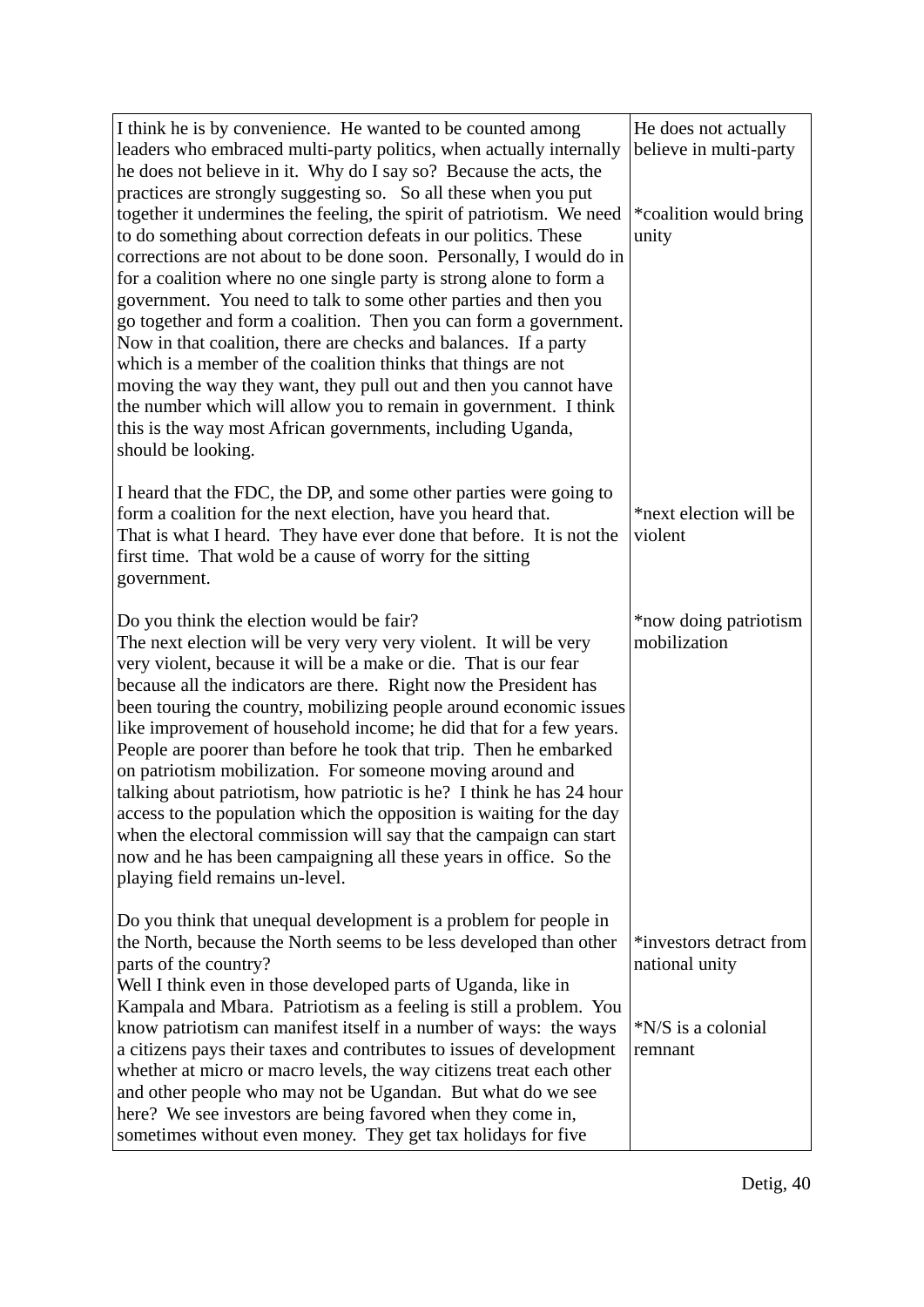| | |
|---|---|
| I think he is by convenience. He wanted to be counted among leaders who embraced multi-party politics, when actually internally he does not believe in it. Why do I say so? Because the acts, the practices are strongly suggesting so. So all these when you put together it undermines the feeling, the spirit of patriotism. We need to do something about correction defeats in our politics. These corrections are not about to be done soon. Personally, I would do in for a coalition where no one single party is strong alone to form a government. You need to talk to some other parties and then you go together and form a coalition. Then you can form a government. Now in that coalition, there are checks and balances. If a party which is a member of the coalition thinks that things are not moving the way they want, they pull out and then you cannot have the number which will allow you to remain in government. I think this is the way most African governments, including Uganda, should be looking.<br><br>I heard that the FDC, the DP, and some other parties were going to form a coalition for the next election, have you heard that.<br>That is what I heard. They have ever done that before. It is not the first time. That wold be a cause of worry for the sitting government.<br><br>Do you think the election would be fair?<br>The next election will be very very very violent. It will be very very violent, because it will be a make or die. That is our fear because all the indicators are there. Right now the President has been touring the country, mobilizing people around economic issues like improvement of household income; he did that for a few years. People are poorer than before he took that trip. Then he embarked on patriotism mobilization. For someone moving around and talking about patriotism, how patriotic is he? I think he has 24 hour access to the population which the opposition is waiting for the day when the electoral commission will say that the campaign can start now and he has been campaigning all these years in office. So the playing field remains un-level.<br><br>Do you think that unequal development is a problem for people in the North, because the North seems to be less developed than other parts of the country?<br>Well I think even in those developed parts of Uganda, like in Kampala and Mbara. Patriotism as a feeling is still a problem. You know patriotism can manifest itself in a number of ways: the ways a citizens pays their taxes and contributes to issues of development whether at micro or macro levels, the way citizens treat each other and other people who may not be Ugandan. But what do we see here? We see investors are being favored when they come in, sometimes without even money. They get tax holidays for five | He does not actually believe in multi-party<br><br>*coalition would bring unity<br><br>*next election will be violent<br><br>*now doing patriotism mobilization<br><br>*investors detract from national unity<br><br>*N/S is a colonial remnant |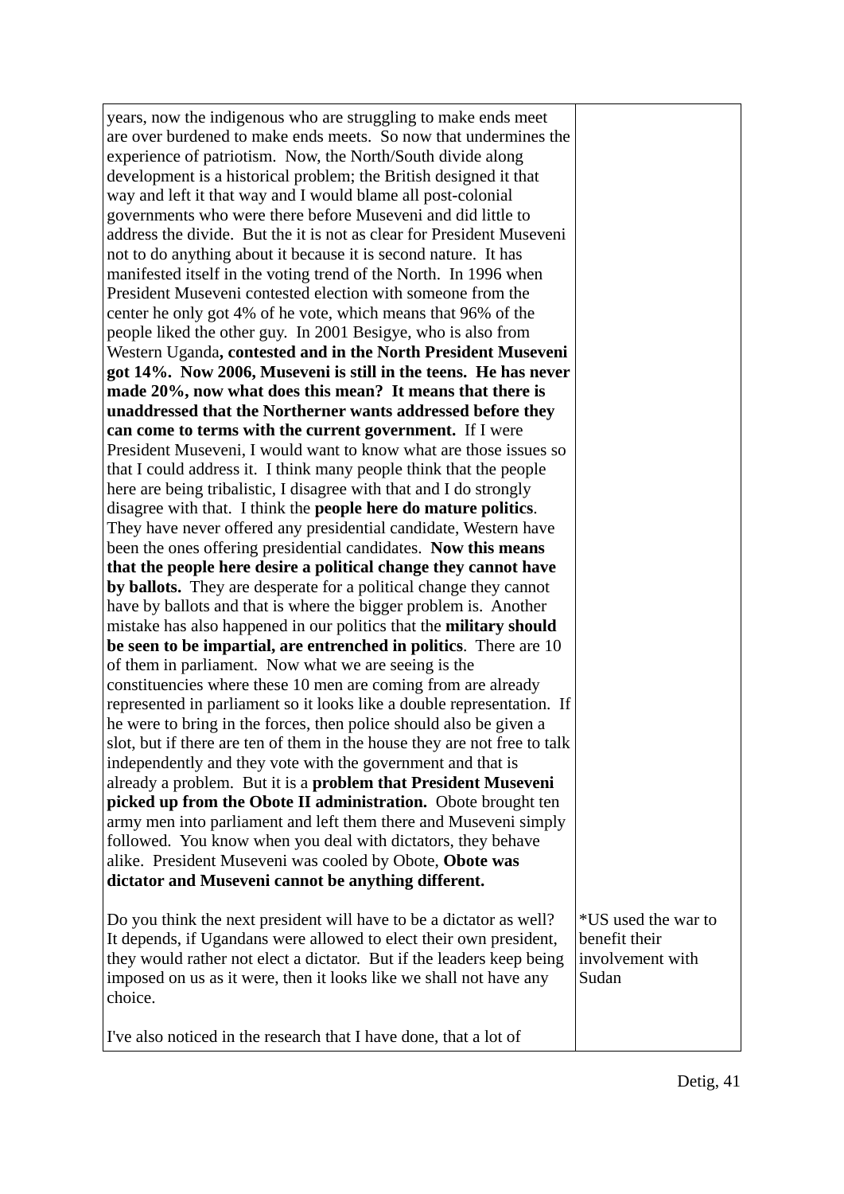| | |
|---|---|
| years, now the indigenous who are struggling to make ends meet are over burdened to make ends meets. So now that undermines the experience of patriotism. Now, the North/South divide along development is a historical problem; the British designed it that way and left it that way and I would blame all post-colonial governments who were there before Museveni and did little to address the divide. But the it is not as clear for President Museveni not to do anything about it because it is second nature. It has manifested itself in the voting trend of the North. In 1996 when President Museveni contested election with someone from the center he only got 4% of he vote, which means that 96% of the people liked the other guy. In 2001 Besigye, who is also from Western Uganda**, contested and in the North President Museveni got 14%. Now 2006, Museveni is still in the teens. He has never made 20%, now what does this mean? It means that there is unaddressed that the Northerner wants addressed before they can come to terms with the current government.** If I were President Museveni, I would want to know what are those issues so that I could address it. I think many people think that the people here are being tribalistic, I disagree with that and I do strongly disagree with that. I think the **people here do mature politics**. They have never offered any presidential candidate, Western have been the ones offering presidential candidates. **Now this means that the people here desire a political change they cannot have by ballots.** They are desperate for a political change they cannot have by ballots and that is where the bigger problem is. Another mistake has also happened in our politics that the **military should be seen to be impartial, are entrenched in politics**. There are 10 of them in parliament. Now what we are seeing is the constituencies where these 10 men are coming from are already represented in parliament so it looks like a double representation. If he were to bring in the forces, then police should also be given a slot, but if there are ten of them in the house they are not free to talk independently and they vote with the government and that is already a problem. But it is a **problem that President Museveni picked up from the Obote II administration.** Obote brought ten army men into parliament and left them there and Museveni simply followed. You know when you deal with dictators, they behave alike. President Museveni was cooled by Obote, **Obote was dictator and Museveni cannot be anything different.** | |
| Do you think the next president will have to be a dictator as well? It depends, if Ugandans were allowed to elect their own president, they would rather not elect a dictator. But if the leaders keep being imposed on us as it were, then it looks like we shall not have any choice. | *US used the war to benefit their involvement with Sudan |
| I've also noticed in the research that I have done, that a lot of | |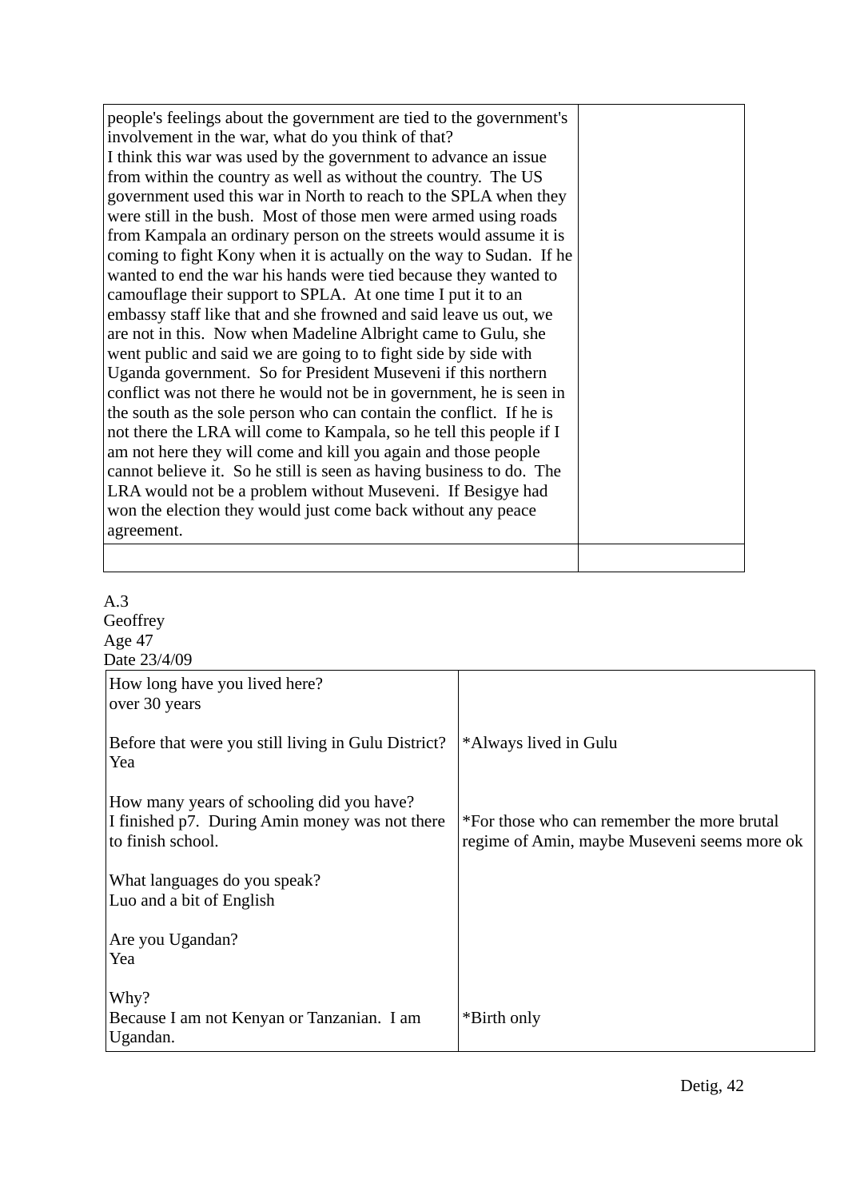| | |
|---|---|
| people's feelings about the government are tied to the government's involvement in the war, what do you think of that?<br>I think this war was used by the government to advance an issue from within the country as well as without the country. The US government used this war in North to reach to the SPLA when they were still in the bush. Most of those men were armed using roads from Kampala an ordinary person on the streets would assume it is coming to fight Kony when it is actually on the way to Sudan. If he wanted to end the war his hands were tied because they wanted to camouflage their support to SPLA. At one time I put it to an embassy staff like that and she frowned and said leave us out, we are not in this. Now when Madeline Albright came to Gulu, she went public and said we are going to to fight side by side with Uganda government. So for President Museveni if this northern conflict was not there he would not be in government, he is seen in the south as the sole person who can contain the conflict. If he is not there the LRA will come to Kampala, so he tell this people if I am not here they will come and kill you again and those people cannot believe it. So he still is seen as having business to do. The LRA would not be a problem without Museveni. If Besigye had won the election they would just come back without any peace agreement. | |
| | |

A.3
Geoffrey
Age 47
Date 23/4/09

| | |
|---|---|
| How long have you lived here?<br>over 30 years | |
| Before that were you still living in Gulu District?<br>Yea | *Always lived in Gulu |
| How many years of schooling did you have?<br>I finished p7. During Amin money was not there to finish school. | *For those who can remember the more brutal regime of Amin, maybe Museveni seems more ok |
| What languages do you speak?<br>Luo and a bit of English | |
| Are you Ugandan?<br>Yea | |
| Why?<br>Because I am not Kenyan or Tanzanian. I am Ugandan. | *Birth only |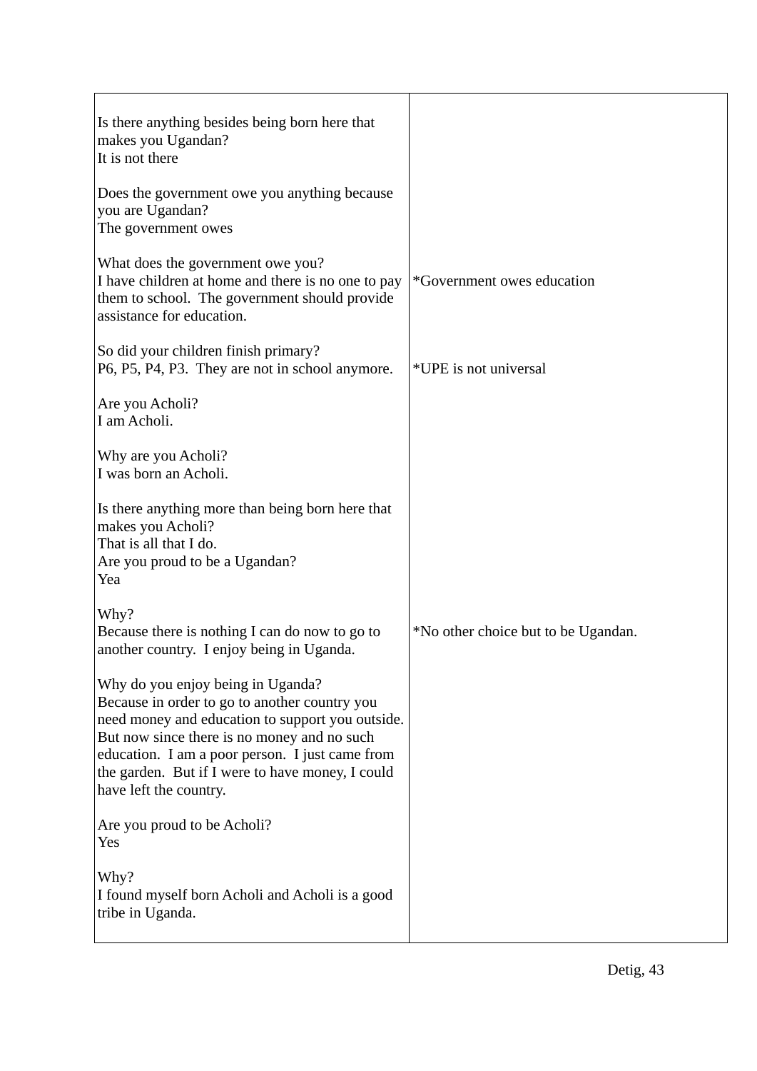| | |
|---|---|
| Is there anything besides being born here that makes you Ugandan?<br>It is not there<br><br>Does the government owe you anything because you are Ugandan?<br>The government owes<br><br>What does the government owe you?<br>I have children at home and there is no one to pay them to school. The government should provide assistance for education. | <br><br><br><br><br><br><br><br><br>*Government owes education |
| So did your children finish primary?<br>P6, P5, P4, P3. They are not in school anymore. | <br>*UPE is not universal |
| Are you Acholi?<br>I am Acholi.<br><br>Why are you Acholi?<br>I was born an Acholi.<br><br>Is there anything more than being born here that makes you Acholi?<br>That is all that I do.<br>Are you proud to be a Ugandan?<br>Yea | |
| Why?<br>Because there is nothing I can do now to go to another country. I enjoy being in Uganda.<br><br>Why do you enjoy being in Uganda?<br>Because in order to go to another country you need money and education to support you outside. But now since there is no money and no such education. I am a poor person. I just came from the garden. But if I were to have money, I could have left the country.<br><br>Are you proud to be Acholi?<br>Yes<br><br>Why?<br>I found myself born Acholi and Acholi is a good tribe in Uganda. | <br>*No other choice but to be Ugandan. |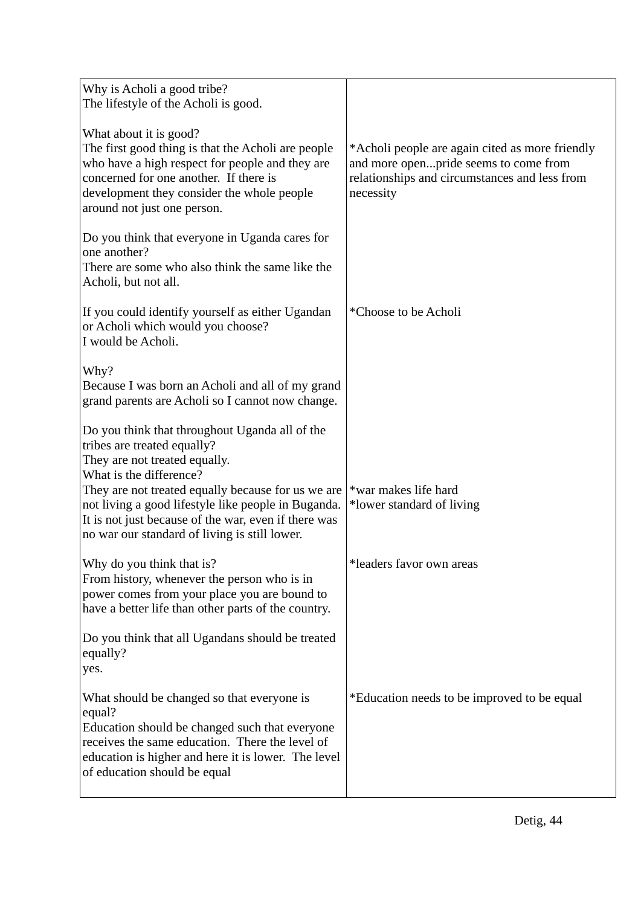| | |
|---|---|
| Why is Acholi a good tribe?<br>The lifestyle of the Acholi is good. | |
| What about it is good?<br>The first good thing is that the Acholi are people who have a high respect for people and they are concerned for one another. If there is development they consider the whole people around not just one person. | *Acholi people are again cited as more friendly and more open...pride seems to come from relationships and circumstances and less from necessity |
| Do you think that everyone in Uganda cares for one another?<br>There are some who also think the same like the Acholi, but not all. | |
| If you could identify yourself as either Ugandan or Acholi which would you choose?<br>I would be Acholi. | *Choose to be Acholi |
| Why?<br>Because I was born an Acholi and all of my grand grand parents are Acholi so I cannot now change. | |
| Do you think that throughout Uganda all of the tribes are treated equally?<br>They are not treated equally.<br>What is the difference?<br>They are not treated equally because for us we are not living a good lifestyle like people in Buganda. It is not just because of the war, even if there was no war our standard of living is still lower. | *war makes life hard<br>*lower standard of living |
| Why do you think that is?<br>From history, whenever the person who is in power comes from your place you are bound to have a better life than other parts of the country. | *leaders favor own areas |
| Do you think that all Ugandans should be treated equally?<br>yes. | |
| What should be changed so that everyone is equal?<br>Education should be changed such that everyone receives the same education. There the level of education is higher and here it is lower. The level of education should be equal | *Education needs to be improved to be equal |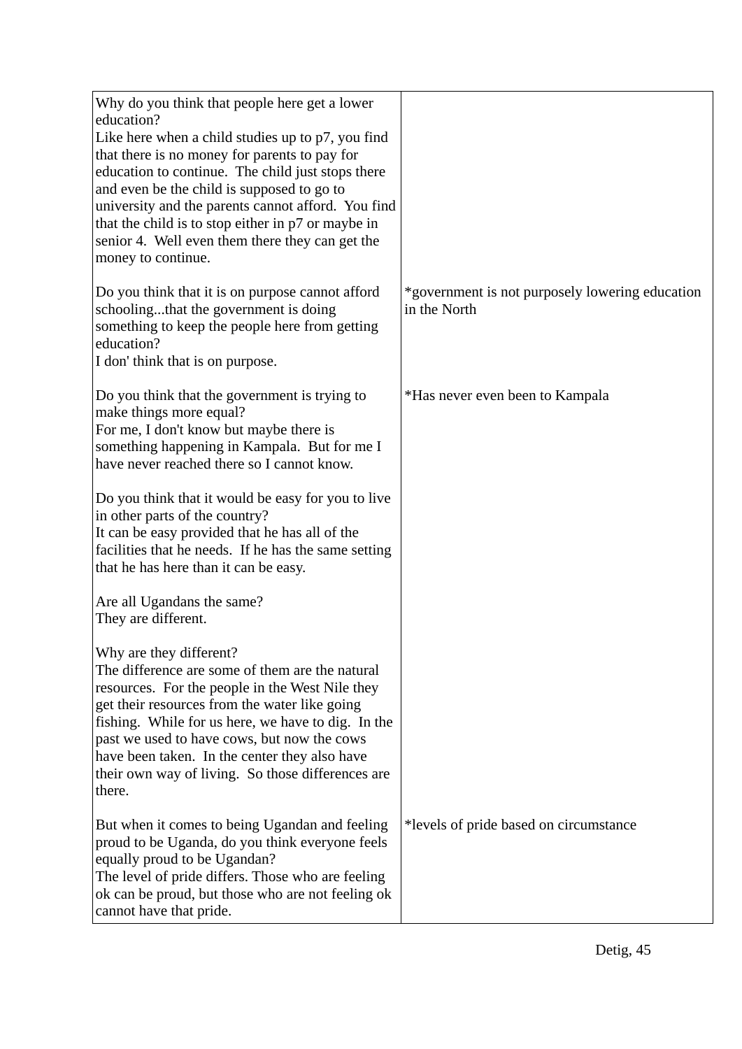| | |
|---|---|
| Why do you think that people here get a lower education?<br>Like here when a child studies up to p7, you find that there is no money for parents to pay for education to continue.  The child just stops there and even be the child is supposed to go to university and the parents cannot afford.  You find that the child is to stop either in p7 or maybe in senior 4.  Well even them there they can get the money to continue. | |
| Do you think that it is on purpose cannot afford schooling...that the government is doing something to keep the people here from getting education?<br>I don' think that is on purpose. | *government is not purposely lowering education in the North |
| Do you think that the government is trying to make things more equal?<br>For me, I don't know but maybe there is something happening in Kampala.  But for me I have never reached there so I cannot know. | *Has never even been to Kampala |
| Do you think that it would be easy for you to live in other parts of the country?<br>It can be easy provided that he has all of the facilities that he needs.  If he has the same setting that he has here than it can be easy. | |
| Are all Ugandans the same?<br>They are different. | |
| Why are they different?<br>The difference are some of them are the natural resources.  For the people in the West Nile they get their resources from the water like going fishing.  While for us here, we have to dig.  In the past we used to have cows, but now the cows have been taken.  In the center they also have their own way of living.  So those differences are there. | |
| But when it comes to being Ugandan and feeling proud to be Uganda, do you think everyone feels equally proud to be Ugandan?<br>The level of pride differs. Those who are feeling ok can be proud, but those who are not feeling ok cannot have that pride. | *levels of pride based on circumstance |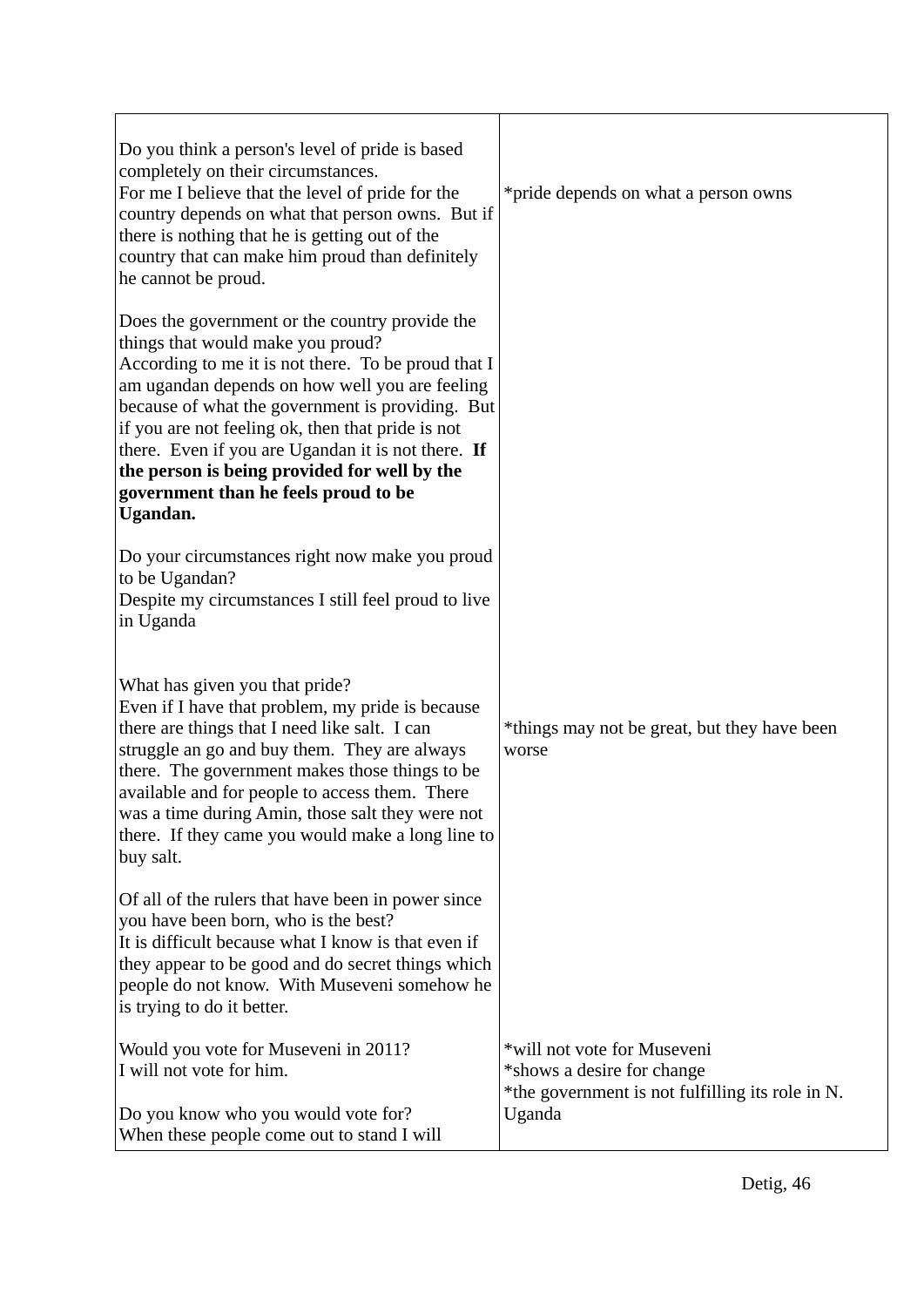| | |
|---|---|
| Do you think a person's level of pride is based completely on their circumstances.<br>For me I believe that the level of pride for the country depends on what that person owns. But if there is nothing that he is getting out of the country that can make him proud than definitely he cannot be proud. | *pride depends on what a person owns |
| Does the government or the country provide the things that would make you proud?<br>According to me it is not there. To be proud that I am ugandan depends on how well you are feeling because of what the government is providing. But if you are not feeling ok, then that pride is not there. Even if you are Ugandan it is not there. **If the person is being provided for well by the government than he feels proud to be Ugandan.** | |
| Do your circumstances right now make you proud to be Ugandan?<br>Despite my circumstances I still feel proud to live in Uganda | |
| What has given you that pride?<br>Even if I have that problem, my pride is because there are things that I need like salt. I can struggle an go and buy them. They are always there. The government makes those things to be available and for people to access them. There was a time during Amin, those salt they were not there. If they came you would make a long line to buy salt. | *things may not be great, but they have been worse |
| Of all of the rulers that have been in power since you have been born, who is the best?<br>It is difficult because what I know is that even if they appear to be good and do secret things which people do not know. With Museveni somehow he is trying to do it better. | |
| Would you vote for Museveni in 2011?<br>I will not vote for him.<br><br>Do you know who you would vote for?<br>When these people come out to stand I will | *will not vote for Museveni<br>*shows a desire for change<br>*the government is not fulfilling its role in N. Uganda |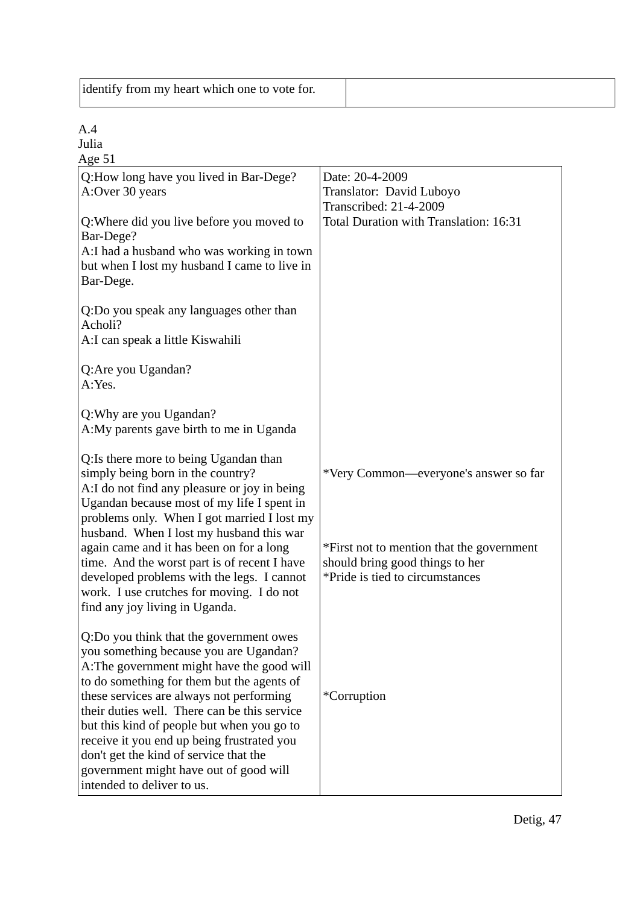| identify from my heart which one to vote for. | |
|---|---|

A.4
Julia
Age 51

| Q:How long have you lived in Bar-Dege?<br>A:Over 30 years<br><br>Q:Where did you live before you moved to Bar-Dege?<br>A:I had a husband who was working in town but when I lost my husband I came to live in Bar-Dege.<br><br>Q:Do you speak any languages other than Acholi?<br>A:I can speak a little Kiswahili<br><br>Q:Are you Ugandan?<br>A:Yes.<br><br>Q:Why are you Ugandan?<br>A:My parents gave birth to me in Uganda | Date: 20-4-2009<br>Translator: David Luboyo<br>Transcribed: 21-4-2009<br>Total Duration with Translation: 16:31 |
|---|---|
| Q:Is there more to being Ugandan than simply being born in the country?<br>A:I do not find any pleasure or joy in being Ugandan because most of my life I spent in problems only. When I got married I lost my husband. When I lost my husband this war again came and it has been on for a long time. And the worst part is of recent I have developed problems with the legs. I cannot work. I use crutches for moving. I do not find any joy living in Uganda. | *Very Common—everyone's answer so far<br><br>*First not to mention that the government should bring good things to her<br>*Pride is tied to circumstances |
| Q:Do you think that the government owes you something because you are Ugandan?<br>A:The government might have the good will to do something for them but the agents of these services are always not performing their duties well. There can be this service but this kind of people but when you go to receive it you end up being frustrated you don't get the kind of service that the government might have out of good will intended to deliver to us. | *Corruption |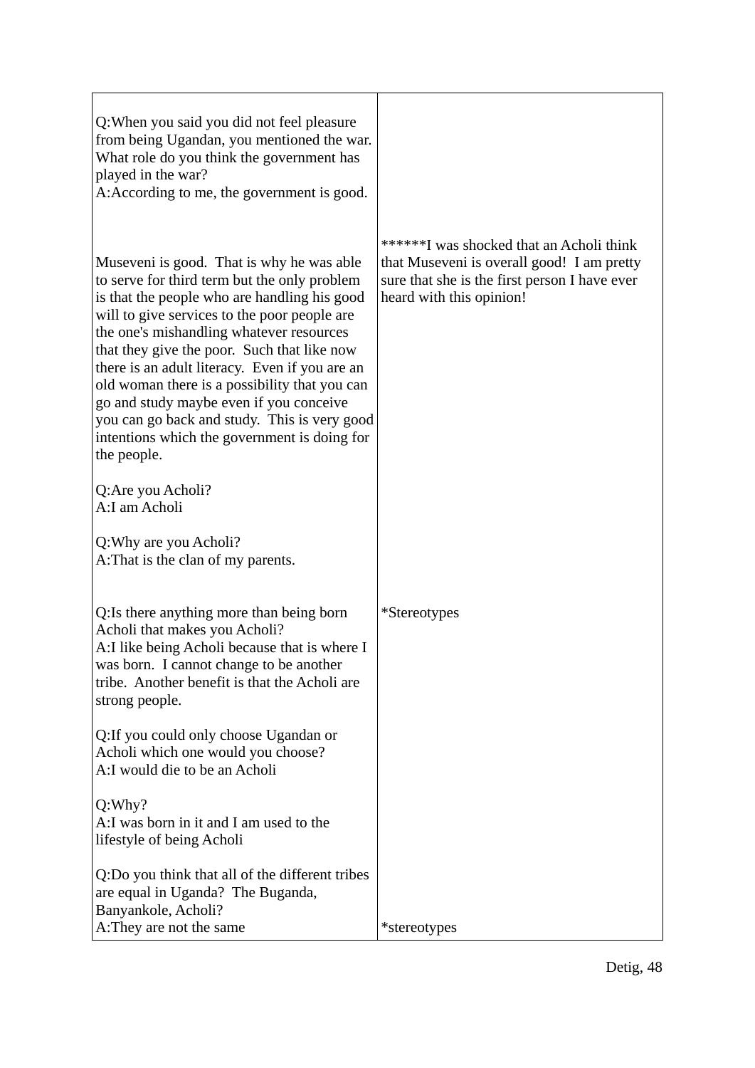| | |
|---|---|
| Q:When you said you did not feel pleasure from being Ugandan, you mentioned the war. What role do you think the government has played in the war?<br>A:According to me, the government is good. | |
| Museveni is good. That is why he was able to serve for third term but the only problem is that the people who are handling his good will to give services to the poor people are the one's mishandling whatever resources that they give the poor. Such that like now there is an adult literacy. Even if you are an old woman there is a possibility that you can go and study maybe even if you conceive you can go back and study. This is very good intentions which the government is doing for the people. | ******I was shocked that an Acholi think that Museveni is overall good! I am pretty sure that she is the first person I have ever heard with this opinion! |
| Q:Are you Acholi?<br>A:I am Acholi | |
| Q:Why are you Acholi?<br>A:That is the clan of my parents. | |
| Q:Is there anything more than being born Acholi that makes you Acholi?<br>A:I like being Acholi because that is where I was born. I cannot change to be another tribe. Another benefit is that the Acholi are strong people. | *Stereotypes |
| Q:If you could only choose Ugandan or Acholi which one would you choose?<br>A:I would die to be an Acholi | |
| Q:Why?<br>A:I was born in it and I am used to the lifestyle of being Acholi | |
| Q:Do you think that all of the different tribes are equal in Uganda? The Buganda, Banyankole, Acholi?<br>A:They are not the same | *stereotypes |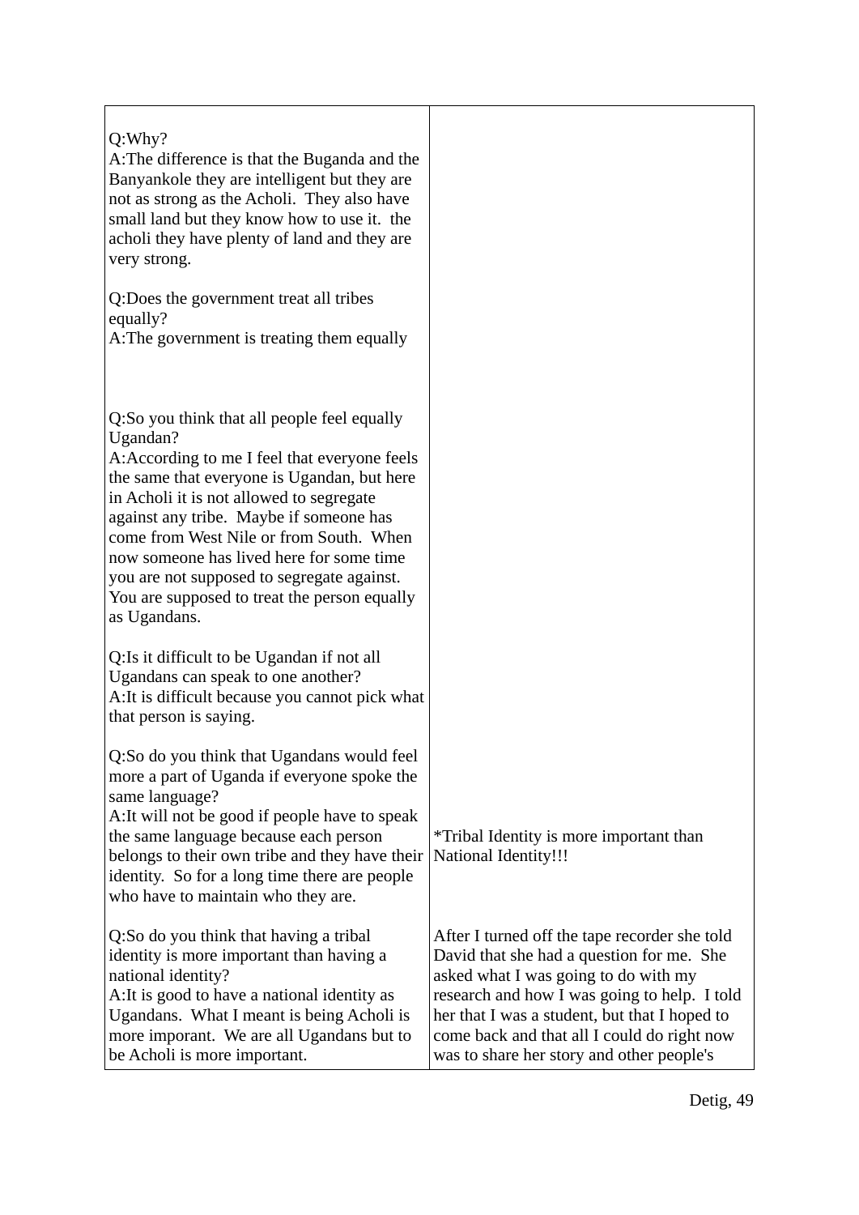| | |
|---|---|
| Q:Why?<br>A:The difference is that the Buganda and the Banyankole they are intelligent but they are not as strong as the Acholi. They also have small land but they know how to use it. the acholi they have plenty of land and they are very strong.<br><br>Q:Does the government treat all tribes equally?<br>A:The government is treating them equally | |
| Q:So you think that all people feel equally Ugandan?<br>A:According to me I feel that everyone feels the same that everyone is Ugandan, but here in Acholi it is not allowed to segregate against any tribe. Maybe if someone has come from West Nile or from South. When now someone has lived here for some time you are not supposed to segregate against. You are supposed to treat the person equally as Ugandans.<br><br>Q:Is it difficult to be Ugandan if not all Ugandans can speak to one another?<br>A:It is difficult because you cannot pick what that person is saying. | |
| Q:So do you think that Ugandans would feel more a part of Uganda if everyone spoke the same language?<br>A:It will not be good if people have to speak the same language because each person belongs to their own tribe and they have their identity. So for a long time there are people who have to maintain who they are. | *Tribal Identity is more important than National Identity!!! |
| Q:So do you think that having a tribal identity is more important than having a national identity?<br>A:It is good to have a national identity as Ugandans. What I meant is being Acholi is more imporant. We are all Ugandans but to be Acholi is more important. | After I turned off the tape recorder she told David that she had a question for me. She asked what I was going to do with my research and how I was going to help. I told her that I was a student, but that I hoped to come back and that all I could do right now was to share her story and other people's |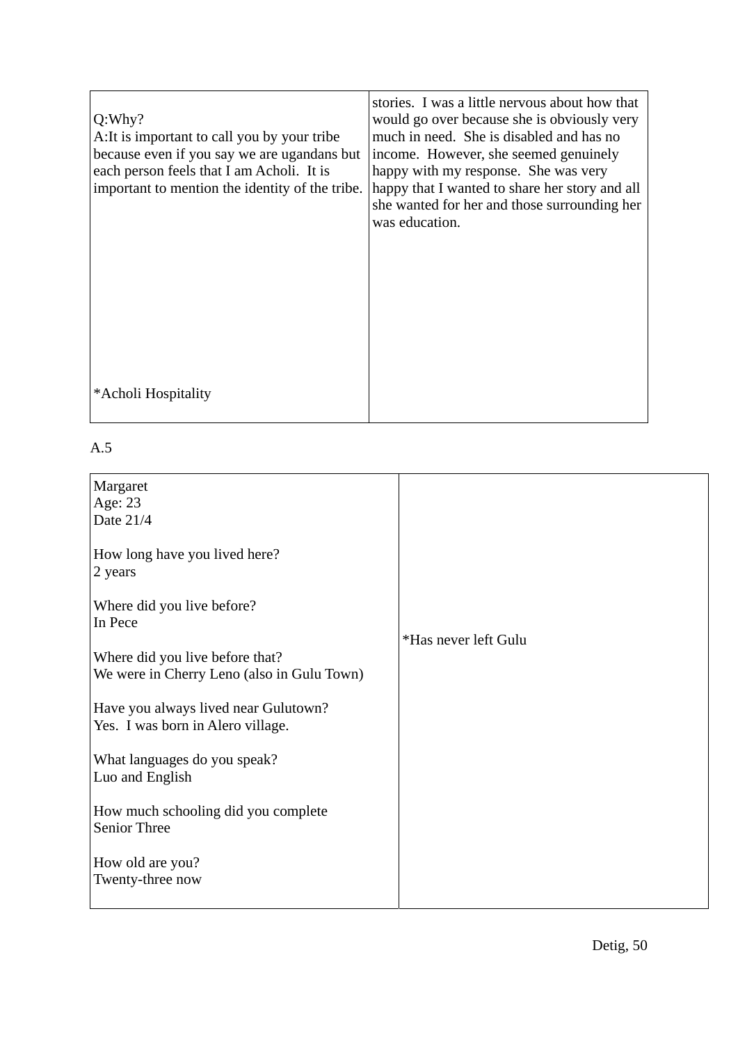| Q:Why?<br>A:It is important to call you by your tribe because even if you say we are ugandans but each person feels that I am Acholi. It is important to mention the identity of the tribe.<br><br>*Acholi Hospitality | stories. I was a little nervous about how that would go over because she is obviously very much in need. She is disabled and has no income. However, she seemed genuinely happy with my response. She was very happy that I wanted to share her story and all she wanted for her and those surrounding her was education. |
|---|---|

A.5

| Margaret<br>Age: 23<br>Date 21/4<br><br>How long have you lived here?<br>2 years<br><br>Where did you live before?<br>In Pece<br><br>Where did you live before that?<br>We were in Cherry Leno (also in Gulu Town)<br><br>Have you always lived near Gulutown?<br>Yes. I was born in Alero village.<br><br>What languages do you speak?<br>Luo and English<br><br>How much schooling did you complete<br>Senior Three<br><br>How old are you?<br>Twenty-three now | *Has never left Gulu |
|---|---|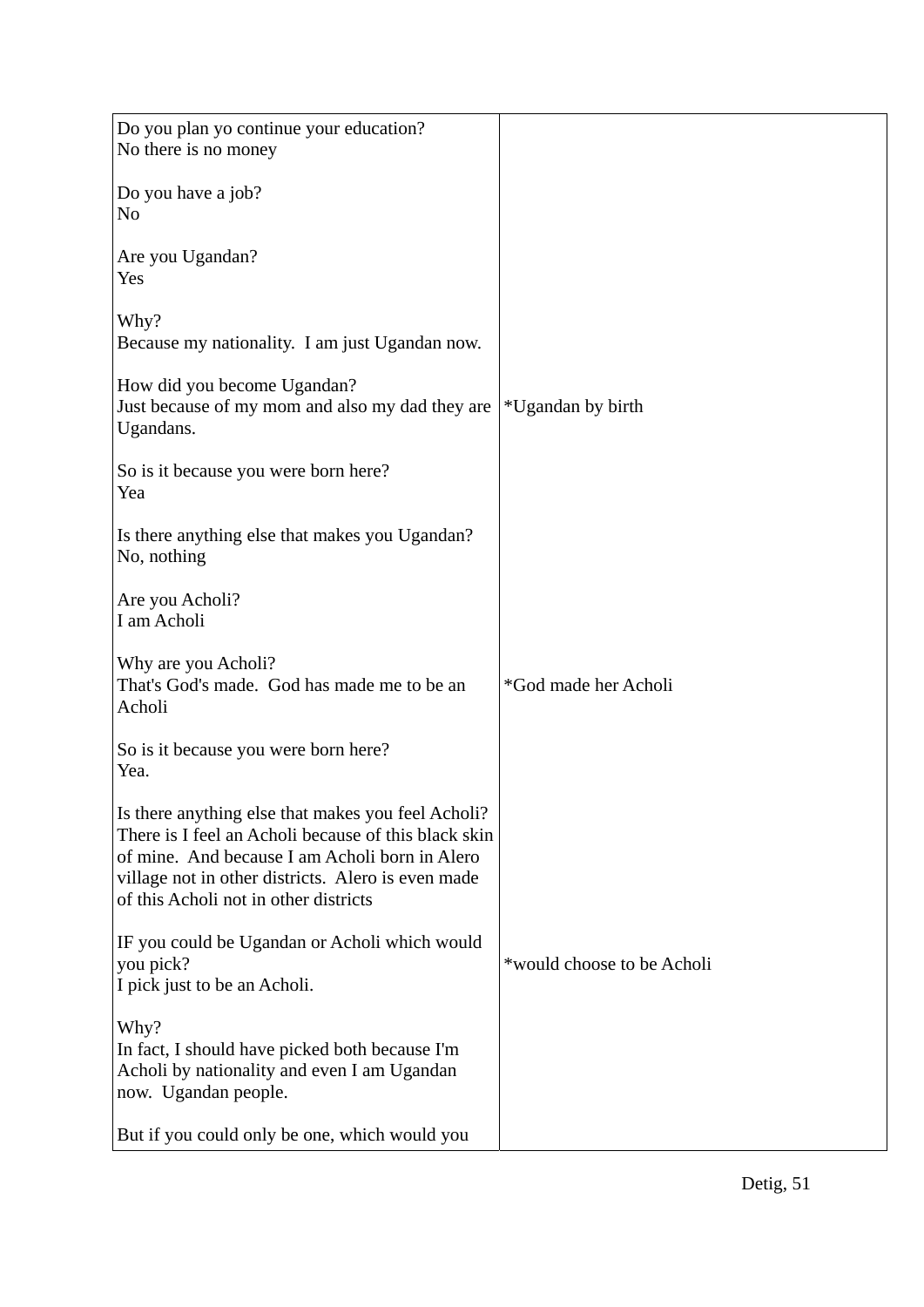| | |
|---|---|
| Do you plan yo continue your education?<br>No there is no money<br><br>Do you have a job?<br>No<br><br>Are you Ugandan?<br>Yes<br><br>Why?<br>Because my nationality.  I am just Ugandan now. | |
| How did you become Ugandan?<br>Just because of my mom and also my dad they are Ugandans. | *Ugandan by birth |
| So is it because you were born here?<br>Yea<br><br>Is there anything else that makes you Ugandan?<br>No, nothing<br><br>Are you Acholi?<br>I am Acholi | |
| Why are you Acholi?<br>That's God's made.  God has made me to be an Acholi | *God made her Acholi |
| So is it because you were born here?<br>Yea.<br><br>Is there anything else that makes you feel Acholi?<br>There is I feel an Acholi because of this black skin of mine.  And because I am Acholi born in Alero village not in other districts.  Alero is even made of this Acholi not in other districts | |
| IF you could be Ugandan or Acholi which would you pick?<br>I pick just to be an Acholi. | *would choose to be Acholi |
| Why?<br>In fact, I should have picked both because I'm Acholi by nationality and even I am Ugandan now.  Ugandan people.<br><br>But if you could only be one, which would you | |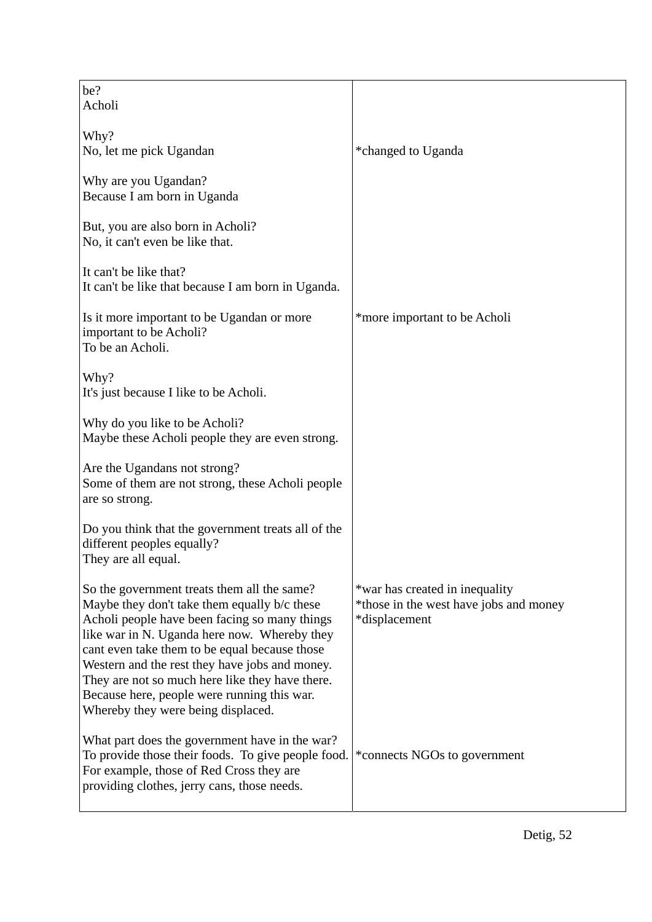| | |
|---|---|
| be?<br>Acholi<br><br>Why?<br>No, let me pick Ugandan<br><br>Why are you Ugandan?<br>Because I am born in Uganda<br><br>But, you are also born in Acholi?<br>No, it can't even be like that.<br><br>It can't be like that?<br>It can't be like that because I am born in Uganda. | <br><br><br><br>*changed to Uganda |
| Is it more important to be Ugandan or more important to be Acholi?<br>To be an Acholi.<br><br>Why?<br>It's just because I like to be Acholi.<br><br>Why do you like to be Acholi?<br>Maybe these Acholi people they are even strong.<br><br>Are the Ugandans not strong?<br>Some of them are not strong, these Acholi people are so strong.<br><br>Do you think that the government treats all of the different peoples equally?<br>They are all equal. | *more important to be Acholi |
| So the government treats them all the same?<br>Maybe they don't take them equally b/c these Acholi people have been facing so many things like war in N. Uganda here now. Whereby they cant even take them to be equal because those Western and the rest they have jobs and money. They are not so much here like they have there. Because here, people were running this war. Whereby they were being displaced. | *war has created in inequality<br>*those in the west have jobs and money<br>*displacement |
| What part does the government have in the war?<br>To provide those their foods. To give people food. For example, those of Red Cross they are providing clothes, jerry cans, those needs. | <br>*connects NGOs to government |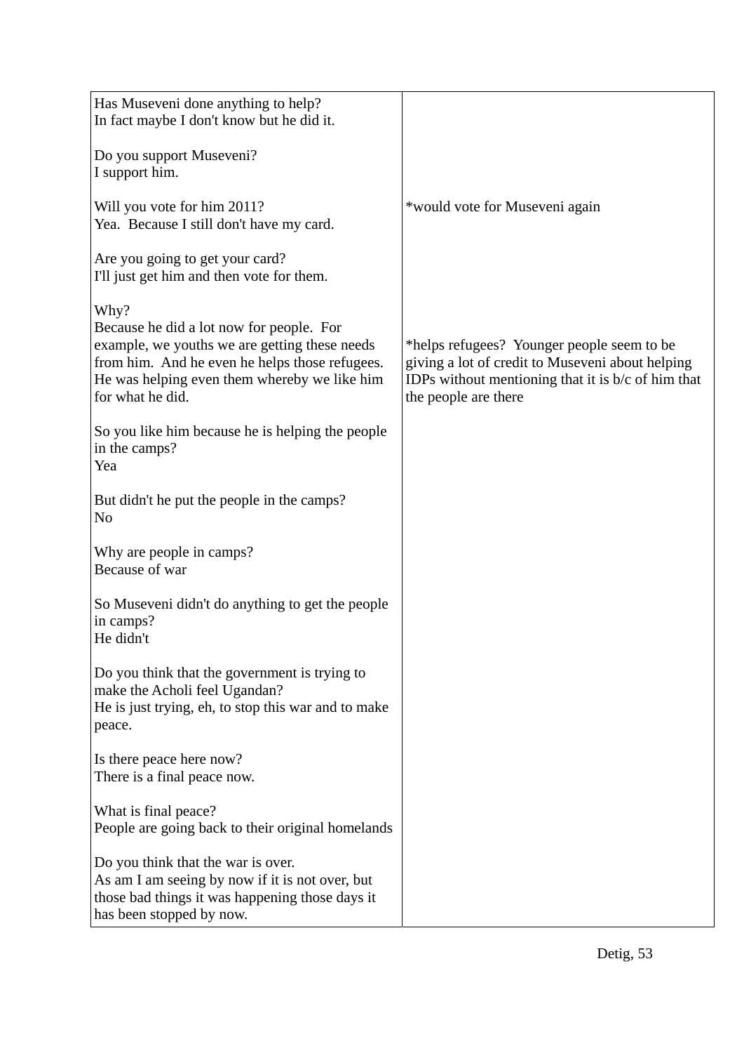| | |
|---|---|
| Has Museveni done anything to help?<br>In fact maybe I don't know but he did it.<br><br>Do you support Museveni?<br>I support him.<br><br>Will you vote for him 2011?<br>Yea.  Because I still don't have my card.<br><br>Are you going to get your card?<br>I'll just get him and then vote for them.<br><br>Why?<br>Because he did a lot now for people.  For example, we youths we are getting these needs from him.  And he even he helps those refugees.  He was helping even them whereby we like him for what he did.<br><br>So you like him because he is helping the people in the camps?<br>Yea<br><br>But didn't he put the people in the camps?<br>No<br><br>Why are people in camps?<br>Because of war<br><br>So Museveni didn't do anything to get the people in camps?<br>He didn't<br><br>Do you think that the government is trying to make the Acholi feel Ugandan?<br>He is just trying, eh, to stop this war and to make peace.<br><br>Is there peace here now?<br>There is a final peace now.<br><br>What is final peace?<br>People are going back to their original homelands<br><br>Do you think that the war is over.<br>As am I am seeing by now if it is not over, but those bad things it was happening those days it has been stopped by now. | <br><br><br><br><br><br>*would vote for Museveni again<br><br><br><br><br><br><br><br><br><br>*helps refugees?  Younger people seem to be giving a lot of credit to Museveni about helping IDPs without mentioning that it is b/c of him that the people are there |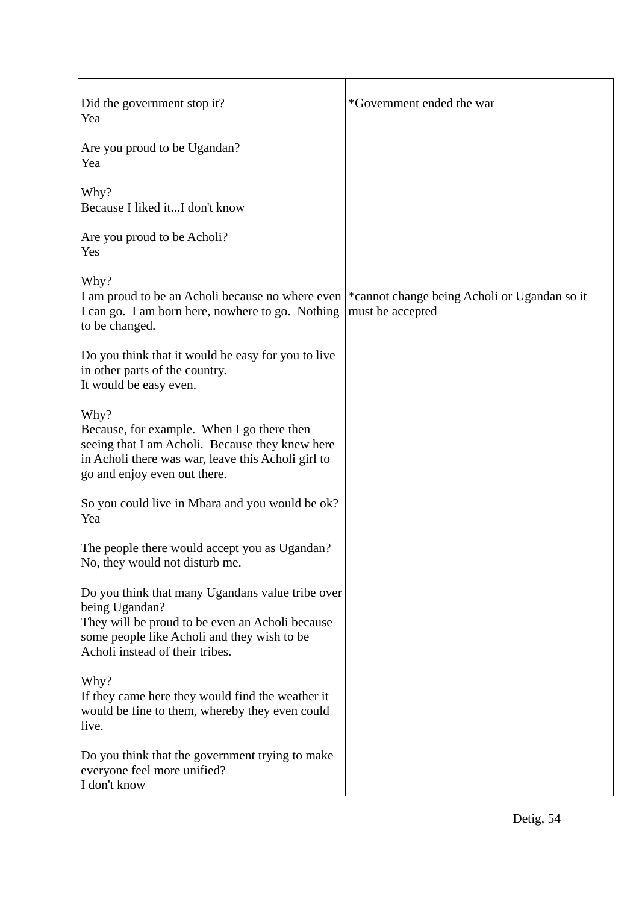| | |
|---|---|
| Did the government stop it?<br>Yea<br><br>Are you proud to be Ugandan?<br>Yea<br><br>Why?<br>Because I liked it...I don't know<br><br>Are you proud to be Acholi?<br>Yes<br><br>Why? | *Government ended the war |
| I am proud to be an Acholi because no where even I can go. I am born here, nowhere to go. Nothing to be changed.<br><br>Do you think that it would be easy for you to live in other parts of the country.<br>It would be easy even.<br><br>Why?<br>Because, for example. When I go there then seeing that I am Acholi. Because they knew here in Acholi there was war, leave this Acholi girl to go and enjoy even out there.<br><br>So you could live in Mbara and you would be ok?<br>Yea<br><br>The people there would accept you as Ugandan?<br>No, they would not disturb me.<br><br>Do you think that many Ugandans value tribe over being Ugandan?<br>They will be proud to be even an Acholi because some people like Acholi and they wish to be Acholi instead of their tribes.<br><br>Why?<br>If they came here they would find the weather it would be fine to them, whereby they even could live.<br><br>Do you think that the government trying to make everyone feel more unified?<br>I don't know | *cannot change being Acholi or Ugandan so it must be accepted |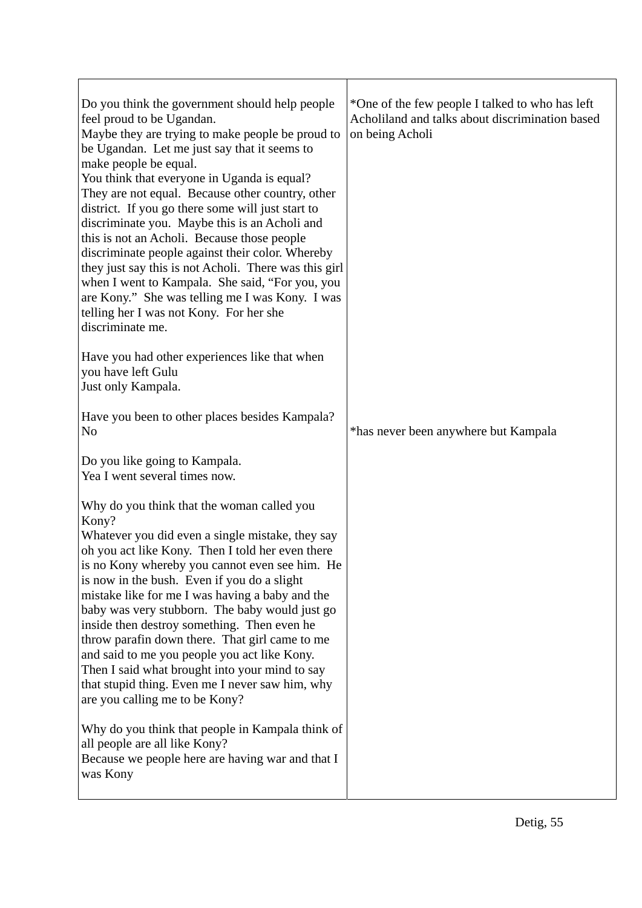| | |
|---|---|
| Do you think the government should help people feel proud to be Ugandan.<br>Maybe they are trying to make people be proud to be Ugandan. Let me just say that it seems to make people be equal.<br>You think that everyone in Uganda is equal?<br>They are not equal. Because other country, other district. If you go there some will just start to discriminate you. Maybe this is an Acholi and this is not an Acholi. Because those people discriminate people against their color. Whereby they just say this is not Acholi. There was this girl when I went to Kampala. She said, "For you, you are Kony." She was telling me I was Kony. I was telling her I was not Kony. For her she discriminate me. | *One of the few people I talked to who has left Acholiland and talks about discrimination based on being Acholi |
| Have you had other experiences like that when you have left Gulu<br>Just only Kampala. | |
| Have you been to other places besides Kampala?<br>No | *has never been anywhere but Kampala |
| Do you like going to Kampala.<br>Yea I went several times now. | |
| Why do you think that the woman called you Kony?<br>Whatever you did even a single mistake, they say oh you act like Kony. Then I told her even there is no Kony whereby you cannot even see him. He is now in the bush. Even if you do a slight mistake like for me I was having a baby and the baby was very stubborn. The baby would just go inside then destroy something. Then even he throw parafin down there. That girl came to me and said to me you people you act like Kony. Then I said what brought into your mind to say that stupid thing. Even me I never saw him, why are you calling me to be Kony? | |
| Why do you think that people in Kampala think of all people are all like Kony?<br>Because we people here are having war and that I was Kony | |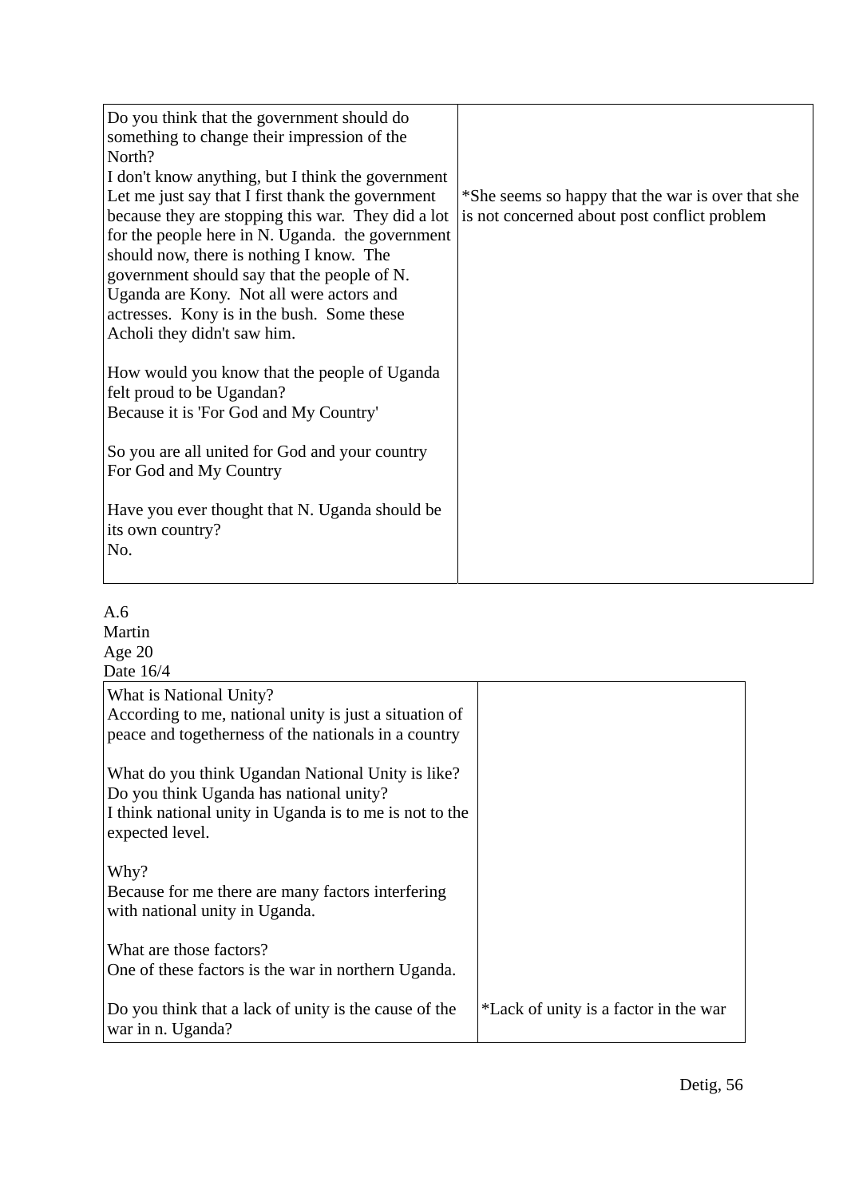| | |
|---|---|
| Do you think that the government should do something to change their impression of the North?<br>I don't know anything, but I think the government Let me just say that I first thank the government because they are stopping this war. They did a lot for the people here in N. Uganda. the government should now, there is nothing I know. The government should say that the people of N. Uganda are Kony. Not all were actors and actresses. Kony is in the bush. Some these Acholi they didn't saw him.<br><br>How would you know that the people of Uganda felt proud to be Ugandan?<br>Because it is 'For God and My Country'<br><br>So you are all united for God and your country<br>For God and My Country<br><br>Have you ever thought that N. Uganda should be its own country?<br>No. | *She seems so happy that the war is over that she is not concerned about post conflict problem |

A.6
Martin
Age 20
Date 16/4

| | |
|---|---|
| What is National Unity?<br>According to me, national unity is just a situation of peace and togetherness of the nationals in a country<br><br>What do you think Ugandan National Unity is like? Do you think Uganda has national unity?<br>I think national unity in Uganda is to me is not to the expected level.<br><br>Why?<br>Because for me there are many factors interfering with national unity in Uganda.<br><br>What are those factors?<br>One of these factors is the war in northern Uganda. | |
| Do you think that a lack of unity is the cause of the war in n. Uganda? | *Lack of unity is a factor in the war |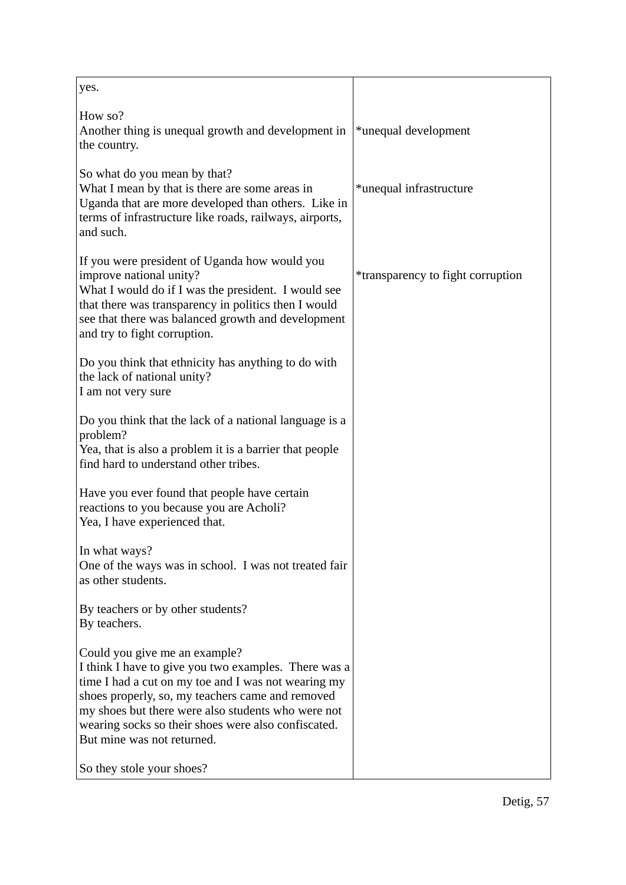| | |
|---|---|
| yes.<br><br>How so?<br>Another thing is unequal growth and development in the country. | <br><br><br>*unequal development |
| So what do you mean by that?<br>What I mean by that is there are some areas in Uganda that are more developed than others. Like in terms of infrastructure like roads, railways, airports, and such. | <br>*unequal infrastructure |
| If you were president of Uganda how would you improve national unity?<br>What I would do if I was the president. I would see that there was transparency in politics then I would see that there was balanced growth and development and try to fight corruption. | <br>*transparency to fight corruption |
| Do you think that ethnicity has anything to do with the lack of national unity?<br>I am not very sure | |
| Do you think that the lack of a national language is a problem?<br>Yea, that is also a problem it is a barrier that people find hard to understand other tribes. | |
| Have you ever found that people have certain reactions to you because you are Acholi?<br>Yea, I have experienced that. | |
| In what ways?<br>One of the ways was in school. I was not treated fair as other students. | |
| By teachers or by other students?<br>By teachers. | |
| Could you give me an example?<br>I think I have to give you two examples. There was a time I had a cut on my toe and I was not wearing my shoes properly, so, my teachers came and removed my shoes but there were also students who were not wearing socks so their shoes were also confiscated. But mine was not returned. | |
| So they stole your shoes? | |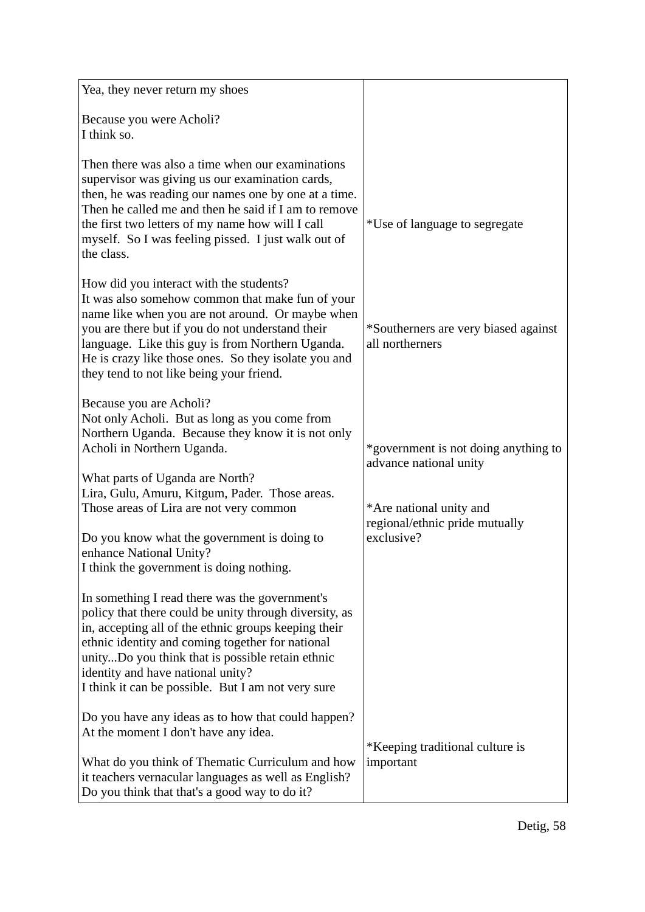| | |
|---|---|
| Yea, they never return my shoes<br><br>Because you were Acholi?<br>I think so.<br><br>Then there was also a time when our examinations supervisor was giving us our examination cards, then, he was reading our names one by one at a time. Then he called me and then he said if I am to remove the first two letters of my name how will I call myself. So I was feeling pissed. I just walk out of the class. | *Use of language to segregate |
| How did you interact with the students?<br>It was also somehow common that make fun of your name like when you are not around. Or maybe when you are there but if you do not understand their language. Like this guy is from Northern Uganda. He is crazy like those ones. So they isolate you and they tend to not like being your friend. | *Southerners are very biased against all northerners |
| Because you are Acholi?<br>Not only Acholi. But as long as you come from Northern Uganda. Because they know it is not only Acholi in Northern Uganda.<br><br>What parts of Uganda are North?<br>Lira, Gulu, Amuru, Kitgum, Pader. Those areas. Those areas of Lira are not very common<br><br>Do you know what the government is doing to enhance National Unity?<br>I think the government is doing nothing. | *government is not doing anything to advance national unity<br><br>*Are national unity and regional/ethnic pride mutually exclusive? |
| In something I read there was the government's policy that there could be unity through diversity, as in, accepting all of the ethnic groups keeping their ethnic identity and coming together for national unity...Do you think that is possible retain ethnic identity and have national unity?<br>I think it can be possible. But I am not very sure<br><br>Do you have any ideas as to how that could happen?<br>At the moment I don't have any idea.<br><br>What do you think of Thematic Curriculum and how it teachers vernacular languages as well as English? Do you think that that's a good way to do it? | *Keeping traditional culture is important |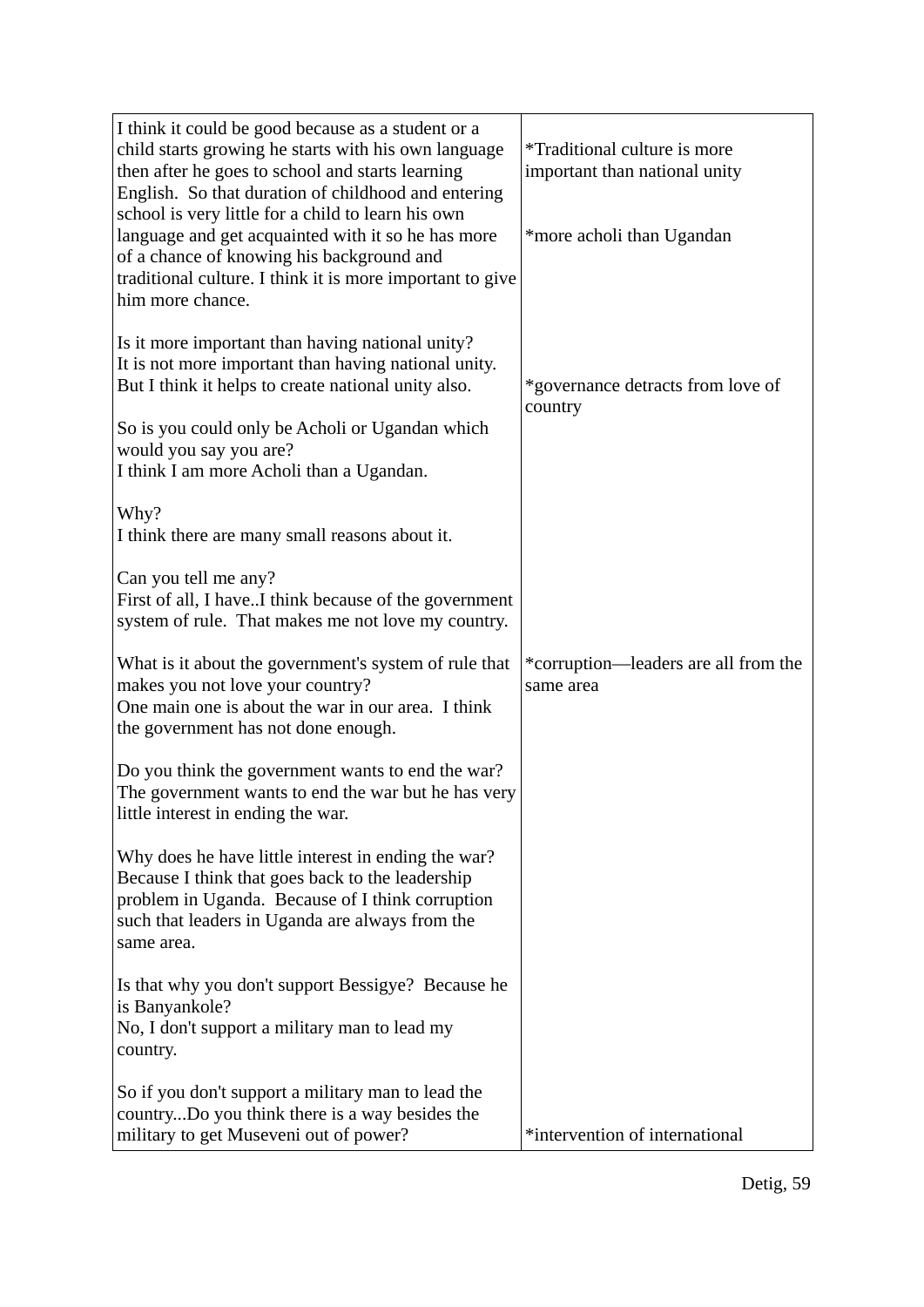| | |
|---|---|
| I think it could be good because as a student or a child starts growing he starts with his own language then after he goes to school and starts learning English. So that duration of childhood and entering school is very little for a child to learn his own language and get acquainted with it so he has more of a chance of knowing his background and traditional culture. I think it is more important to give him more chance.<br><br>Is it more important than having national unity?<br>It is not more important than having national unity. But I think it helps to create national unity also.<br><br>So is you could only be Acholi or Ugandan which would you say you are?<br>I think I am more Acholi than a Ugandan.<br><br>Why?<br>I think there are many small reasons about it.<br><br>Can you tell me any?<br>First of all, I have..I think because of the government system of rule. That makes me not love my country.<br><br>What is it about the government's system of rule that makes you not love your country?<br>One main one is about the war in our area. I think the government has not done enough.<br><br>Do you think the government wants to end the war?<br>The government wants to end the war but he has very little interest in ending the war.<br><br>Why does he have little interest in ending the war?<br>Because I think that goes back to the leadership problem in Uganda. Because of I think corruption such that leaders in Uganda are always from the same area.<br><br>Is that why you don't support Bessigye? Because he is Banyankole?<br>No, I don't support a military man to lead my country.<br><br>So if you don't support a military man to lead the country...Do you think there is a way besides the military to get Museveni out of power? | *Traditional culture is more important than national unity<br><br>*more acholi than Ugandan<br><br>*governance detracts from love of country<br><br>*corruption—leaders are all from the same area<br><br>*intervention of international |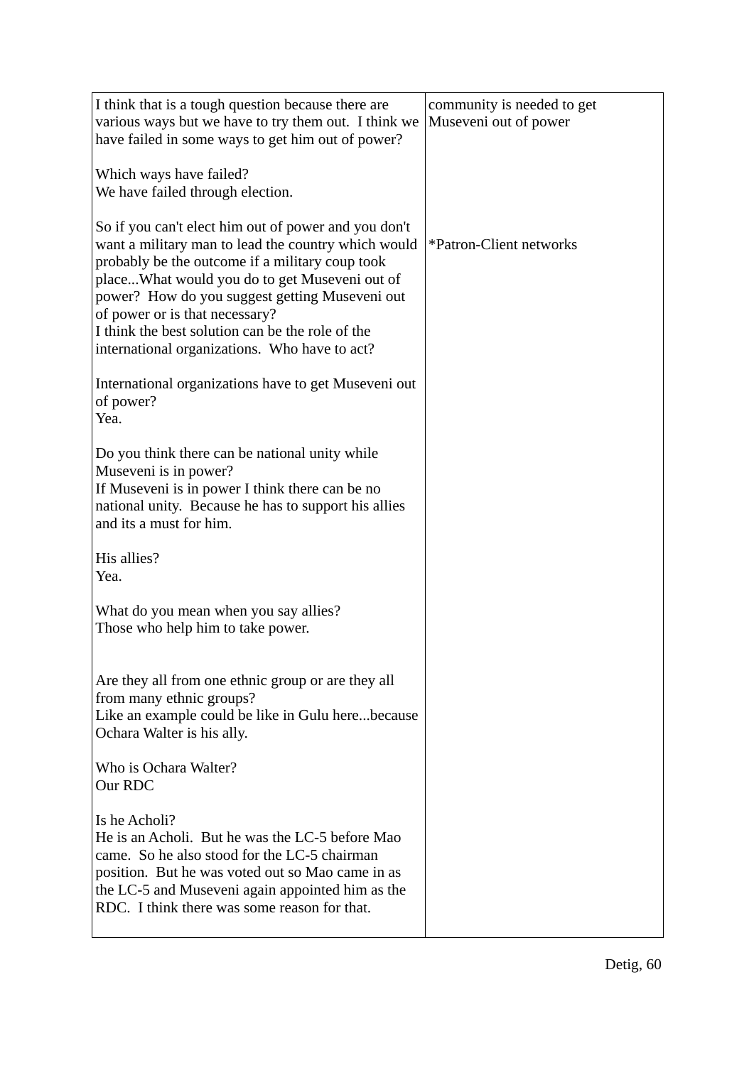| | |
|---|---|
| I think that is a tough question because there are various ways but we have to try them out. I think we have failed in some ways to get him out of power?<br><br>Which ways have failed?<br>We have failed through election.<br><br>So if you can't elect him out of power and you don't want a military man to lead the country which would probably be the outcome if a military coup took place...What would you do to get Museveni out of power? How do you suggest getting Museveni out of power or is that necessary?<br>I think the best solution can be the role of the international organizations. Who have to act?<br><br>International organizations have to get Museveni out of power?<br>Yea.<br><br>Do you think there can be national unity while Museveni is in power?<br>If Museveni is in power I think there can be no national unity. Because he has to support his allies and its a must for him.<br><br>His allies?<br>Yea.<br><br>What do you mean when you say allies?<br>Those who help him to take power.<br><br>Are they all from one ethnic group or are they all from many ethnic groups?<br>Like an example could be like in Gulu here...because Ochara Walter is his ally.<br><br>Who is Ochara Walter?<br>Our RDC<br><br>Is he Acholi?<br>He is an Acholi. But he was the LC-5 before Mao came. So he also stood for the LC-5 chairman position. But he was voted out so Mao came in as the LC-5 and Museveni again appointed him as the RDC. I think there was some reason for that. | community is needed to get Museveni out of power<br><br><br><br><br><br><br>*Patron-Client networks |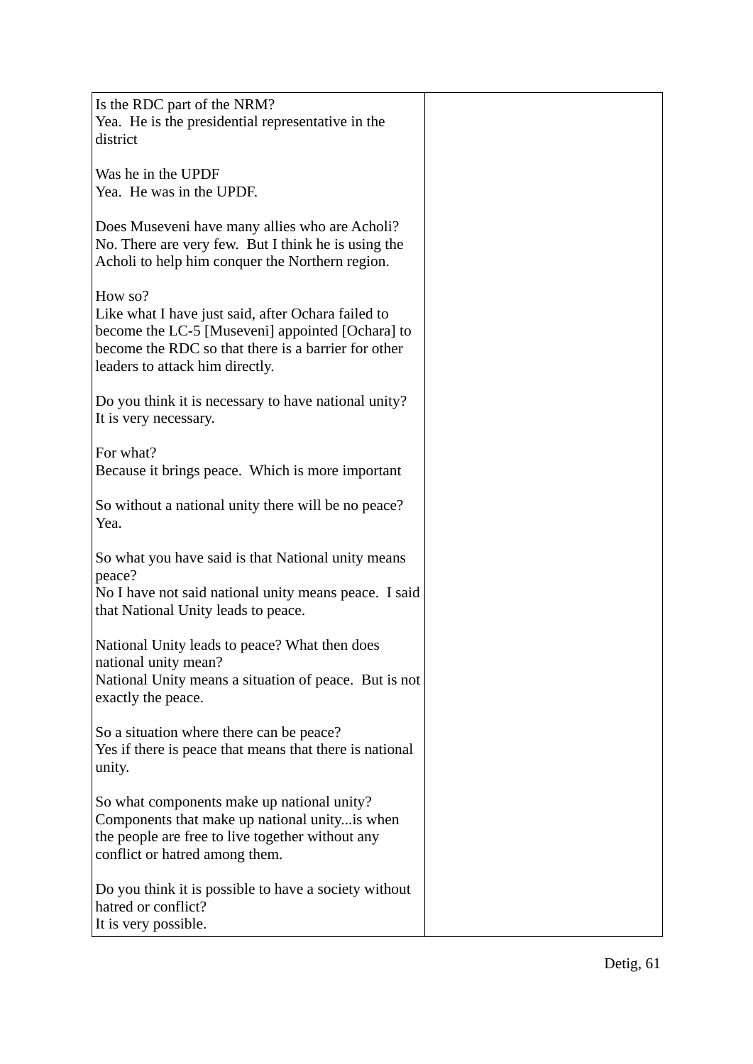| | |
|---|---|
| Is the RDC part of the NRM?<br>Yea.  He is the presidential representative in the district<br><br>Was he in the UPDF<br>Yea.  He was in the UPDF.<br><br>Does Museveni have many allies who are Acholi?<br>No. There are very few.  But I think he is using the Acholi to help him conquer the Northern region.<br><br>How so?<br>Like what I have just said, after Ochara failed to become the LC-5 [Museveni] appointed [Ochara] to become the RDC so that there is a barrier for other leaders to attack him directly.<br><br>Do you think it is necessary to have national unity?<br>It is very necessary.<br><br>For what?<br>Because it brings peace.  Which is more important<br><br>So without a national unity there will be no peace?<br>Yea.<br><br>So what you have said is that National unity means peace?<br>No I have not said national unity means peace.  I said that National Unity leads to peace.<br><br>National Unity leads to peace? What then does national unity mean?<br>National Unity means a situation of peace.  But is not exactly the peace.<br><br>So a situation where there can be peace?<br>Yes if there is peace that means that there is national unity.<br><br>So what components make up national unity?<br>Components that make up national unity...is when the people are free to live together without any conflict or hatred among them.<br><br>Do you think it is possible to have a society without hatred or conflict?<br>It is very possible. | |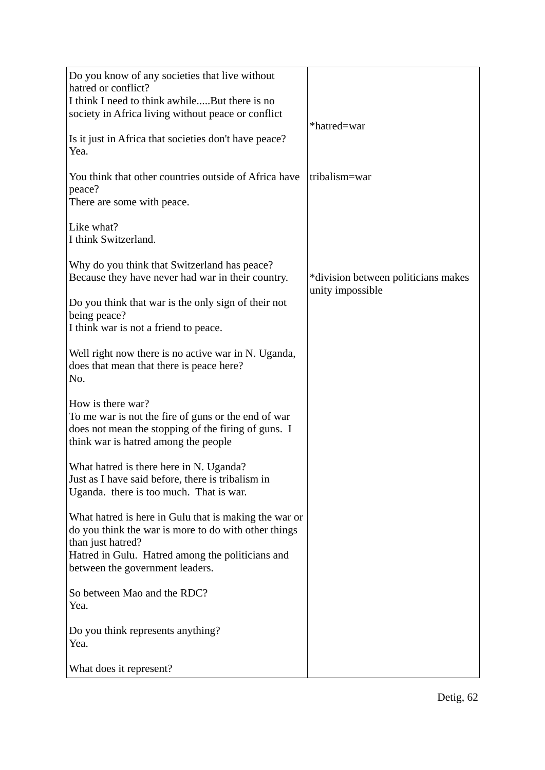| | |
|---|---|
| Do you know of any societies that live without hatred or conflict?<br>I think I need to think awhile.....But there is no society in Africa living without peace or conflict<br><br>Is it just in Africa that societies don't have peace?<br>Yea.<br><br>You think that other countries outside of Africa have peace?<br>There are some with peace.<br><br>Like what?<br>I think Switzerland.<br><br>Why do you think that Switzerland has peace?<br>Because they have never had war in their country.<br><br>Do you think that war is the only sign of their not being peace?<br>I think war is not a friend to peace.<br><br>Well right now there is no active war in N. Uganda, does that mean that there is peace here?<br>No.<br><br>How is there war?<br>To me war is not the fire of guns or the end of war does not mean the stopping of the firing of guns. I think war is hatred among the people<br><br>What hatred is there here in N. Uganda?<br>Just as I have said before, there is tribalism in Uganda. there is too much. That is war.<br><br>What hatred is here in Gulu that is making the war or do you think the war is more to do with other things than just hatred?<br>Hatred in Gulu. Hatred among the politicians and between the government leaders.<br><br>So between Mao and the RDC?<br>Yea.<br><br>Do you think represents anything?<br>Yea.<br><br>What does it represent? | *hatred=war<br><br>tribalism=war<br><br>*division between politicians makes unity impossible |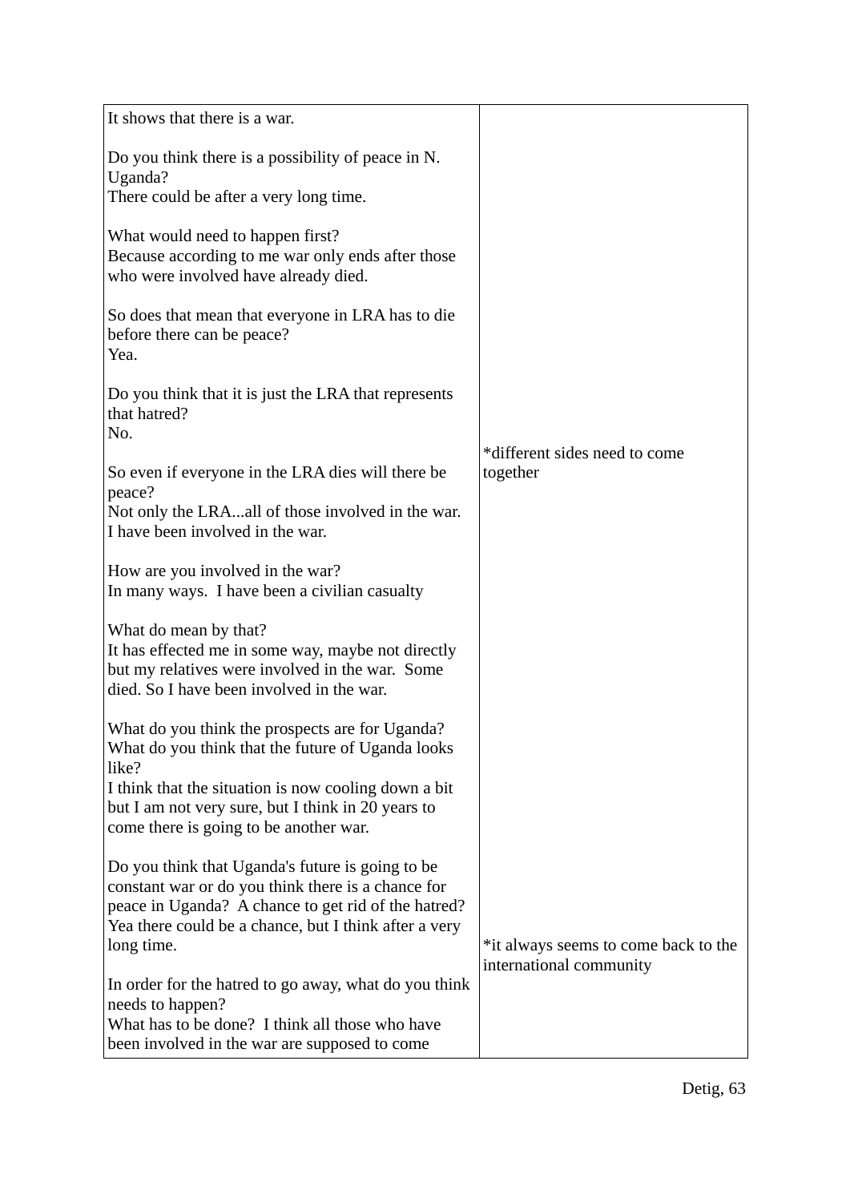| | |
|---|---|
| It shows that there is a war.<br><br>Do you think there is a possibility of peace in N. Uganda?<br>There could be after a very long time.<br><br>What would need to happen first?<br>Because according to me war only ends after those who were involved have already died.<br><br>So does that mean that everyone in LRA has to die before there can be peace?<br>Yea.<br><br>Do you think that it is just the LRA that represents that hatred?<br>No.<br><br>So even if everyone in the LRA dies will there be peace?<br>Not only the LRA...all of those involved in the war. I have been involved in the war.<br><br>How are you involved in the war?<br>In many ways. I have been a civilian casualty<br><br>What do mean by that?<br>It has effected me in some way, maybe not directly but my relatives were involved in the war. Some died. So I have been involved in the war.<br><br>What do you think the prospects are for Uganda? What do you think that the future of Uganda looks like?<br>I think that the situation is now cooling down a bit but I am not very sure, but I think in 20 years to come there is going to be another war.<br><br>Do you think that Uganda's future is going to be constant war or do you think there is a chance for peace in Uganda? A chance to get rid of the hatred?<br>Yea there could be a chance, but I think after a very long time.<br><br>In order for the hatred to go away, what do you think needs to happen?<br>What has to be done? I think all those who have been involved in the war are supposed to come | *different sides need to come together<br><br>*it always seems to come back to the international community |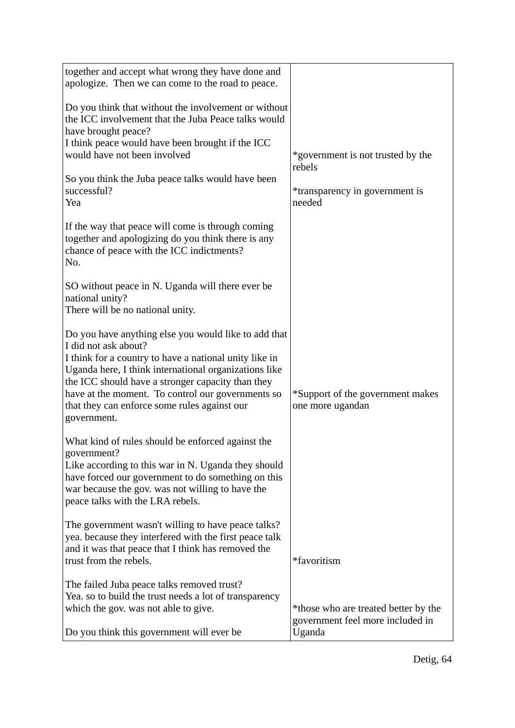| | |
|---|---|
| together and accept what wrong they have done and apologize. Then we can come to the road to peace.<br><br>Do you think that without the involvement or without the ICC involvement that the Juba Peace talks would have brought peace?<br>I think peace would have been brought if the ICC would have not been involved<br><br>So you think the Juba peace talks would have been successful?<br>Yea<br><br>If the way that peace will come is through coming together and apologizing do you think there is any chance of peace with the ICC indictments?<br>No.<br><br>SO without peace in N. Uganda will there ever be national unity?<br>There will be no national unity.<br><br>Do you have anything else you would like to add that I did not ask about?<br>I think for a country to have a national unity like in Uganda here, I think international organizations like the ICC should have a stronger capacity than they have at the moment. To control our governments so that they can enforce some rules against our government.<br><br>What kind of rules should be enforced against the government?<br>Like according to this war in N. Uganda they should have forced our government to do something on this war because the gov. was not willing to have the peace talks with the LRA rebels.<br><br>The government wasn't willing to have peace talks?<br>yea. because they interfered with the first peace talk and it was that peace that I think has removed the trust from the rebels.<br><br>The failed Juba peace talks removed trust?<br>Yea. so to build the trust needs a lot of transparency which the gov. was not able to give.<br><br>Do you think this government will ever be | *government is not trusted by the rebels<br><br>*transparency in government is needed<br><br>*Support of the government makes one more ugandan<br><br>*favoritism<br><br>*those who are treated better by the government feel more included in Uganda |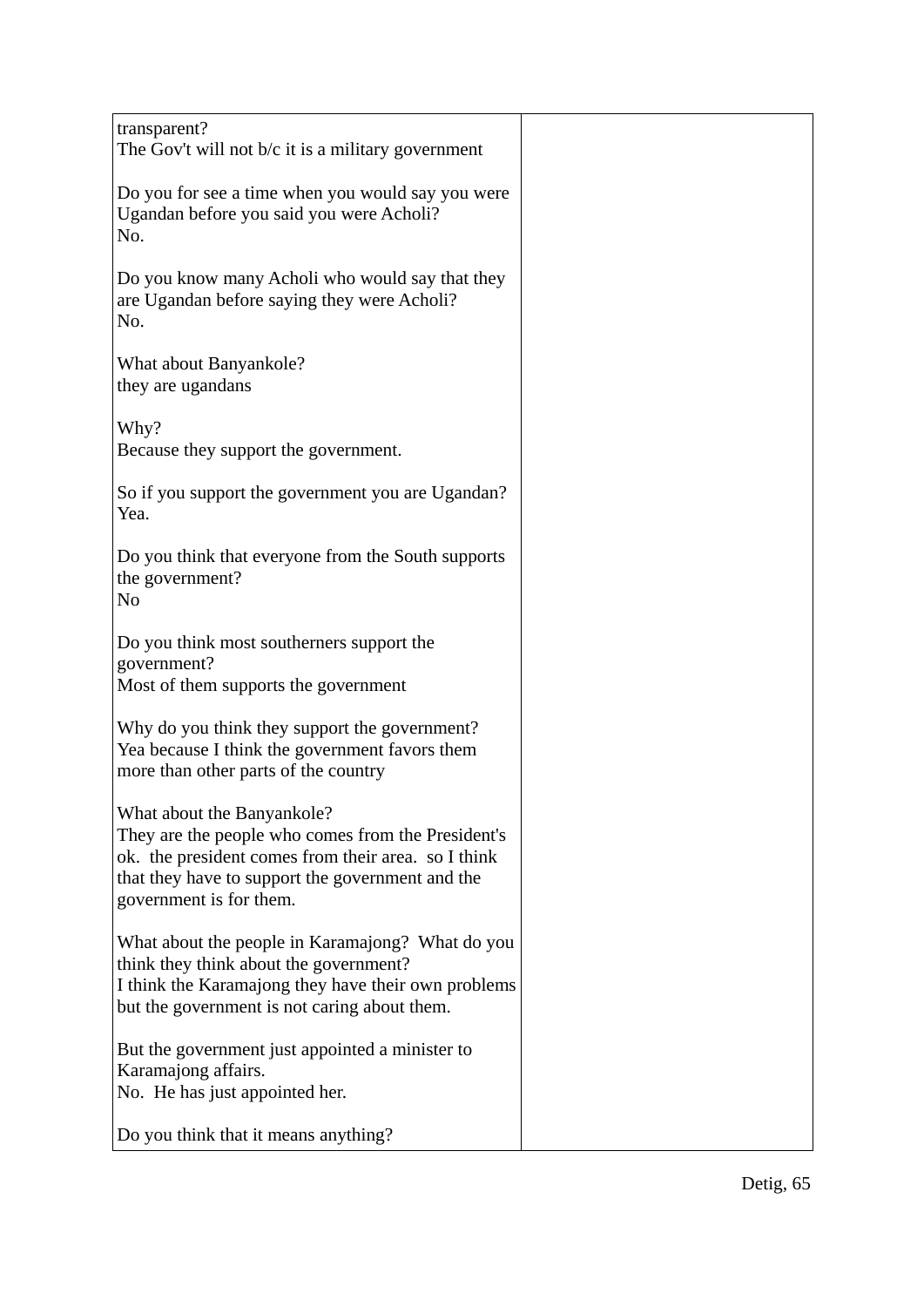| | |
|---|---|
| transparent?<br>The Gov't will not b/c it is a military government<br><br>Do you for see a time when you would say you were Ugandan before you said you were Acholi?<br>No.<br><br>Do you know many Acholi who would say that they are Ugandan before saying they were Acholi?<br>No.<br><br>What about Banyankole?<br>they are ugandans<br><br>Why?<br>Because they support the government.<br><br>So if you support the government you are Ugandan?<br>Yea.<br><br>Do you think that everyone from the South supports the government?<br>No<br><br>Do you think most southerners support the government?<br>Most of them supports the government<br><br>Why do you think they support the government?<br>Yea because I think the government favors them more than other parts of the country<br><br>What about the Banyankole?<br>They are the people who comes from the President's ok. the president comes from their area. so I think that they have to support the government and the government is for them.<br><br>What about the people in Karamajong? What do you think they think about the government?<br>I think the Karamajong they have their own problems but the government is not caring about them.<br><br>But the government just appointed a minister to Karamajong affairs.<br>No. He has just appointed her.<br><br>Do you think that it means anything? | |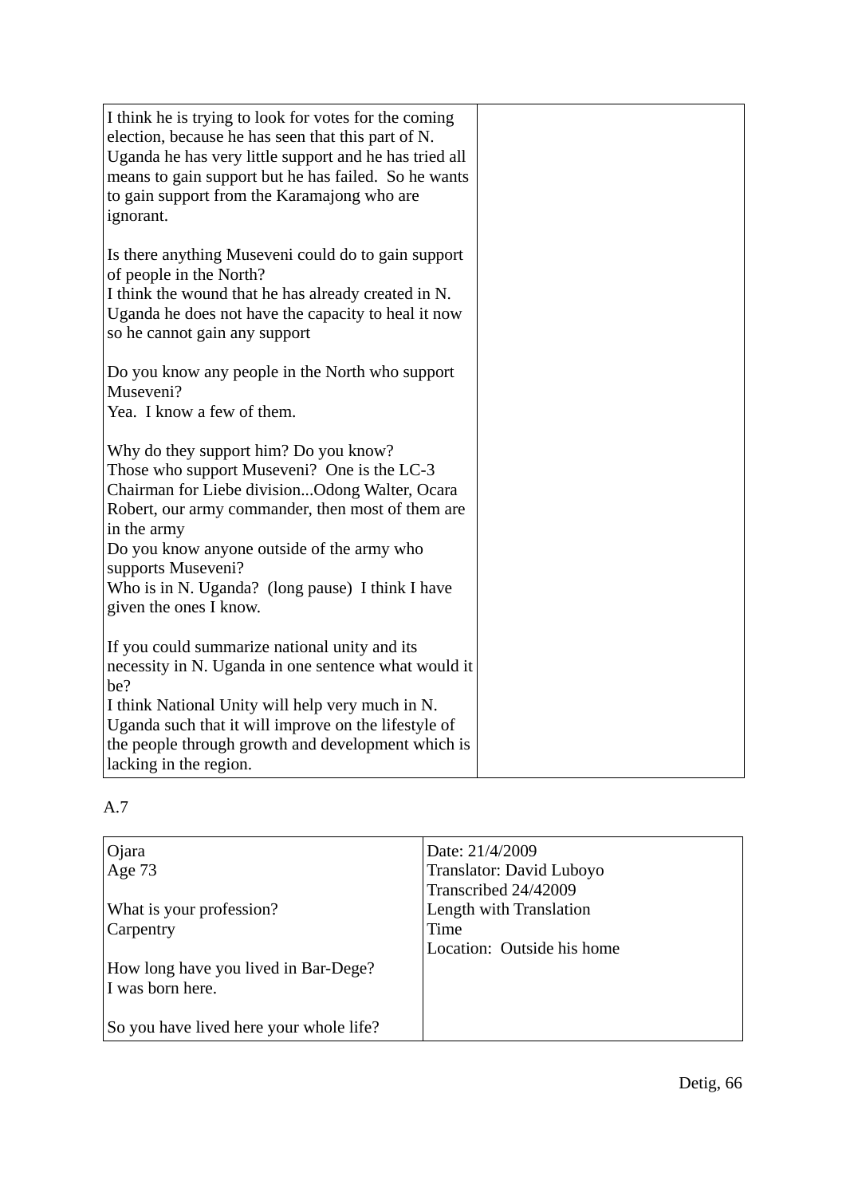| I think he is trying to look for votes for the coming election, because he has seen that this part of N. Uganda he has very little support and he has tried all means to gain support but he has failed. So he wants to gain support from the Karamajong who are ignorant.<br><br>Is there anything Museveni could do to gain support of people in the North?<br>I think the wound that he has already created in N. Uganda he does not have the capacity to heal it now so he cannot gain any support<br><br>Do you know any people in the North who support Museveni?<br>Yea. I know a few of them.<br><br>Why do they support him? Do you know?<br>Those who support Museveni? One is the LC-3 Chairman for Liebe division...Odong Walter, Ocara Robert, our army commander, then most of them are in the army<br>Do you know anyone outside of the army who supports Museveni?<br>Who is in N. Uganda? (long pause) I think I have given the ones I know.<br><br>If you could summarize national unity and its necessity in N. Uganda in one sentence what would it be?<br>I think National Unity will help very much in N. Uganda such that it will improve on the lifestyle of the people through growth and development which is lacking in the region. | |
|---|---|

A.7

| Ojara<br>Age 73<br><br>What is your profession?<br>Carpentry<br><br>How long have you lived in Bar-Dege?<br>I was born here.<br><br>So you have lived here your whole life? | Date: 21/4/2009<br>Translator: David Luboyo<br>Transcribed 24/42009<br>Length with Translation<br>Time<br>Location: Outside his home |
|---|---|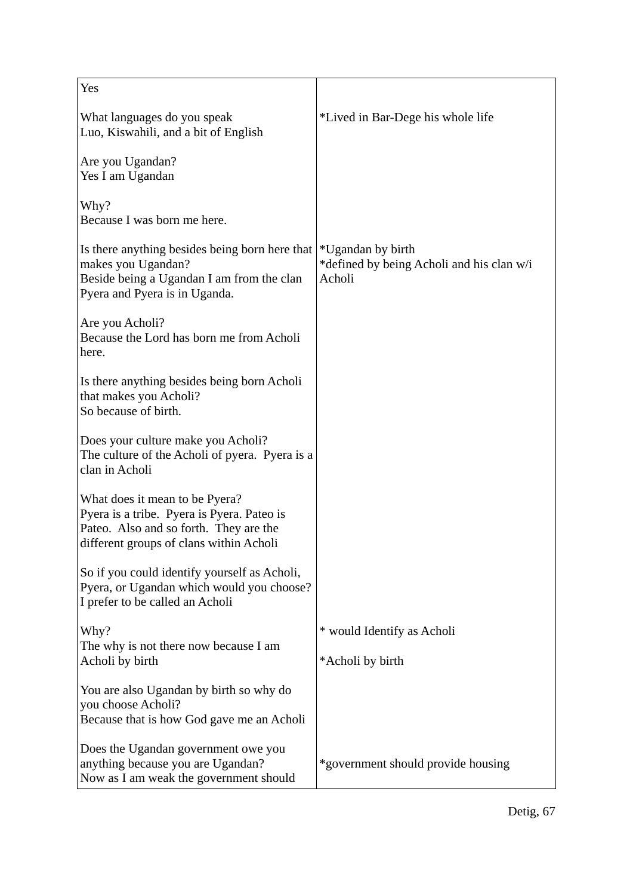| | |
|---|---|
| Yes<br><br>What languages do you speak<br>Luo, Kiswahili, and a bit of English<br><br>Are you Ugandan?<br>Yes I am Ugandan<br><br>Why?<br>Because I was born me here. | *Lived in Bar-Dege his whole life |
| Is there anything besides being born here that makes you Ugandan?<br>Beside being a Ugandan I am from the clan Pyera and Pyera is in Uganda.<br><br>Are you Acholi?<br>Because the Lord has born me from Acholi here.<br><br>Is there anything besides being born Acholi that makes you Acholi?<br>So because of birth.<br><br>Does your culture make you Acholi?<br>The culture of the Acholi of pyera. Pyera is a clan in Acholi<br><br>What does it mean to be Pyera?<br>Pyera is a tribe. Pyera is Pyera. Pateo is Pateo. Also and so forth. They are the different groups of clans within Acholi<br><br>So if you could identify yourself as Acholi, Pyera, or Ugandan which would you choose?<br>I prefer to be called an Acholi | *Ugandan by birth<br>*defined by being Acholi and his clan w/i Acholi |
| Why?<br>The why is not there now because I am Acholi by birth<br><br>You are also Ugandan by birth so why do you choose Acholi?<br>Because that is how God gave me an Acholi | * would Identify as Acholi<br><br>*Acholi by birth |
| Does the Ugandan government owe you anything because you are Ugandan?<br>Now as I am weak the government should | *government should provide housing |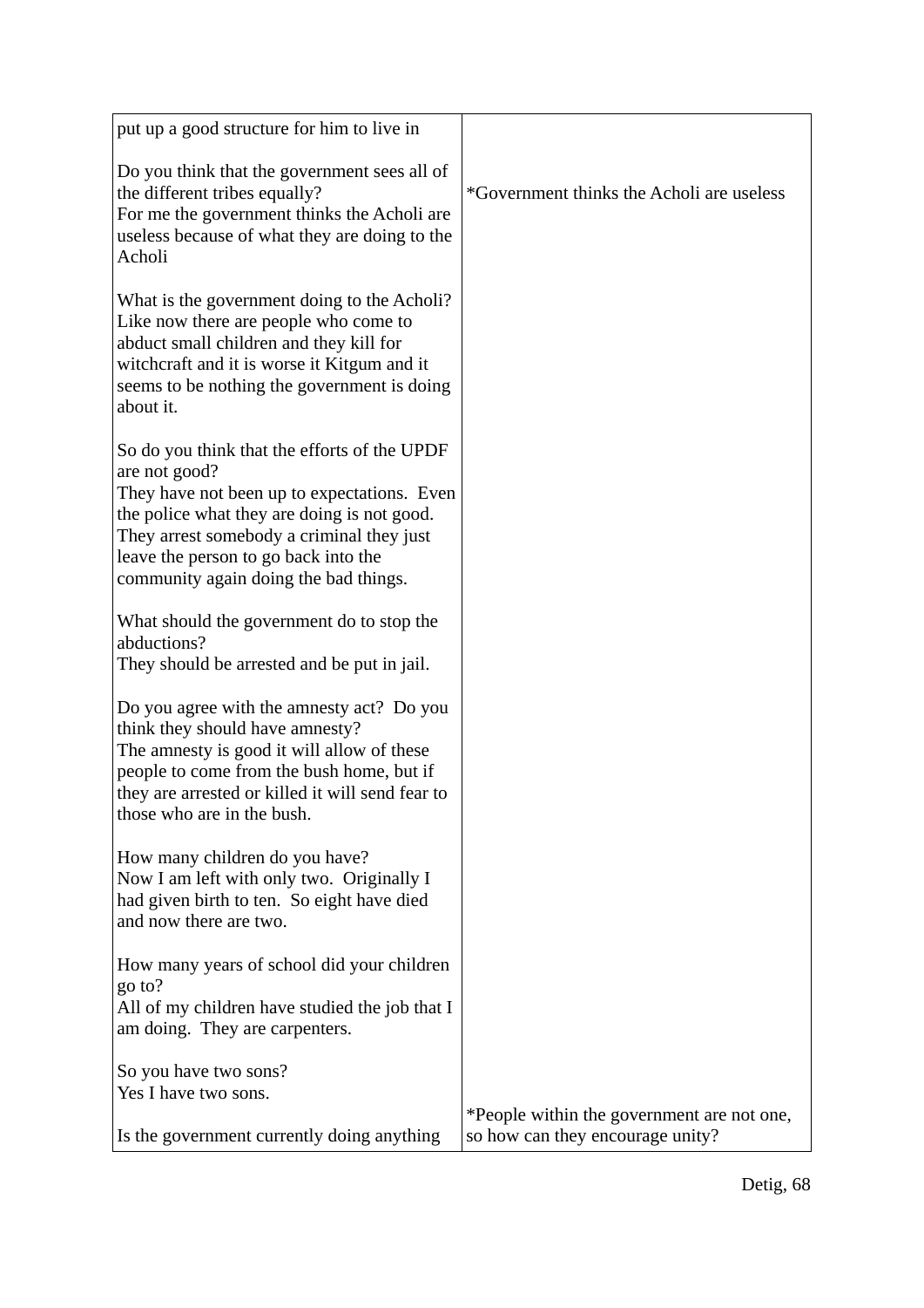| | |
|---|---|
| put up a good structure for him to live in<br><br>Do you think that the government sees all of the different tribes equally?<br>For me the government thinks the Acholi are useless because of what they are doing to the Acholi<br><br>What is the government doing to the Acholi?<br>Like now there are people who come to abduct small children and they kill for witchcraft and it is worse it Kitgum and it seems to be nothing the government is doing about it.<br><br>So do you think that the efforts of the UPDF are not good?<br>They have not been up to expectations. Even the police what they are doing is not good. They arrest somebody a criminal they just leave the person to go back into the community again doing the bad things.<br><br>What should the government do to stop the abductions?<br>They should be arrested and be put in jail.<br><br>Do you agree with the amnesty act? Do you think they should have amnesty?<br>The amnesty is good it will allow of these people to come from the bush home, but if they are arrested or killed it will send fear to those who are in the bush.<br><br>How many children do you have?<br>Now I am left with only two. Originally I had given birth to ten. So eight have died and now there are two.<br><br>How many years of school did your children go to?<br>All of my children have studied the job that I am doing. They are carpenters.<br><br>So you have two sons?<br>Yes I have two sons.<br><br>Is the government currently doing anything | *Government thinks the Acholi are useless<br><br>*People within the government are not one, so how can they encourage unity? |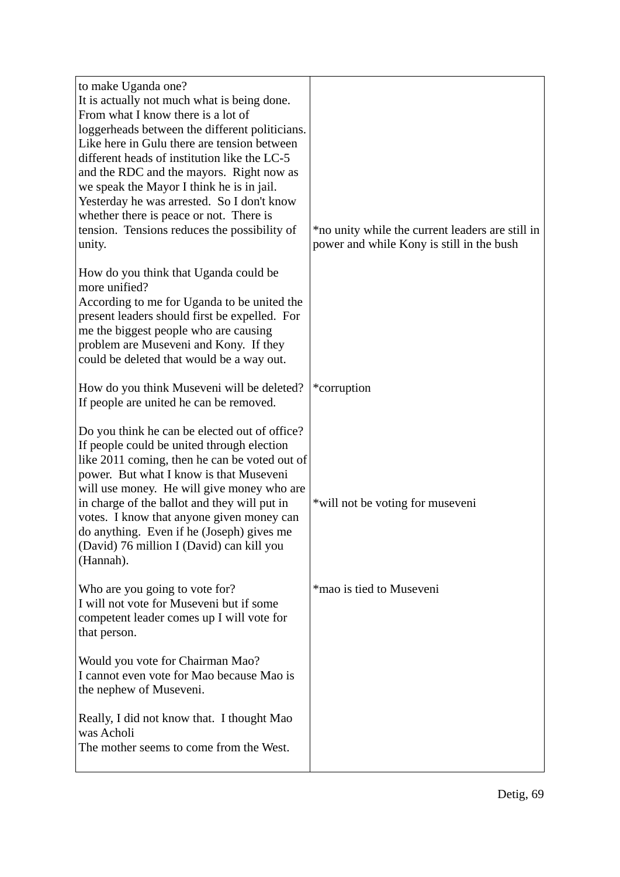| | |
|---|---|
| to make Uganda one?<br>It is actually not much what is being done. From what I know there is a lot of loggerheads between the different politicians. Like here in Gulu there are tension between different heads of institution like the LC-5 and the RDC and the mayors. Right now as we speak the Mayor I think he is in jail. Yesterday he was arrested. So I don't know whether there is peace or not. There is tension. Tensions reduces the possibility of unity. | *no unity while the current leaders are still in power and while Kony is still in the bush |
| How do you think that Uganda could be more unified?<br>According to me for Uganda to be united the present leaders should first be expelled. For me the biggest people who are causing problem are Museveni and Kony. If they could be deleted that would be a way out. | |
| How do you think Museveni will be deleted?<br>If people are united he can be removed. | *corruption |
| Do you think he can be elected out of office?<br>If people could be united through election like 2011 coming, then he can be voted out of power. But what I know is that Museveni will use money. He will give money who are in charge of the ballot and they will put in votes. I know that anyone given money can do anything. Even if he (Joseph) gives me (David) 76 million I (David) can kill you (Hannah). | *will not be voting for museveni |
| Who are you going to vote for?<br>I will not vote for Museveni but if some competent leader comes up I will vote for that person. | *mao is tied to Museveni |
| Would you vote for Chairman Mao?<br>I cannot even vote for Mao because Mao is the nephew of Museveni. | |
| Really, I did not know that. I thought Mao was Acholi<br>The mother seems to come from the West. | |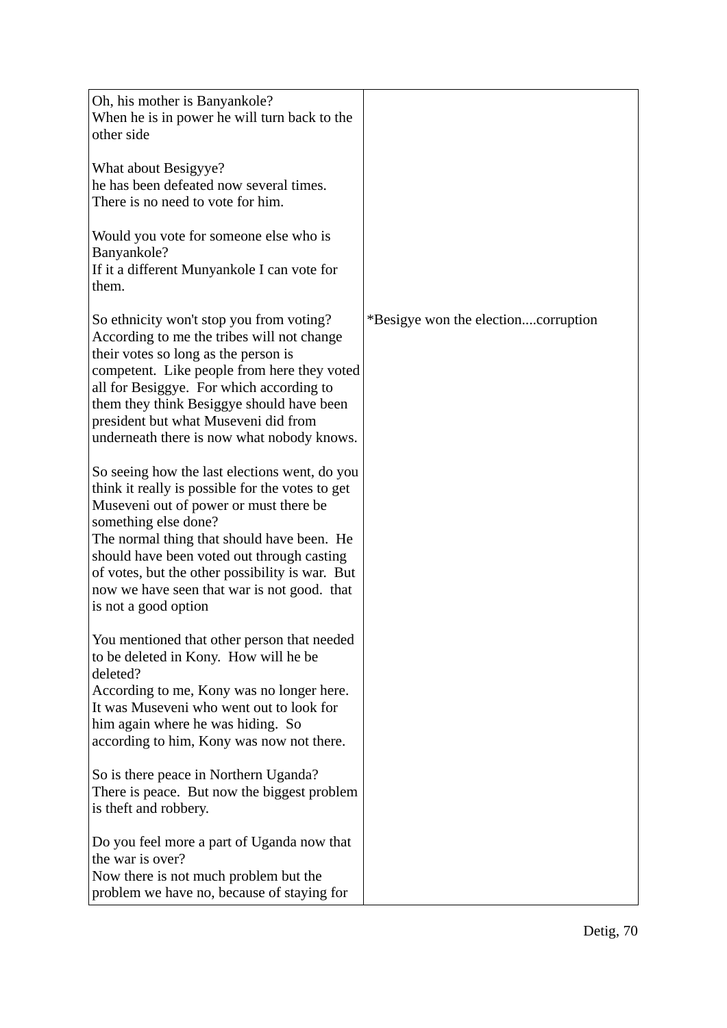| | |
|---|---|
| Oh, his mother is Banyankole?<br>When he is in power he will turn back to the other side<br><br>What about Besigyye?<br>he has been defeated now several times. There is no need to vote for him.<br><br>Would you vote for someone else who is Banyankole?<br>If it a different Munyankole I can vote for them. | |
| So ethnicity won't stop you from voting?<br>According to me the tribes will not change their votes so long as the person is competent. Like people from here they voted all for Besiggye. For which according to them they think Besiggye should have been president but what Museveni did from underneath there is now what nobody knows.<br><br>So seeing how the last elections went, do you think it really is possible for the votes to get Museveni out of power or must there be something else done?<br>The normal thing that should have been. He should have been voted out through casting of votes, but the other possibility is war. But now we have seen that war is not good. that is not a good option<br><br>You mentioned that other person that needed to be deleted in Kony. How will he be deleted?<br>According to me, Kony was no longer here. It was Museveni who went out to look for him again where he was hiding. So according to him, Kony was now not there.<br><br>So is there peace in Northern Uganda?<br>There is peace. But now the biggest problem is theft and robbery.<br><br>Do you feel more a part of Uganda now that the war is over?<br>Now there is not much problem but the problem we have no, because of staying for | *Besigye won the election....corruption |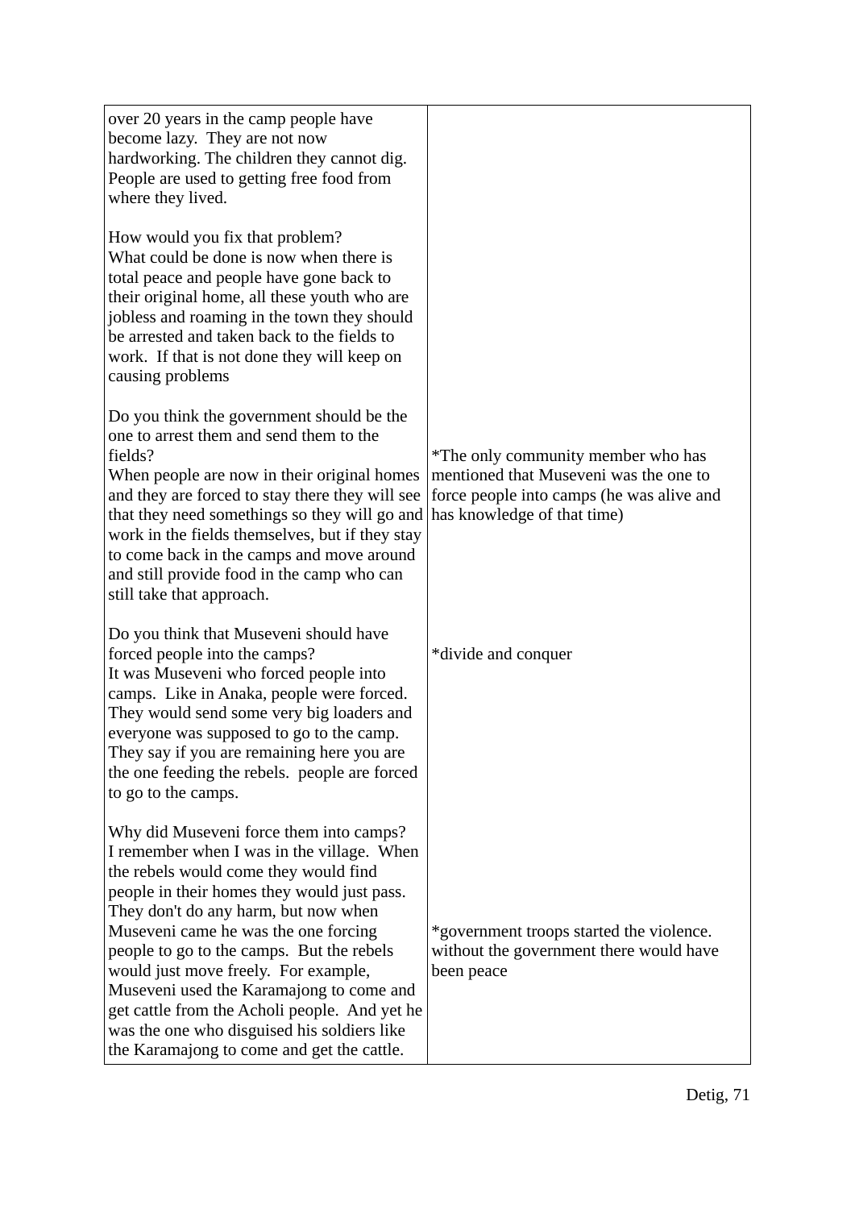| | |
|---|---|
| over 20 years in the camp people have become lazy. They are not now hardworking. The children they cannot dig. People are used to getting free food from where they lived.<br><br>How would you fix that problem?<br>What could be done is now when there is total peace and people have gone back to their original home, all these youth who are jobless and roaming in the town they should be arrested and taken back to the fields to work. If that is not done they will keep on causing problems | |
| Do you think the government should be the one to arrest them and send them to the fields?<br>When people are now in their original homes and they are forced to stay there they will see that they need somethings so they will go and work in the fields themselves, but if they stay to come back in the camps and move around and still provide food in the camp who can still take that approach. | *The only community member who has mentioned that Museveni was the one to force people into camps (he was alive and has knowledge of that time) |
| Do you think that Museveni should have forced people into the camps?<br>It was Museveni who forced people into camps. Like in Anaka, people were forced. They would send some very big loaders and everyone was supposed to go to the camp. They say if you are remaining here you are the one feeding the rebels. people are forced to go to the camps. | *divide and conquer |
| Why did Museveni force them into camps?<br>I remember when I was in the village. When the rebels would come they would find people in their homes they would just pass. They don't do any harm, but now when Museveni came he was the one forcing people to go to the camps. But the rebels would just move freely. For example, Museveni used the Karamajong to come and get cattle from the Acholi people. And yet he was the one who disguised his soldiers like the Karamajong to come and get the cattle. | *government troops started the violence. without the government there would have been peace |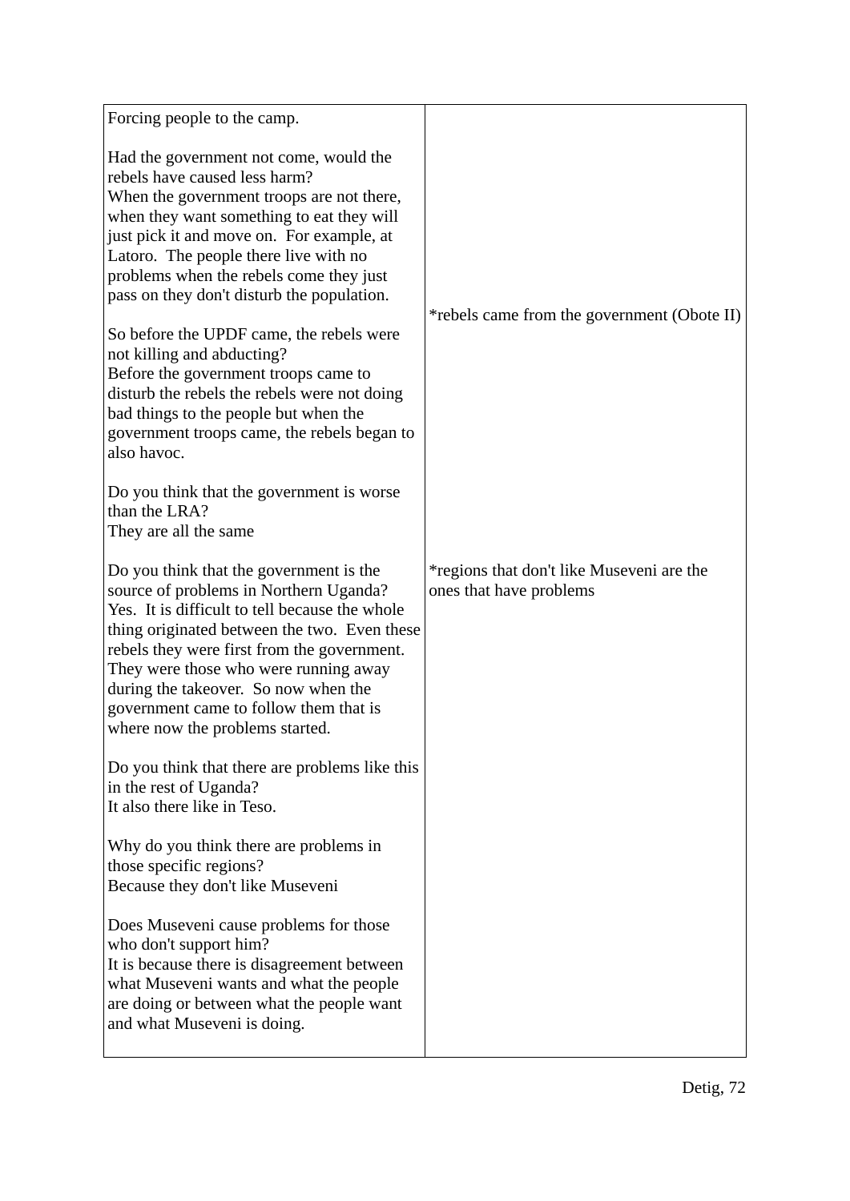| | |
|---|---|
| Forcing people to the camp.<br><br>Had the government not come, would the rebels have caused less harm?<br>When the government troops are not there, when they want something to eat they will just pick it and move on.  For example, at Latoro.  The people there live with no problems when the rebels come they just pass on they don't disturb the population.<br><br>So before the UPDF came, the rebels were not killing and abducting?<br>Before the government troops came to disturb the rebels the rebels were not doing bad things to the people but when the government troops came, the rebels began to also havoc.<br><br>Do you think that the government is worse than the LRA?<br>They are all the same | *rebels came from the government (Obote II) |
| Do you think that the government is the source of problems in Northern Uganda?<br>Yes.  It is difficult to tell because the whole thing originated between the two.  Even these rebels they were first from the government.  They were those who were running away during the takeover.  So now when the government came to follow them that is where now the problems started.<br><br>Do you think that there are problems like this in the rest of Uganda?<br>It also there like in Teso.<br><br>Why do you think there are problems in those specific regions?<br>Because they don't like Museveni<br><br>Does Museveni cause problems for those who don't support him?<br>It is because there is disagreement between what Museveni wants and what the people are doing or between what the people want and what Museveni is doing. | *regions that don't like Museveni are the ones that have problems |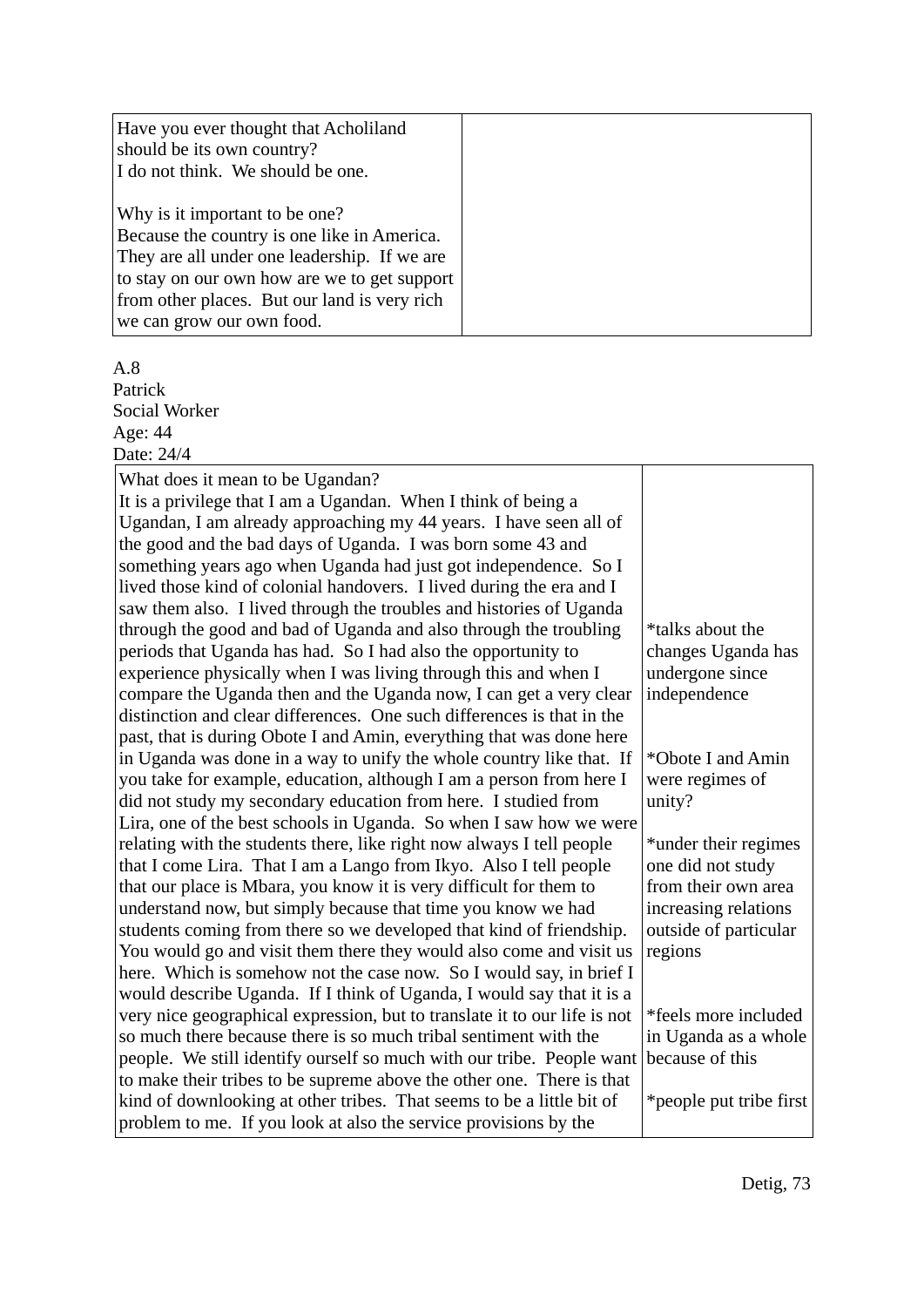| Have you ever thought that Acholiland should be its own country?<br>I do not think. We should be one.<br><br>Why is it important to be one?<br>Because the country is one like in America. They are all under one leadership. If we are to stay on our own how are we to get support from other places. But our land is very rich we can grow our own food. | |
|---|---|

A.8
Patrick
Social Worker
Age: 44
Date: 24/4

| What does it mean to be Ugandan?<br>It is a privilege that I am a Ugandan. When I think of being a Ugandan, I am already approaching my 44 years. I have seen all of the good and the bad days of Uganda. I was born some 43 and something years ago when Uganda had just got independence. So I lived those kind of colonial handovers. I lived during the era and I saw them also. I lived through the troubles and histories of Uganda through the good and bad of Uganda and also through the troubling periods that Uganda has had. So I had also the opportunity to experience physically when I was living through this and when I compare the Uganda then and the Uganda now, I can get a very clear distinction and clear differences. One such differences is that in the past, that is during Obote I and Amin, everything that was done here in Uganda was done in a way to unify the whole country like that. If you take for example, education, although I am a person from here I did not study my secondary education from here. I studied from Lira, one of the best schools in Uganda. So when I saw how we were relating with the students there, like right now always I tell people that I come Lira. That I am a Lango from Ikyo. Also I tell people that our place is Mbara, you know it is very difficult for them to understand now, but simply because that time you know we had students coming from there so we developed that kind of friendship. You would go and visit them there they would also come and visit us here. Which is somehow not the case now. So I would say, in brief I would describe Uganda. If I think of Uganda, I would say that it is a very nice geographical expression, but to translate it to our life is not so much there because there is so much tribal sentiment with the people. We still identify ourself so much with our tribe. People want to make their tribes to be supreme above the other one. There is that kind of downlooking at other tribes. That seems to be a little bit of problem to me. If you look at also the service provisions by the | *talks about the changes Uganda has undergone since independence<br><br>*Obote I and Amin were regimes of unity?<br><br>*under their regimes one did not study from their own area increasing relations outside of particular regions<br><br>*feels more included in Uganda as a whole because of this<br><br>*people put tribe first |
|---|---|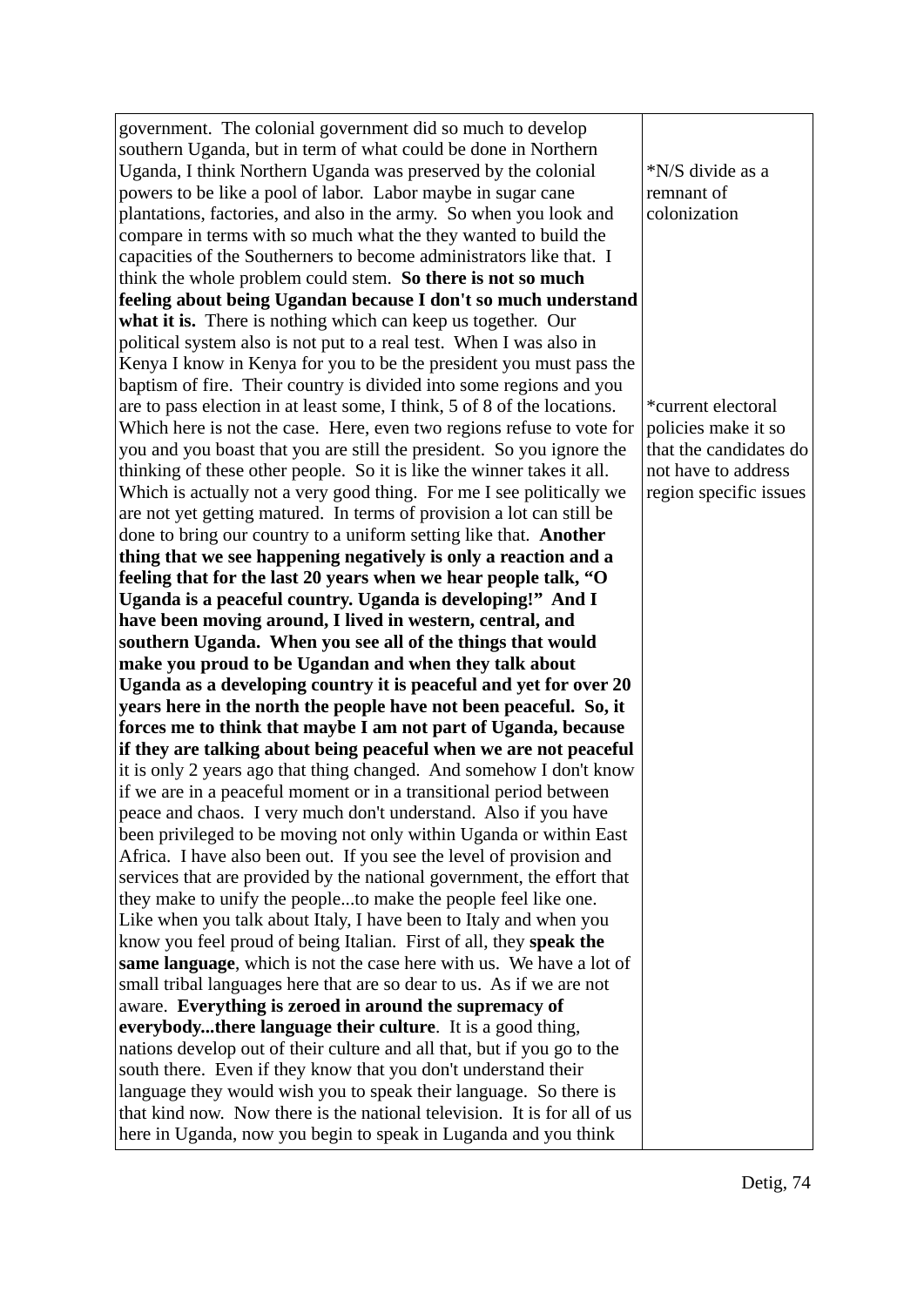| | |
|---|---|
| government. The colonial government did so much to develop southern Uganda, but in term of what could be done in Northern Uganda, I think Northern Uganda was preserved by the colonial powers to be like a pool of labor. Labor maybe in sugar cane plantations, factories, and also in the army. So when you look and compare in terms with so much what the they wanted to build the capacities of the Southerners to become administrators like that. I think the whole problem could stem. **So there is not so much feeling about being Ugandan because I don't so much understand what it is.** There is nothing which can keep us together. Our political system also is not put to a real test. When I was also in Kenya I know in Kenya for you to be the president you must pass the baptism of fire. Their country is divided into some regions and you are to pass election in at least some, I think, 5 of 8 of the locations. Which here is not the case. Here, even two regions refuse to vote for you and you boast that you are still the president. So you ignore the thinking of these other people. So it is like the winner takes it all. Which is actually not a very good thing. For me I see politically we are not yet getting matured. In terms of provision a lot can still be done to bring our country to a uniform setting like that. **Another thing that we see happening negatively is only a reaction and a feeling that for the last 20 years when we hear people talk, "O Uganda is a peaceful country. Uganda is developing!" And I have been moving around, I lived in western, central, and southern Uganda. When you see all of the things that would make you proud to be Ugandan and when they talk about Uganda as a developing country it is peaceful and yet for over 20 years here in the north the people have not been peaceful. So, it forces me to think that maybe I am not part of Uganda, because if they are talking about being peaceful when we are not peaceful** it is only 2 years ago that thing changed. And somehow I don't know if we are in a peaceful moment or in a transitional period between peace and chaos. I very much don't understand. Also if you have been privileged to be moving not only within Uganda or within East Africa. I have also been out. If you see the level of provision and services that are provided by the national government, the effort that they make to unify the people...to make the people feel like one. Like when you talk about Italy, I have been to Italy and when you know you feel proud of being Italian. First of all, they **speak the same language**, which is not the case here with us. We have a lot of small tribal languages here that are so dear to us. As if we are not aware. **Everything is zeroed in around the supremacy of everybody...there language their culture**. It is a good thing, nations develop out of their culture and all that, but if you go to the south there. Even if they know that you don't understand their language they would wish you to speak their language. So there is that kind now. Now there is the national television. It is for all of us here in Uganda, now you begin to speak in Luganda and you think | *N/S divide as a remnant of colonization<br><br>*current electoral policies make it so that the candidates do not have to address region specific issues |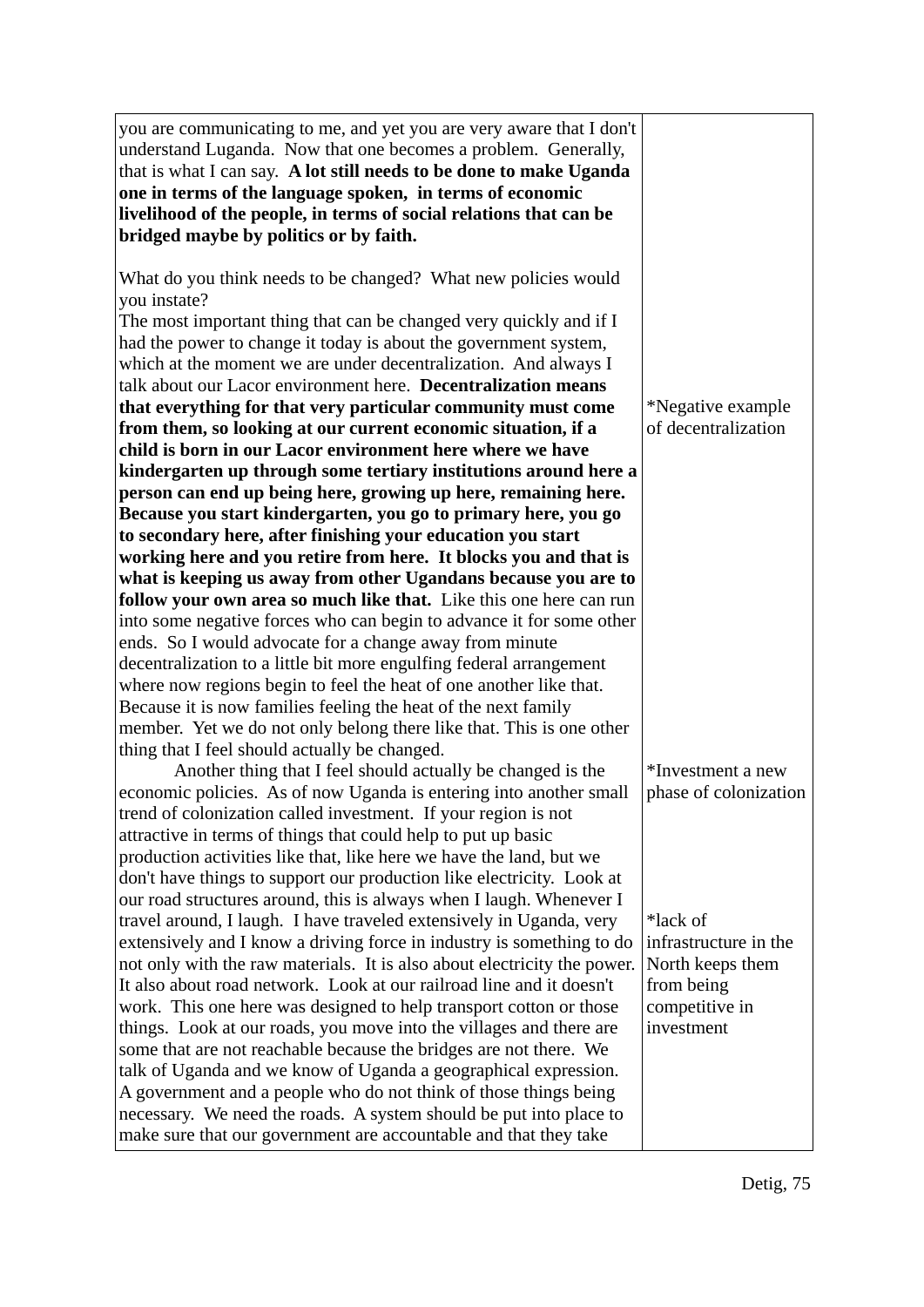| | |
|---|---|
| you are communicating to me, and yet you are very aware that I don't understand Luganda. Now that one becomes a problem. Generally, that is what I can say. **A lot still needs to be done to make Uganda one in terms of the language spoken, in terms of economic livelihood of the people, in terms of social relations that can be bridged maybe by politics or by faith.**<br><br>What do you think needs to be changed? What new policies would you instate?<br>The most important thing that can be changed very quickly and if I had the power to change it today is about the government system, which at the moment we are under decentralization. And always I talk about our Lacor environment here. **Decentralization means that everything for that very particular community must come from them, so looking at our current economic situation, if a child is born in our Lacor environment here where we have kindergarten up through some tertiary institutions around here a person can end up being here, growing up here, remaining here. Because you start kindergarten, you go to primary here, you go to secondary here, after finishing your education you start working here and you retire from here. It blocks you and that is what is keeping us away from other Ugandans because you are to follow your own area so much like that.** Like this one here can run into some negative forces who can begin to advance it for some other ends. So I would advocate for a change away from minute decentralization to a little bit more engulfing federal arrangement where now regions begin to feel the heat of one another like that. Because it is now families feeling the heat of the next family member. Yet we do not only belong there like that. This is one other thing that I feel should actually be changed.<br>Another thing that I feel should actually be changed is the economic policies. As of now Uganda is entering into another small trend of colonization called investment. If your region is not attractive in terms of things that could help to put up basic production activities like that, like here we have the land, but we don't have things to support our production like electricity. Look at our road structures around, this is always when I laugh. Whenever I travel around, I laugh. I have traveled extensively in Uganda, very extensively and I know a driving force in industry is something to do not only with the raw materials. It is also about electricity the power. It also about road network. Look at our railroad line and it doesn't work. This one here was designed to help transport cotton or those things. Look at our roads, you move into the villages and there are some that are not reachable because the bridges are not there. We talk of Uganda and we know of Uganda a geographical expression. A government and a people who do not think of those things being necessary. We need the roads. A system should be put into place to make sure that our government are accountable and that they take | *Negative example of decentralization<br><br>*Investment a new phase of colonization<br><br>*lack of infrastructure in the North keeps them from being competitive in investment |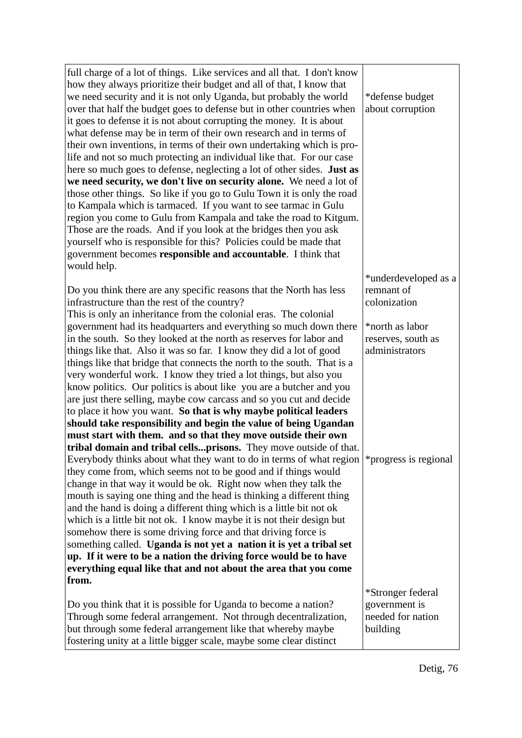| | |
|---|---|
| full charge of a lot of things. Like services and all that. I don't know how they always prioritize their budget and all of that, I know that we need security and it is not only Uganda, but probably the world over that half the budget goes to defense but in other countries when it goes to defense it is not about corrupting the money. It is about what defense may be in term of their own research and in terms of their own inventions, in terms of their own undertaking which is pro-life and not so much protecting an individual like that. For our case here so much goes to defense, neglecting a lot of other sides. **Just as we need security, we don't live on security alone.** We need a lot of those other things. So like if you go to Gulu Town it is only the road to Kampala which is tarmaced. If you want to see tarmac in Gulu region you come to Gulu from Kampala and take the road to Kitgum. Those are the roads. And if you look at the bridges then you ask yourself who is responsible for this? Policies could be made that government becomes **responsible and accountable**. I think that would help. | *defense budget about corruption |
| Do you think there are any specific reasons that the North has less infrastructure than the rest of the country?<br>This is only an inheritance from the colonial eras. The colonial government had its headquarters and everything so much down there in the south. So they looked at the north as reserves for labor and things like that. Also it was so far. I know they did a lot of good things like that bridge that connects the north to the south. That is a very wonderful work. I know they tried a lot things, but also you know politics. Our politics is about like you are a butcher and you are just there selling, maybe cow carcass and so you cut and decide to place it how you want. **So that is why maybe political leaders should take responsibility and begin the value of being Ugandan must start with them. and so that they move outside their own tribal domain and tribal cells...prisons.** They move outside of that. Everybody thinks about what they want to do in terms of what region they come from, which seems not to be good and if things would change in that way it would be ok. Right now when they talk the mouth is saying one thing and the head is thinking a different thing and the hand is doing a different thing which is a little bit not ok which is a little bit not ok. I know maybe it is not their design but somehow there is some driving force and that driving force is something called. **Uganda is not yet a nation it is yet a tribal set up. If it were to be a nation the driving force would be to have everything equal like that and not about the area that you come from.** | *underdeveloped as a remnant of colonization<br><br>*north as labor reserves, south as administrators<br><br>*progress is regional |
| Do you think that it is possible for Uganda to become a nation?<br>Through some federal arrangement. Not through decentralization, but through some federal arrangement like that whereby maybe fostering unity at a little bigger scale, maybe some clear distinct | *Stronger federal government is needed for nation building |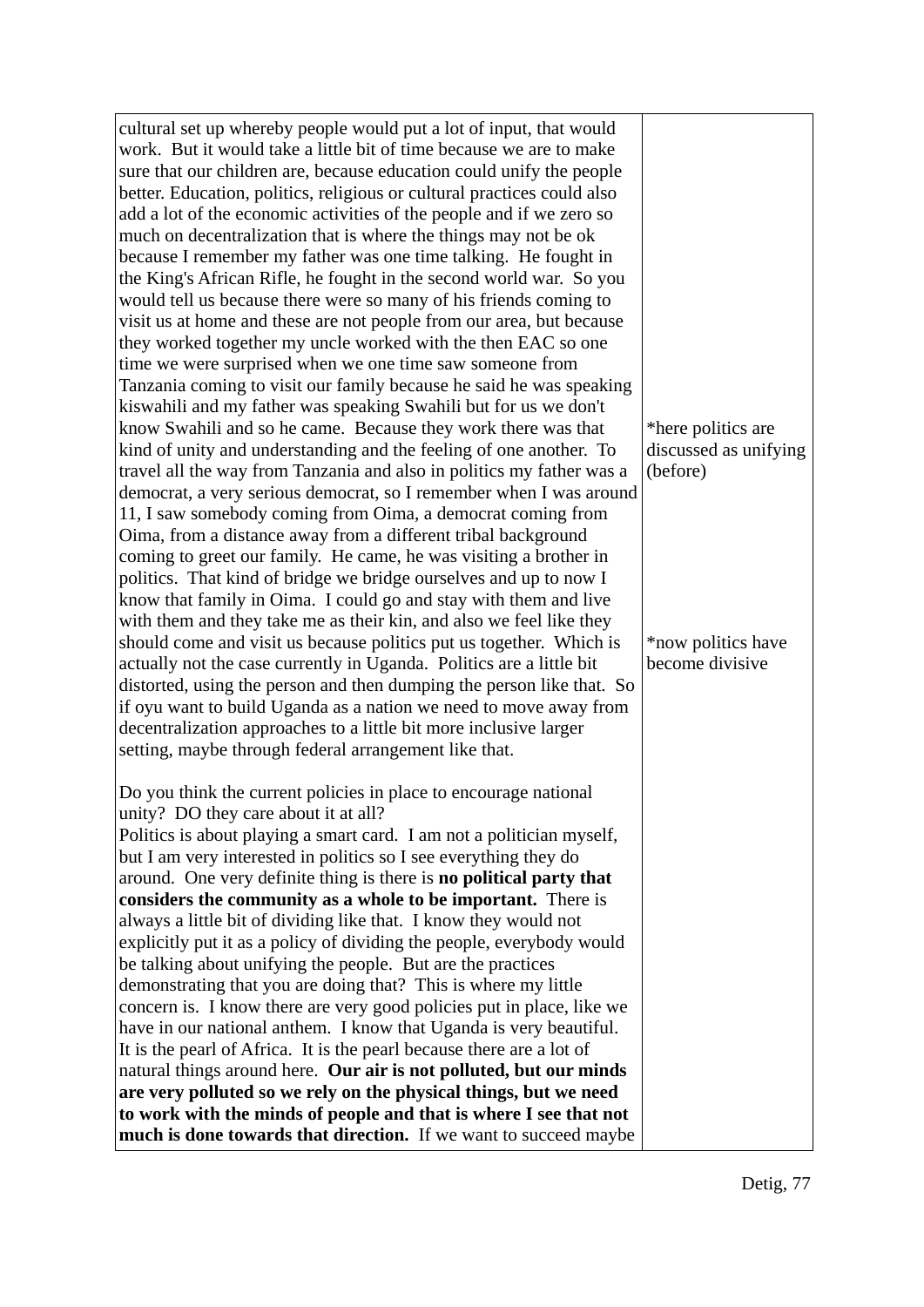| | |
|---|---|
| cultural set up whereby people would put a lot of input, that would work. But it would take a little bit of time because we are to make sure that our children are, because education could unify the people better. Education, politics, religious or cultural practices could also add a lot of the economic activities of the people and if we zero so much on decentralization that is where the things may not be ok because I remember my father was one time talking. He fought in the King's African Rifle, he fought in the second world war. So you would tell us because there were so many of his friends coming to visit us at home and these are not people from our area, but because they worked together my uncle worked with the then EAC so one time we were surprised when we one time saw someone from Tanzania coming to visit our family because he said he was speaking kiswahili and my father was speaking Swahili but for us we don't know Swahili and so he came. Because they work there was that kind of unity and understanding and the feeling of one another. To travel all the way from Tanzania and also in politics my father was a democrat, a very serious democrat, so I remember when I was around 11, I saw somebody coming from Oima, a democrat coming from Oima, from a distance away from a different tribal background coming to greet our family. He came, he was visiting a brother in politics. That kind of bridge we bridge ourselves and up to now I know that family in Oima. I could go and stay with them and live with them and they take me as their kin, and also we feel like they should come and visit us because politics put us together. Which is actually not the case currently in Uganda. Politics are a little bit distorted, using the person and then dumping the person like that. So if oyu want to build Uganda as a nation we need to move away from decentralization approaches to a little bit more inclusive larger setting, maybe through federal arrangement like that.<br><br>Do you think the current policies in place to encourage national unity? DO they care about it at all?<br>Politics is about playing a smart card. I am not a politician myself, but I am very interested in politics so I see everything they do around. One very definite thing is there is **no political party that considers the community as a whole to be important.** There is always a little bit of dividing like that. I know they would not explicitly put it as a policy of dividing the people, everybody would be talking about unifying the people. But are the practices demonstrating that you are doing that? This is where my little concern is. I know there are very good policies put in place, like we have in our national anthem. I know that Uganda is very beautiful. It is the pearl of Africa. It is the pearl because there are a lot of natural things around here. **Our air is not polluted, but our minds are very polluted so we rely on the physical things, but we need to work with the minds of people and that is where I see that not much is done towards that direction.** If we want to succeed maybe | *here politics are discussed as unifying (before)<br><br>*now politics have become divisive |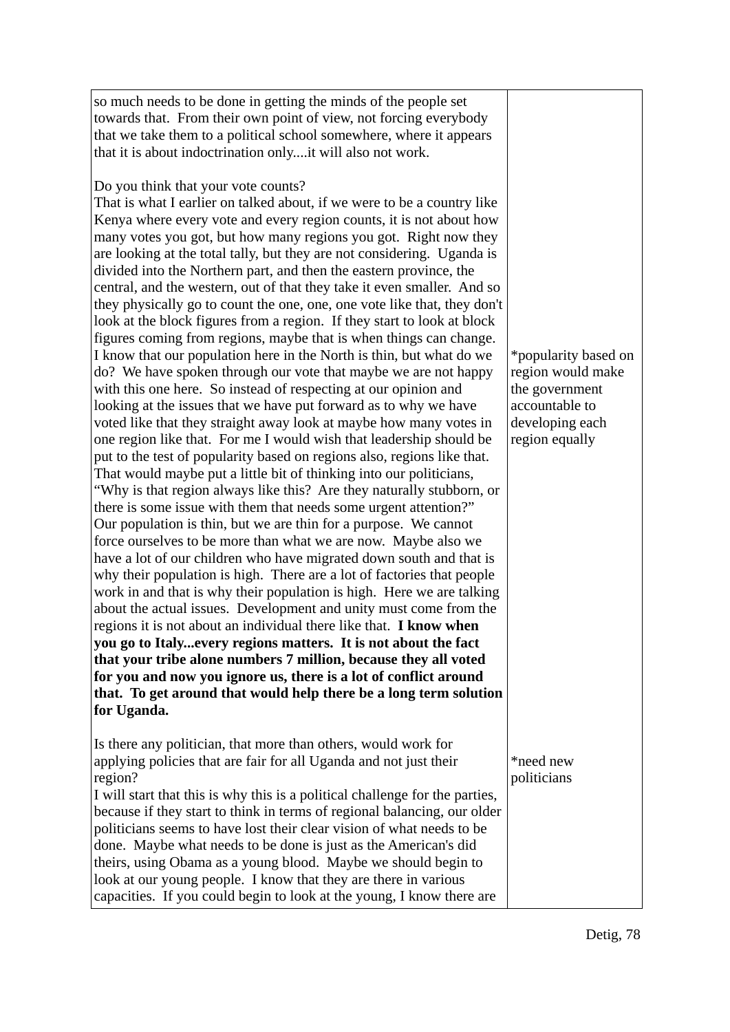| | |
|---|---|
| so much needs to be done in getting the minds of the people set towards that. From their own point of view, not forcing everybody that we take them to a political school somewhere, where it appears that it is about indoctrination only....it will also not work.<br><br>Do you think that your vote counts?<br>That is what I earlier on talked about, if we were to be a country like Kenya where every vote and every region counts, it is not about how many votes you got, but how many regions you got. Right now they are looking at the total tally, but they are not considering. Uganda is divided into the Northern part, and then the eastern province, the central, and the western, out of that they take it even smaller. And so they physically go to count the one, one, one vote like that, they don't look at the block figures from a region. If they start to look at block figures coming from regions, maybe that is when things can change. I know that our population here in the North is thin, but what do we do? We have spoken through our vote that maybe we are not happy with this one here. So instead of respecting at our opinion and looking at the issues that we have put forward as to why we have voted like that they straight away look at maybe how many votes in one region like that. For me I would wish that leadership should be put to the test of popularity based on regions also, regions like that. That would maybe put a little bit of thinking into our politicians, "Why is that region always like this? Are they naturally stubborn, or there is some issue with them that needs some urgent attention?" Our population is thin, but we are thin for a purpose. We cannot force ourselves to be more than what we are now. Maybe also we have a lot of our children who have migrated down south and that is why their population is high. There are a lot of factories that people work in and that is why their population is high. Here we are talking about the actual issues. Development and unity must come from the regions it is not about an individual there like that. **I know when you go to Italy...every regions matters. It is not about the fact that your tribe alone numbers 7 million, because they all voted for you and now you ignore us, there is a lot of conflict around that. To get around that would help there be a long term solution for Uganda.** | *popularity based on region would make the government accountable to developing each region equally |
| Is there any politician, that more than others, would work for applying policies that are fair for all Uganda and not just their region?<br>I will start that this is why this is a political challenge for the parties, because if they start to think in terms of regional balancing, our older politicians seems to have lost their clear vision of what needs to be done. Maybe what needs to be done is just as the American's did theirs, using Obama as a young blood. Maybe we should begin to look at our young people. I know that they are there in various capacities. If you could begin to look at the young, I know there are | *need new politicians |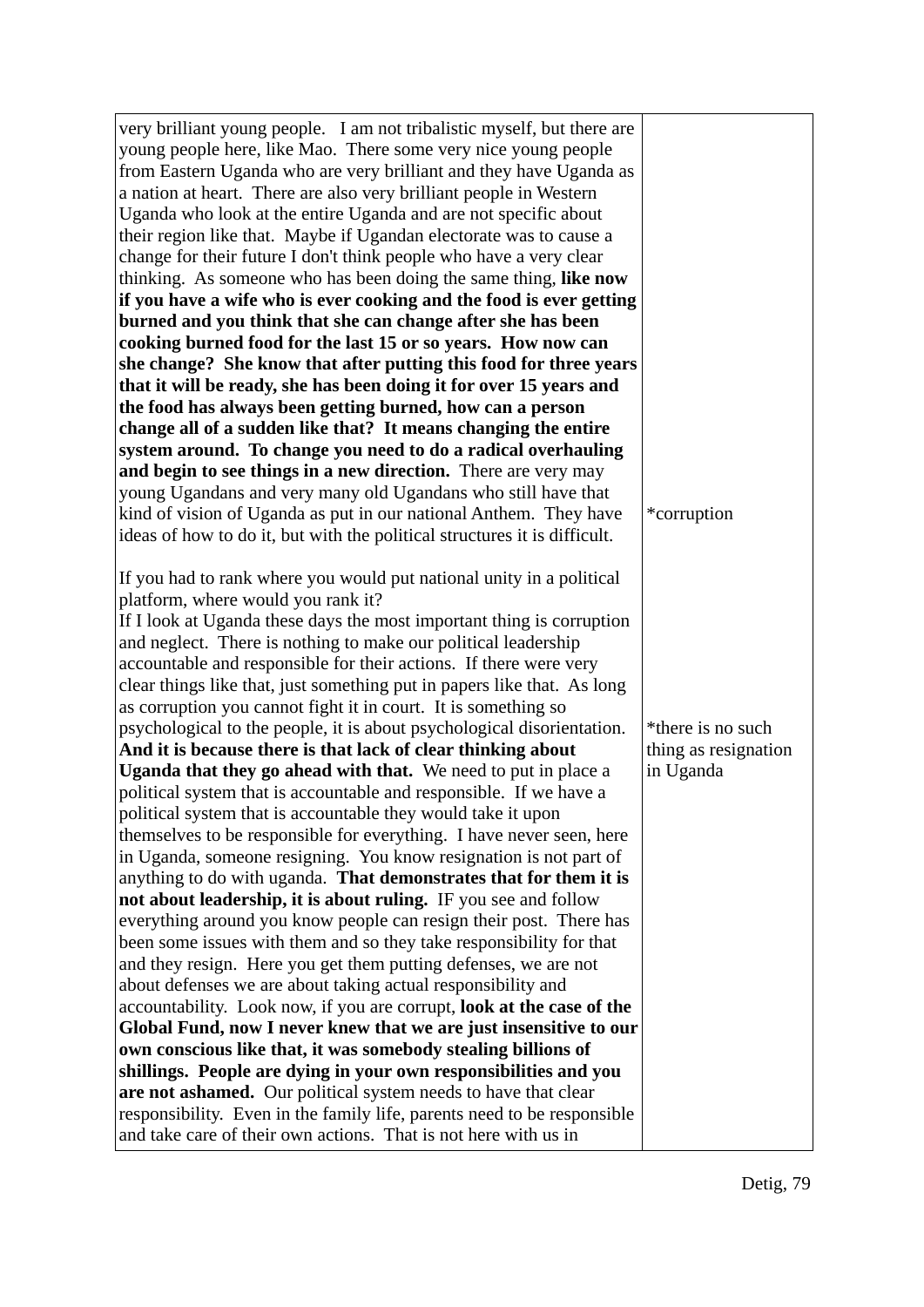| | |
|---|---|
| very brilliant young people. I am not tribalistic myself, but there are young people here, like Mao. There some very nice young people from Eastern Uganda who are very brilliant and they have Uganda as a nation at heart. There are also very brilliant people in Western Uganda who look at the entire Uganda and are not specific about their region like that. Maybe if Ugandan electorate was to cause a change for their future I don't think people who have a very clear thinking. As someone who has been doing the same thing, **like now if you have a wife who is ever cooking and the food is ever getting burned and you think that she can change after she has been cooking burned food for the last 15 or so years. How now can she change? She know that after putting this food for three years that it will be ready, she has been doing it for over 15 years and the food has always been getting burned, how can a person change all of a sudden like that? It means changing the entire system around. To change you need to do a radical overhauling and begin to see things in a new direction.** There are very may young Ugandans and very many old Ugandans who still have that kind of vision of Uganda as put in our national Anthem. They have ideas of how to do it, but with the political structures it is difficult. | *corruption |
| If you had to rank where you would put national unity in a political platform, where would you rank it?<br>If I look at Uganda these days the most important thing is corruption and neglect. There is nothing to make our political leadership accountable and responsible for their actions. If there were very clear things like that, just something put in papers like that. As long as corruption you cannot fight it in court. It is something so psychological to the people, it is about psychological disorientation. **And it is because there is that lack of clear thinking about Uganda that they go ahead with that.** We need to put in place a political system that is accountable and responsible. If we have a political system that is accountable they would take it upon themselves to be responsible for everything. I have never seen, here in Uganda, someone resigning. You know resignation is not part of anything to do with uganda. **That demonstrates that for them it is not about leadership, it is about ruling.** IF you see and follow everything around you know people can resign their post. There has been some issues with them and so they take responsibility for that and they resign. Here you get them putting defenses, we are not about defenses we are about taking actual responsibility and accountability. Look now, if you are corrupt, **look at the case of the Global Fund, now I never knew that we are just insensitive to our own conscious like that, it was somebody stealing billions of shillings. People are dying in your own responsibilities and you are not ashamed.** Our political system needs to have that clear responsibility. Even in the family life, parents need to be responsible and take care of their own actions. That is not here with us in | *there is no such thing as resignation in Uganda |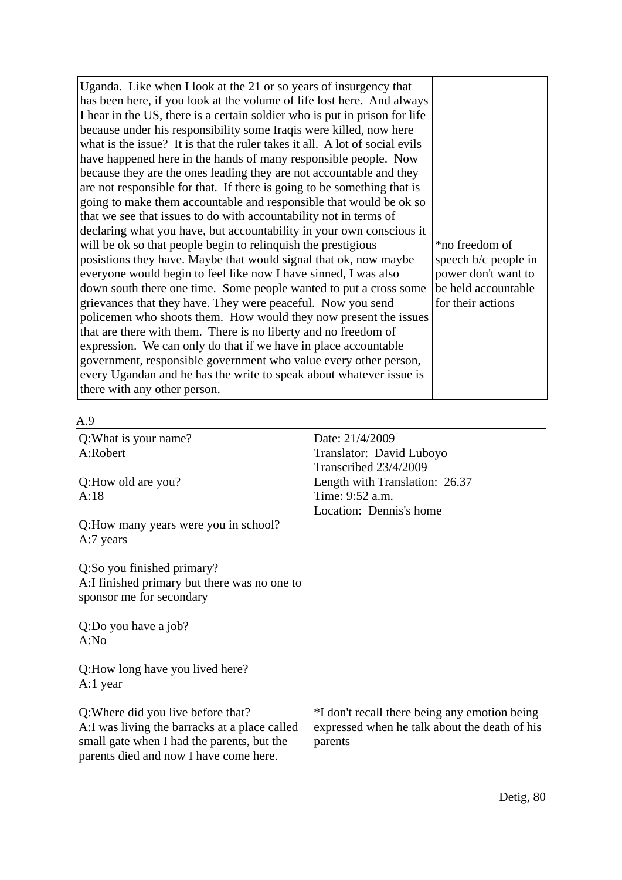| | |
|---|---|
| Uganda. Like when I look at the 21 or so years of insurgency that has been here, if you look at the volume of life lost here. And always I hear in the US, there is a certain soldier who is put in prison for life because under his responsibility some Iraqis were killed, now here what is the issue? It is that the ruler takes it all. A lot of social evils have happened here in the hands of many responsible people. Now because they are the ones leading they are not accountable and they are not responsible for that. If there is going to be something that is going to make them accountable and responsible that would be ok so that we see that issues to do with accountability not in terms of declaring what you have, but accountability in your own conscious it will be ok so that people begin to relinquish the prestigious posistions they have. Maybe that would signal that ok, now maybe everyone would begin to feel like now I have sinned, I was also down south there one time. Some people wanted to put a cross some grievances that they have. They were peaceful. Now you send policemen who shoots them. How would they now present the issues that are there with them. There is no liberty and no freedom of expression. We can only do that if we have in place accountable government, responsible government who value every other person, every Ugandan and he has the write to speak about whatever issue is there with any other person. | *no freedom of speech b/c people in power don't want to be held accountable for their actions |

A.9

| | |
|---|---|
| Q:What is your name?<br>A:Robert<br><br>Q:How old are you?<br>A:18<br><br>Q:How many years were you in school?<br>A:7 years<br><br>Q:So you finished primary?<br>A:I finished primary but there was no one to sponsor me for secondary<br><br>Q:Do you have a job?<br>A:No<br><br>Q:How long have you lived here?<br>A:1 year | Date: 21/4/2009<br>Translator: David Luboyo<br>Transcribed 23/4/2009<br>Length with Translation: 26.37<br>Time: 9:52 a.m.<br>Location: Dennis's home |
| Q:Where did you live before that?<br>A:I was living the barracks at a place called small gate when I had the parents, but the parents died and now I have come here. | *I don't recall there being any emotion being expressed when he talk about the death of his parents |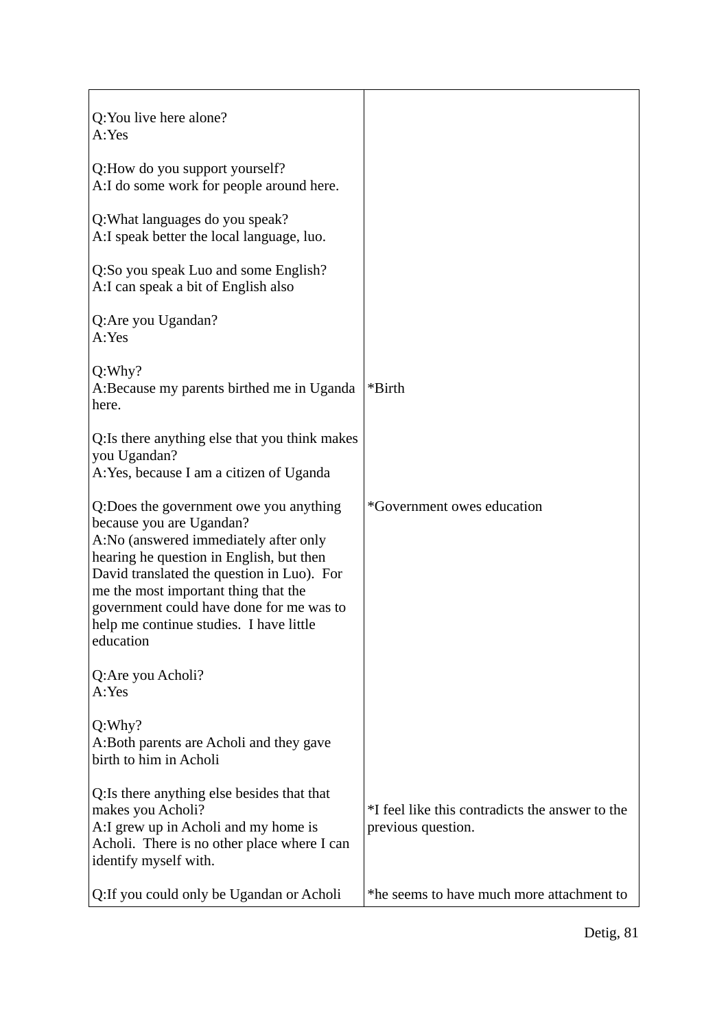| | |
|---|---|
| Q:You live here alone?<br>A:Yes<br><br>Q:How do you support yourself?<br>A:I do some work for people around here.<br><br>Q:What languages do you speak?<br>A:I speak better the local language, luo.<br><br>Q:So you speak Luo and some English?<br>A:I can speak a bit of English also<br><br>Q:Are you Ugandan?<br>A:Yes | |
| Q:Why?<br>A:Because my parents birthed me in Uganda here. | *Birth |
| Q:Is there anything else that you think makes you Ugandan?<br>A:Yes, because I am a citizen of Uganda | |
| Q:Does the government owe you anything because you are Ugandan?<br>A:No (answered immediately after only hearing he question in English, but then David translated the question in Luo). For me the most important thing that the government could have done for me was to help me continue studies. I have little education | *Government owes education |
| Q:Are you Acholi?<br>A:Yes<br><br>Q:Why?<br>A:Both parents are Acholi and they gave birth to him in Acholi | |
| Q:Is there anything else besides that that makes you Acholi?<br>A:I grew up in Acholi and my home is Acholi. There is no other place where I can identify myself with. | *I feel like this contradicts the answer to the previous question. |
| Q:If you could only be Ugandan or Acholi | *he seems to have much more attachment to |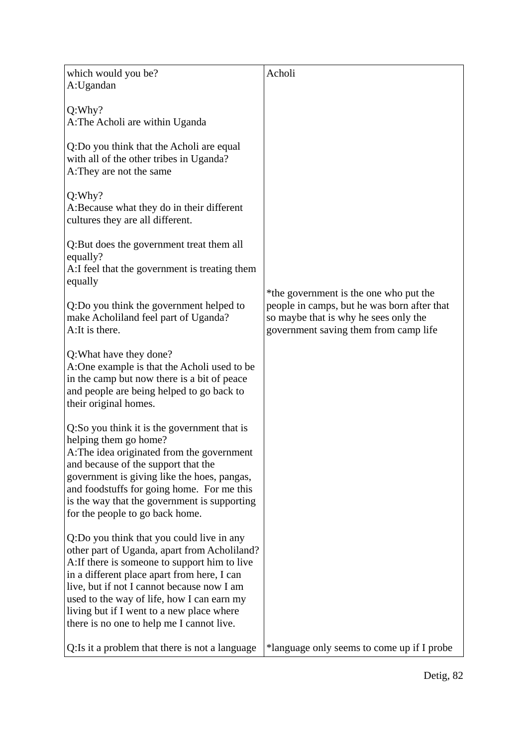| which would you be?<br>A:Ugandan<br><br>Q:Why?<br>A:The Acholi are within Uganda<br><br>Q:Do you think that the Acholi are equal with all of the other tribes in Uganda?<br>A:They are not the same<br><br>Q:Why?<br>A:Because what they do in their different cultures they are all different.<br><br>Q:But does the government treat them all equally?<br>A:I feel that the government is treating them equally<br><br>Q:Do you think the government helped to make Acholiland feel part of Uganda?<br>A:It is there.<br><br>Q:What have they done?<br>A:One example is that the Acholi used to be in the camp but now there is a bit of peace and people are being helped to go back to their original homes.<br><br>Q:So you think it is the government that is helping them go home?<br>A:The idea originated from the government and because of the support that the government is giving like the hoes, pangas, and foodstuffs for going home. For me this is the way that the government is supporting for the people to go back home.<br><br>Q:Do you think that you could live in any other part of Uganda, apart from Acholiland?<br>A:If there is someone to support him to live in a different place apart from here, I can live, but if not I cannot because now I am used to the way of life, how I can earn my living but if I went to a new place where there is no one to help me I cannot live.<br><br>Q:Is it a problem that there is not a language | Acholi<br><br>*the government is the one who put the people in camps, but he was born after that so maybe that is why he sees only the government saving them from camp life<br><br>*language only seems to come up if I probe |
|---|---|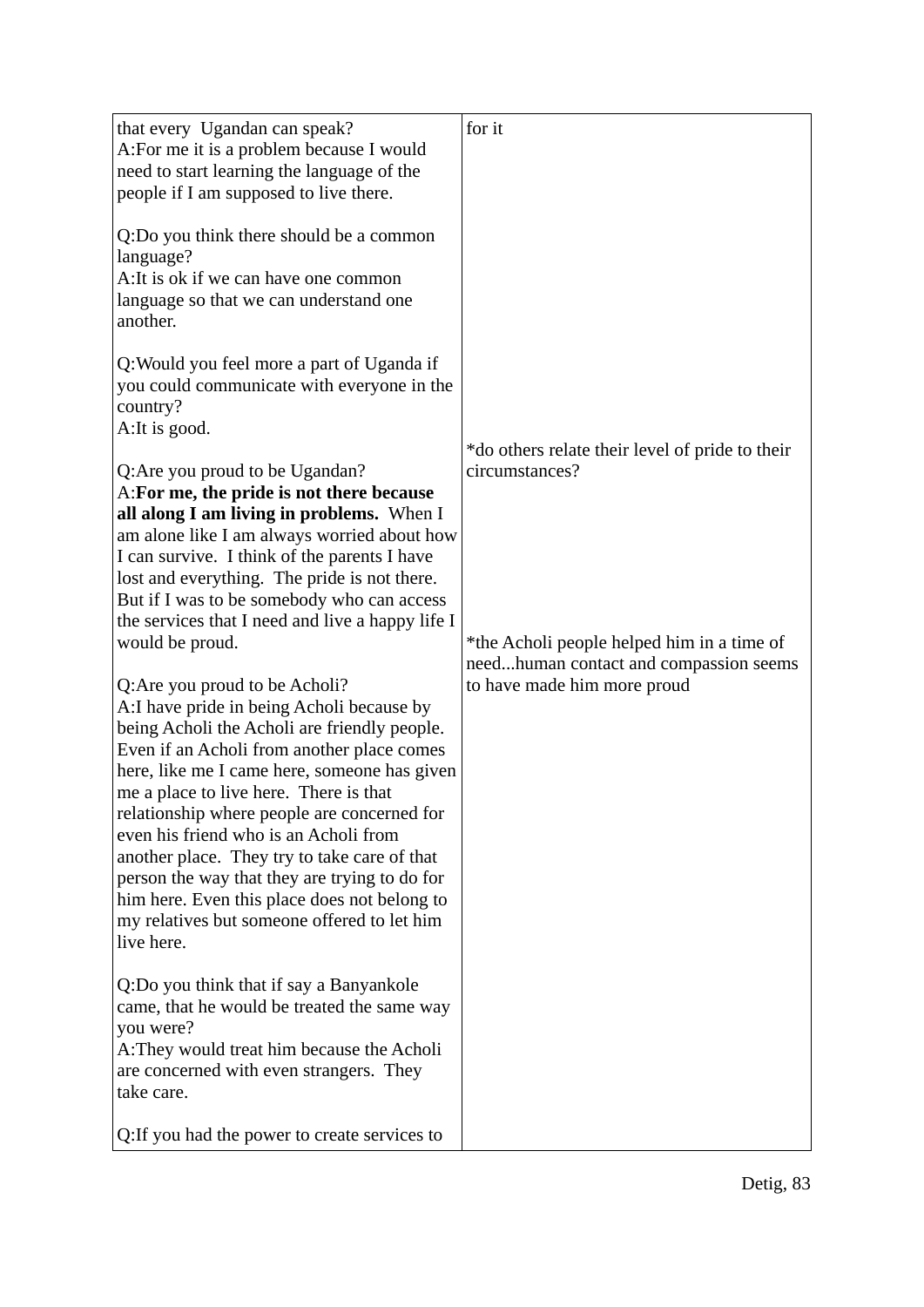| | |
|---|---|
| that every Ugandan can speak?<br>A:For me it is a problem because I would need to start learning the language of the people if I am supposed to live there.<br><br>Q:Do you think there should be a common language?<br>A:It is ok if we can have one common language so that we can understand one another.<br><br>Q:Would you feel more a part of Uganda if you could communicate with everyone in the country?<br>A:It is good.<br><br>Q:Are you proud to be Ugandan?<br>A:**For me, the pride is not there because all along I am living in problems.** When I am alone like I am always worried about how I can survive. I think of the parents I have lost and everything. The pride is not there. But if I was to be somebody who can access the services that I need and live a happy life I would be proud.<br><br>Q:Are you proud to be Acholi?<br>A:I have pride in being Acholi because by being Acholi the Acholi are friendly people. Even if an Acholi from another place comes here, like me I came here, someone has given me a place to live here. There is that relationship where people are concerned for even his friend who is an Acholi from another place. They try to take care of that person the way that they are trying to do for him here. Even this place does not belong to my relatives but someone offered to let him live here.<br><br>Q:Do you think that if say a Banyankole came, that he would be treated the same way you were?<br>A:They would treat him because the Acholi are concerned with even strangers. They take care.<br><br>Q:If you had the power to create services to | for it<br><br>*do others relate their level of pride to their circumstances?<br><br>*the Acholi people helped him in a time of need...human contact and compassion seems to have made him more proud |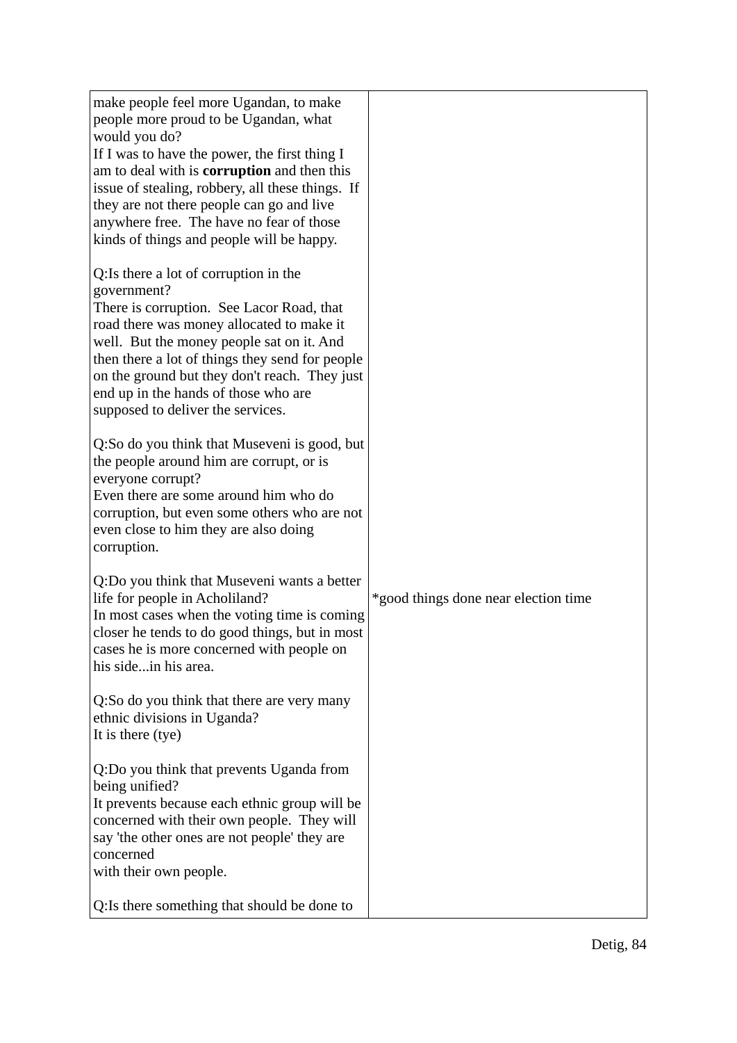| | |
|---|---|
| make people feel more Ugandan, to make people more proud to be Ugandan, what would you do?<br>If I was to have the power, the first thing I am to deal with is **corruption** and then this issue of stealing, robbery, all these things. If they are not there people can go and live anywhere free. The have no fear of those kinds of things and people will be happy.<br><br>Q:Is there a lot of corruption in the government?<br>There is corruption. See Lacor Road, that road there was money allocated to make it well. But the money people sat on it. And then there a lot of things they send for people on the ground but they don't reach. They just end up in the hands of those who are supposed to deliver the services.<br><br>Q:So do you think that Museveni is good, but the people around him are corrupt, or is everyone corrupt?<br>Even there are some around him who do corruption, but even some others who are not even close to him they are also doing corruption. | |
| Q:Do you think that Museveni wants a better life for people in Acholiland?<br>In most cases when the voting time is coming closer he tends to do good things, but in most cases he is more concerned with people on his side...in his area. | *good things done near election time |
| Q:So do you think that there are very many ethnic divisions in Uganda?<br>It is there (tye)<br><br>Q:Do you think that prevents Uganda from being unified?<br>It prevents because each ethnic group will be concerned with their own people. They will say 'the other ones are not people' they are concerned<br>with their own people.<br><br>Q:Is there something that should be done to | |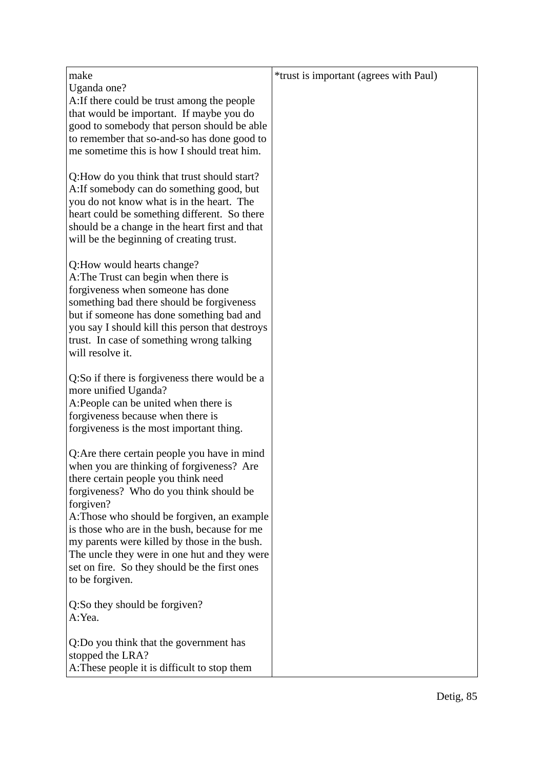| make Uganda one?<br>A:If there could be trust among the people that would be important. If maybe you do good to somebody that person should be able to remember that so-and-so has done good to me sometime this is how I should treat him.<br><br>Q:How do you think that trust should start?<br>A:If somebody can do something good, but you do not know what is in the heart. The heart could be something different. So there should be a change in the heart first and that will be the beginning of creating trust.<br><br>Q:How would hearts change?<br>A:The Trust can begin when there is forgiveness when someone has done something bad there should be forgiveness but if someone has done something bad and you say I should kill this person that destroys trust. In case of something wrong talking will resolve it.<br><br>Q:So if there is forgiveness there would be a more unified Uganda?<br>A:People can be united when there is forgiveness because when there is forgiveness is the most important thing.<br><br>Q:Are there certain people you have in mind when you are thinking of forgiveness? Are there certain people you think need forgiveness? Who do you think should be forgiven?<br>A:Those who should be forgiven, an example is those who are in the bush, because for me my parents were killed by those in the bush. The uncle they were in one hut and they were set on fire. So they should be the first ones to be forgiven.<br><br>Q:So they should be forgiven?<br>A:Yea.<br><br>Q:Do you think that the government has stopped the LRA?<br>A:These people it is difficult to stop them | *trust is important (agrees with Paul) |
|---|---|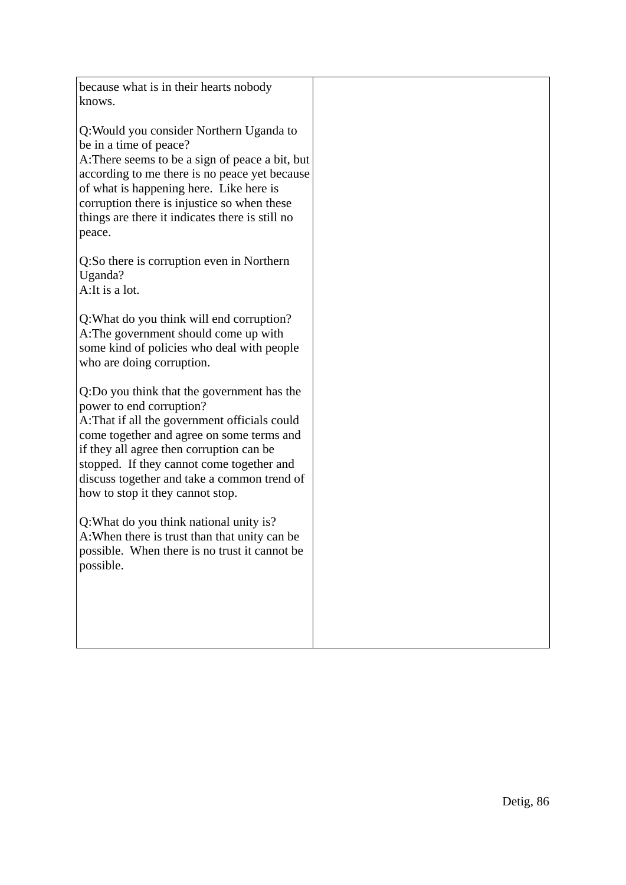| | |
|---|---|
| because what is in their hearts nobody knows.<br><br>Q:Would you consider Northern Uganda to be in a time of peace?<br>A:There seems to be a sign of peace a bit, but according to me there is no peace yet because of what is happening here. Like here is corruption there is injustice so when these things are there it indicates there is still no peace.<br><br>Q:So there is corruption even in Northern Uganda?<br>A:It is a lot.<br><br>Q:What do you think will end corruption?<br>A:The government should come up with some kind of policies who deal with people who are doing corruption.<br><br>Q:Do you think that the government has the power to end corruption?<br>A:That if all the government officials could come together and agree on some terms and if they all agree then corruption can be stopped. If they cannot come together and discuss together and take a common trend of how to stop it they cannot stop.<br><br>Q:What do you think national unity is?<br>A:When there is trust than that unity can be possible. When there is no trust it cannot be possible. | |